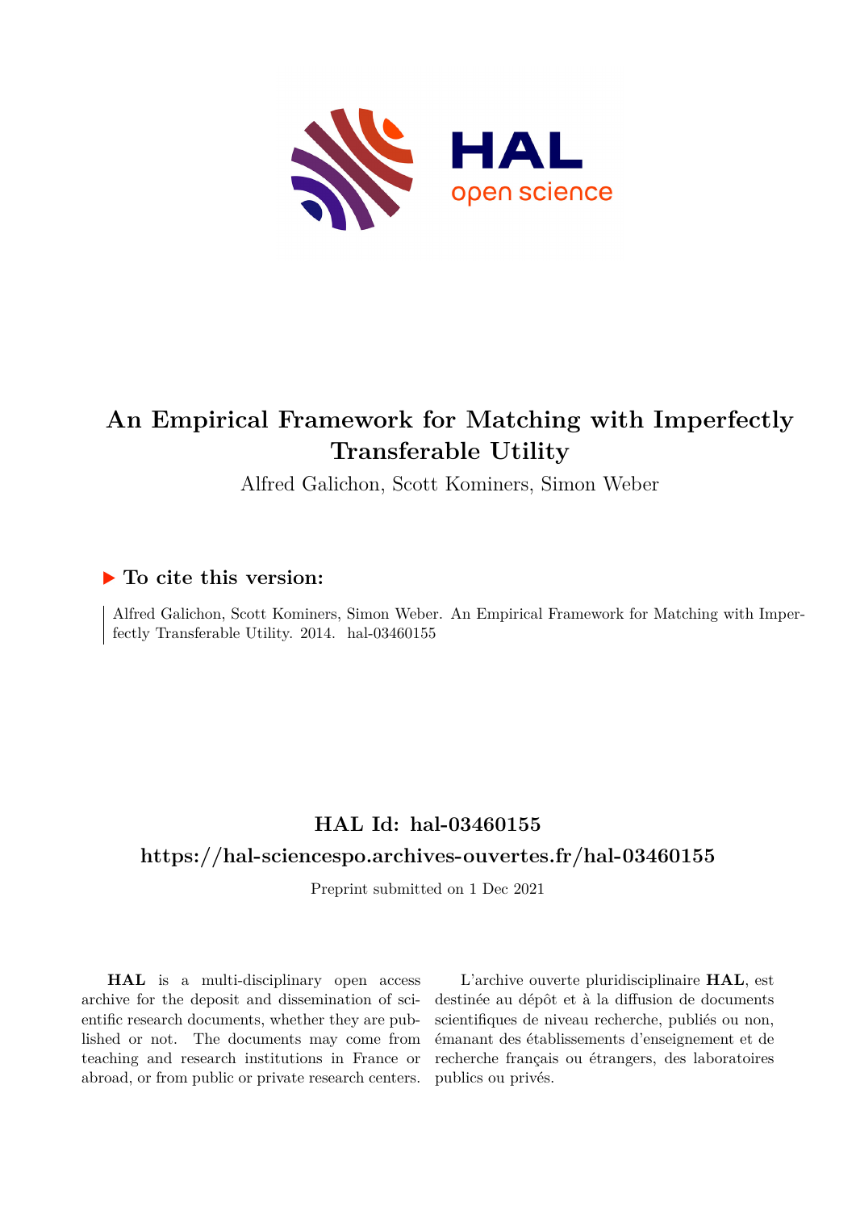# An Empirical Framework for Matching with Imperfectly Transferable Utility

Alfred Galichon, Scott Kominers, Simon Weber

### ▶ To cite this version:

Alfred Galichon, Scott Kominers, Simon Weber. An Empirical Framework for Matching with Imperfectly Transferable Utility. 2014. hal-03460155

## HAL Id: hal-03460155

## https://hal-sciencespo.archives-ouvertes.fr/hal-03460155

Preprint submitted on 1 Dec 2021

**HAL** is a multi-disciplinary open access archive for the deposit and dissemination of scientific research documents, whether they are published or not. The documents may come from teaching and research institutions in France or abroad, or from public or private research centers.

L'archive ouverte pluridisciplinaire **HAL**, est destinée au dépôt et à la diffusion de documents scientifiques de niveau recherche, publiés ou non, émanant des établissements d'enseignement et de recherche français ou étrangers, des laboratoires publics ou privés.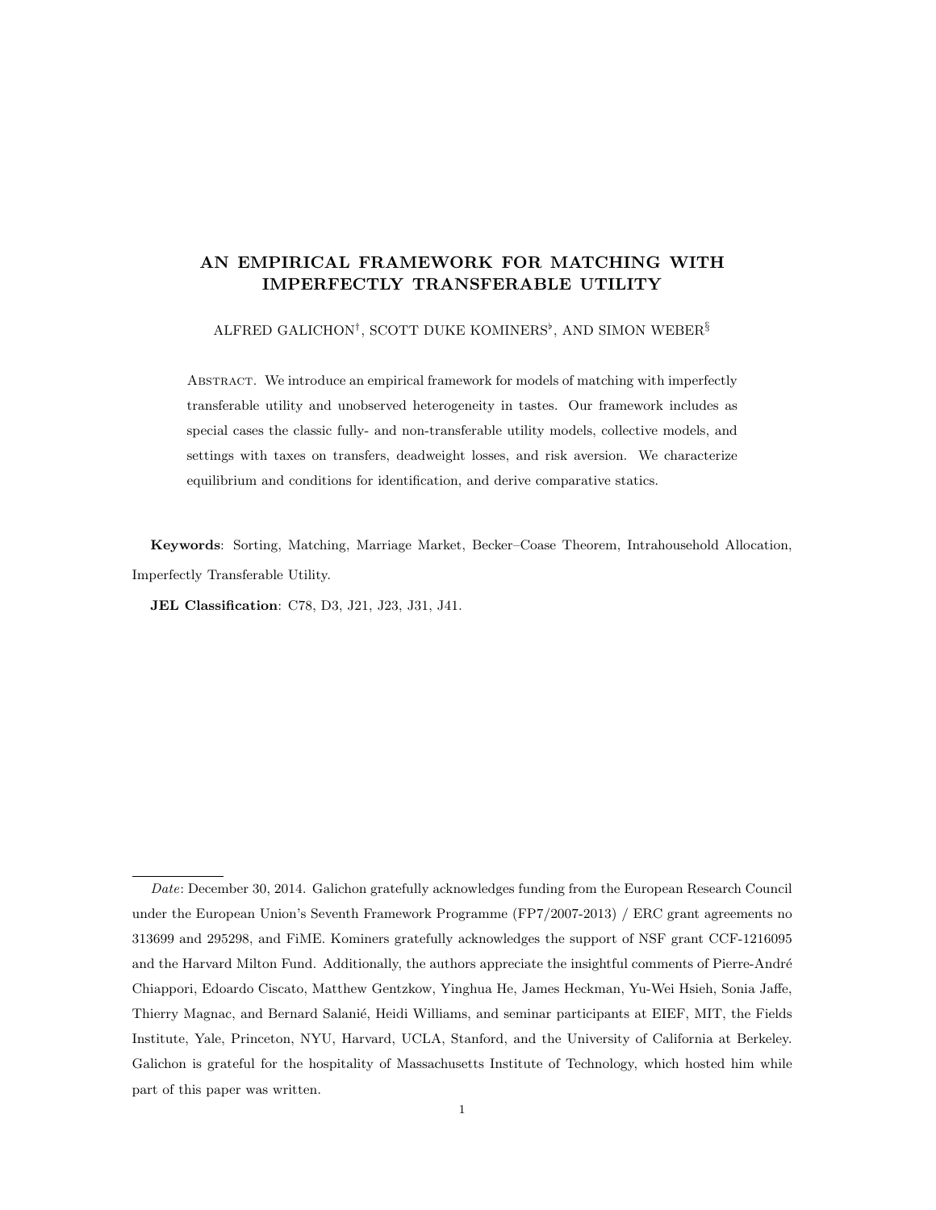# AN EMPIRICAL FRAMEWORK FOR MATCHING WITH IMPERFECTLY TRANSFERABLE UTILITY

ALFRED GALICHON[†], SCOTT DUKE KOMINERS[♭], AND SIMON WEBER[§]

Abstract. We introduce an empirical framework for models of matching with imperfectly transferable utility and unobserved heterogeneity in tastes. Our framework includes as special cases the classic fully- and non-transferable utility models, collective models, and settings with taxes on transfers, deadweight losses, and risk aversion. We characterize equilibrium and conditions for identification, and derive comparative statics.

**Keywords**: Sorting, Matching, Marriage Market, Becker–Coase Theorem, Intrahousehold Allocation, Imperfectly Transferable Utility.

**JEL Classification**: C78, D3, J21, J23, J31, J41.

---

*Date*: December 30, 2014. Galichon gratefully acknowledges funding from the European Research Council under the European Union's Seventh Framework Programme (FP7/2007-2013) / ERC grant agreements no 313699 and 295298, and FiME. Kominers gratefully acknowledges the support of NSF grant CCF-1216095 and the Harvard Milton Fund. Additionally, the authors appreciate the insightful comments of Pierre-André Chiappori, Edoardo Ciscato, Matthew Gentzkow, Yinghua He, James Heckman, Yu-Wei Hsieh, Sonia Jaffe, Thierry Magnac, and Bernard Salanié, Heidi Williams, and seminar participants at EIEF, MIT, the Fields Institute, Yale, Princeton, NYU, Harvard, UCLA, Stanford, and the University of California at Berkeley. Galichon is grateful for the hospitality of Massachusetts Institute of Technology, which hosted him while part of this paper was written.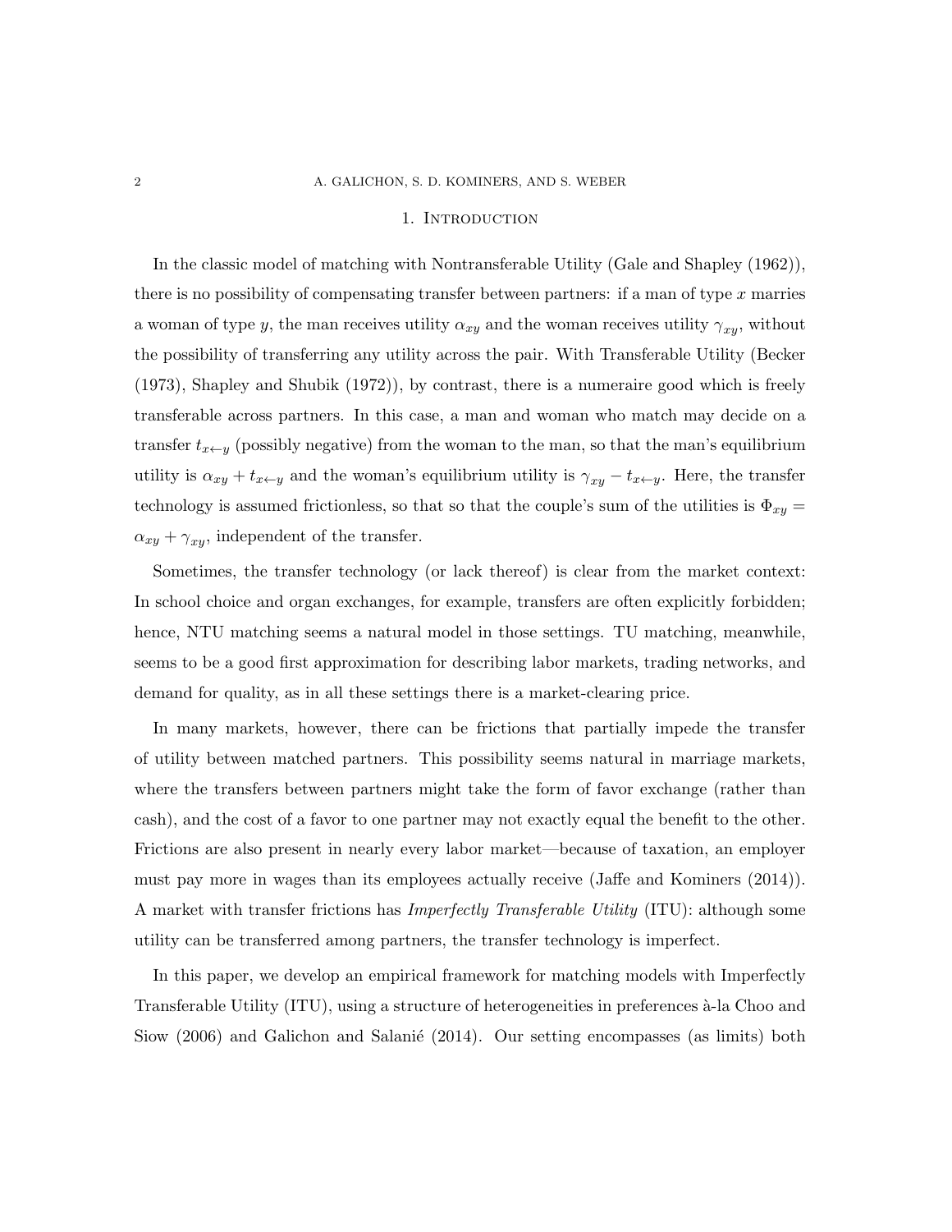# 1. Introduction

In the classic model of matching with Nontransferable Utility (Gale and Shapley (1962)), there is no possibility of compensating transfer between partners: if a man of type $x$ marries a woman of type $y$, the man receives utility $\alpha_{xy}$ and the woman receives utility $\gamma_{xy}$, without the possibility of transferring any utility across the pair. With Transferable Utility (Becker (1973), Shapley and Shubik (1972)), by contrast, there is a numeraire good which is freely transferable across partners. In this case, a man and woman who match may decide on a transfer $t_{x \leftarrow y}$ (possibly negative) from the woman to the man, so that the man's equilibrium utility is $\alpha_{xy} + t_{x \leftarrow y}$ and the woman's equilibrium utility is $\gamma_{xy} - t_{x \leftarrow y}$. Here, the transfer technology is assumed frictionless, so that so that the couple's sum of the utilities is $\Phi_{xy} = \alpha_{xy} + \gamma_{xy}$, independent of the transfer.

Sometimes, the transfer technology (or lack thereof) is clear from the market context: In school choice and organ exchanges, for example, transfers are often explicitly forbidden; hence, NTU matching seems a natural model in those settings. TU matching, meanwhile, seems to be a good first approximation for describing labor markets, trading networks, and demand for quality, as in all these settings there is a market-clearing price.

In many markets, however, there can be frictions that partially impede the transfer of utility between matched partners. This possibility seems natural in marriage markets, where the transfers between partners might take the form of favor exchange (rather than cash), and the cost of a favor to one partner may not exactly equal the benefit to the other. Frictions are also present in nearly every labor market—because of taxation, an employer must pay more in wages than its employees actually receive (Jaffe and Kominers (2014)). A market with transfer frictions has *Imperfectly Transferable Utility* (ITU): although some utility can be transferred among partners, the transfer technology is imperfect.

In this paper, we develop an empirical framework for matching models with Imperfectly Transferable Utility (ITU), using a structure of heterogeneities in preferences à-la Choo and Siow (2006) and Galichon and Salanié (2014). Our setting encompasses (as limits) both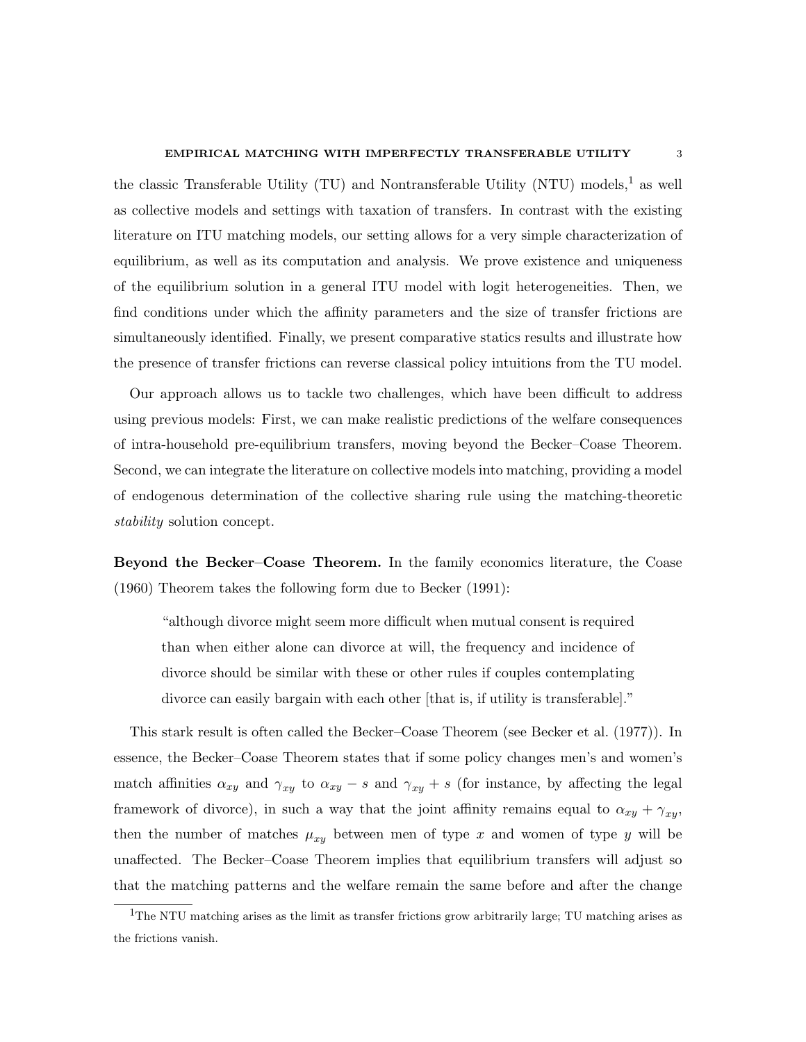the classic Transferable Utility (TU) and Nontransferable Utility (NTU) models,[1] as well as collective models and settings with taxation of transfers. In contrast with the existing literature on ITU matching models, our setting allows for a very simple characterization of equilibrium, as well as its computation and analysis. We prove existence and uniqueness of the equilibrium solution in a general ITU model with logit heterogeneities. Then, we find conditions under which the affinity parameters and the size of transfer frictions are simultaneously identified. Finally, we present comparative statics results and illustrate how the presence of transfer frictions can reverse classical policy intuitions from the TU model.

Our approach allows us to tackle two challenges, which have been difficult to address using previous models: First, we can make realistic predictions of the welfare consequences of intra-household pre-equilibrium transfers, moving beyond the Becker–Coase Theorem. Second, we can integrate the literature on collective models into matching, providing a model of endogenous determination of the collective sharing rule using the matching-theoretic *stability* solution concept.

**Beyond the Becker–Coase Theorem.** In the family economics literature, the Coase (1960) Theorem takes the following form due to Becker (1991):

> "although divorce might seem more difficult when mutual consent is required than when either alone can divorce at will, the frequency and incidence of divorce should be similar with these or other rules if couples contemplating divorce can easily bargain with each other [that is, if utility is transferable]."

This stark result is often called the Becker–Coase Theorem (see Becker et al. (1977)). In essence, the Becker–Coase Theorem states that if some policy changes men's and women's match affinities $\alpha_{xy}$ and $\gamma_{xy}$ to $\alpha_{xy} - s$ and $\gamma_{xy} + s$ (for instance, by affecting the legal framework of divorce), in such a way that the joint affinity remains equal to $\alpha_{xy} + \gamma_{xy}$, then the number of matches $\mu_{xy}$ between men of type $x$ and women of type $y$ will be unaffected. The Becker–Coase Theorem implies that equilibrium transfers will adjust so that the matching patterns and the welfare remain the same before and after the change

[1] The NTU matching arises as the limit as transfer frictions grow arbitrarily large; TU matching arises as the frictions vanish.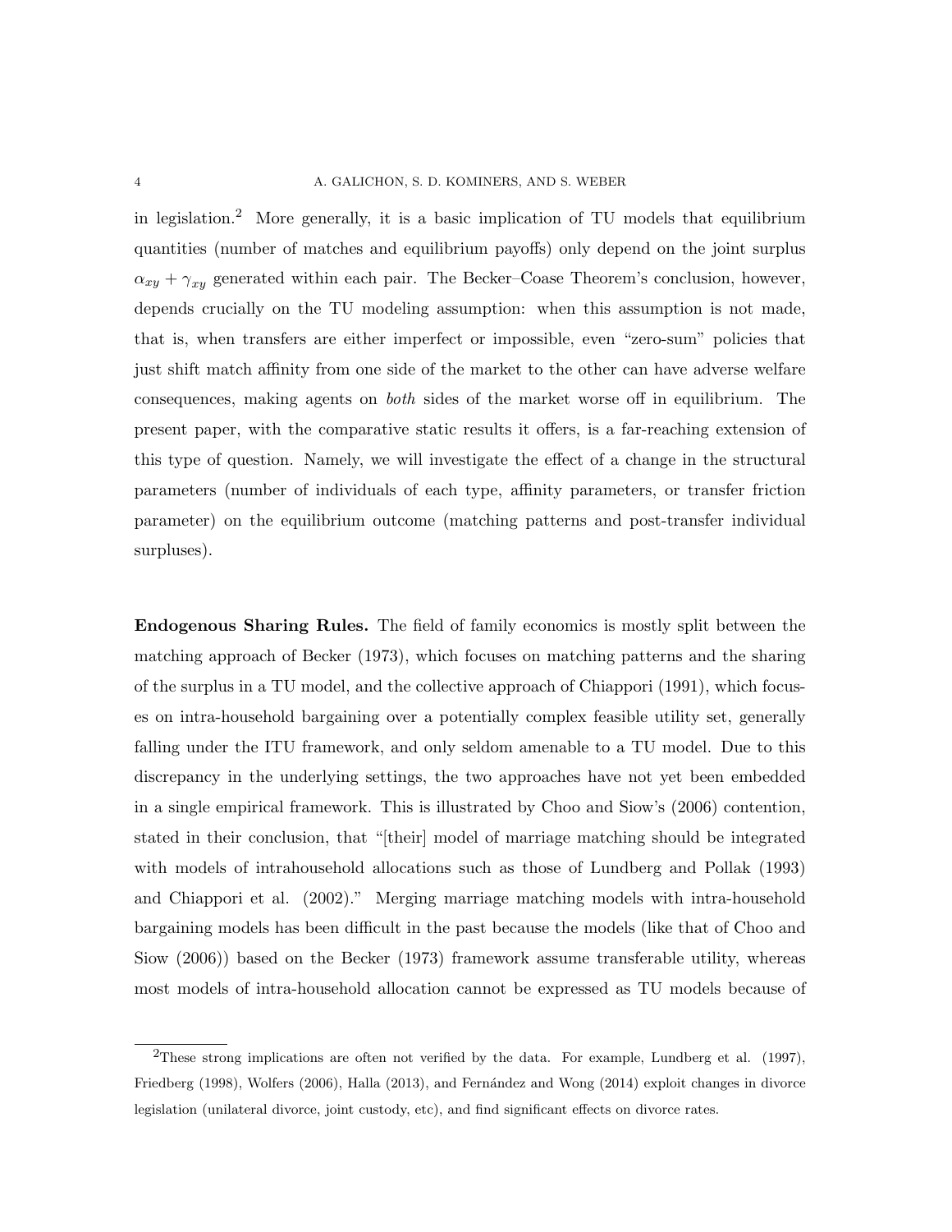in legislation.[2] More generally, it is a basic implication of TU models that equilibrium quantities (number of matches and equilibrium payoffs) only depend on the joint surplus $\alpha_{xy} + \gamma_{xy}$ generated within each pair. The Becker–Coase Theorem's conclusion, however, depends crucially on the TU modeling assumption: when this assumption is not made, that is, when transfers are either imperfect or impossible, even "zero-sum" policies that just shift match affinity from one side of the market to the other can have adverse welfare consequences, making agents on *both* sides of the market worse off in equilibrium. The present paper, with the comparative static results it offers, is a far-reaching extension of this type of question. Namely, we will investigate the effect of a change in the structural parameters (number of individuals of each type, affinity parameters, or transfer friction parameter) on the equilibrium outcome (matching patterns and post-transfer individual surpluses).

**Endogenous Sharing Rules.** The field of family economics is mostly split between the matching approach of Becker (1973), which focuses on matching patterns and the sharing of the surplus in a TU model, and the collective approach of Chiappori (1991), which focuses on intra-household bargaining over a potentially complex feasible utility set, generally falling under the ITU framework, and only seldom amenable to a TU model. Due to this discrepancy in the underlying settings, the two approaches have not yet been embedded in a single empirical framework. This is illustrated by Choo and Siow's (2006) contention, stated in their conclusion, that "[their] model of marriage matching should be integrated with models of intrahousehold allocations such as those of Lundberg and Pollak (1993) and Chiappori et al. (2002)." Merging marriage matching models with intra-household bargaining models has been difficult in the past because the models (like that of Choo and Siow (2006)) based on the Becker (1973) framework assume transferable utility, whereas most models of intra-household allocation cannot be expressed as TU models because of

[2]These strong implications are often not verified by the data. For example, Lundberg et al. (1997), Friedberg (1998), Wolfers (2006), Halla (2013), and Fernández and Wong (2014) exploit changes in divorce legislation (unilateral divorce, joint custody, etc), and find significant effects on divorce rates.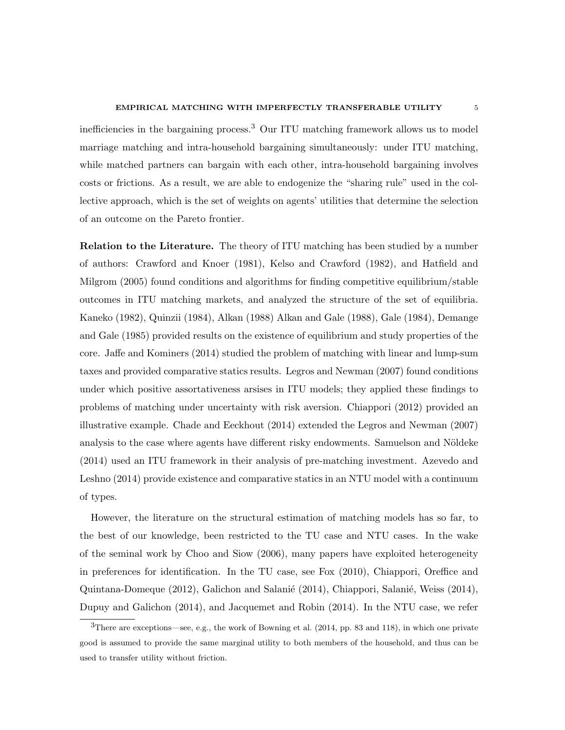inefficiencies in the bargaining process.[3] Our ITU matching framework allows us to model marriage matching and intra-household bargaining simultaneously: under ITU matching, while matched partners can bargain with each other, intra-household bargaining involves costs or frictions. As a result, we are able to endogenize the "sharing rule" used in the collective approach, which is the set of weights on agents' utilities that determine the selection of an outcome on the Pareto frontier.

**Relation to the Literature.** The theory of ITU matching has been studied by a number of authors: Crawford and Knoer (1981), Kelso and Crawford (1982), and Hatfield and Milgrom (2005) found conditions and algorithms for finding competitive equilibrium/stable outcomes in ITU matching markets, and analyzed the structure of the set of equilibria. Kaneko (1982), Quinzii (1984), Alkan (1988) Alkan and Gale (1988), Gale (1984), Demange and Gale (1985) provided results on the existence of equilibrium and study properties of the core. Jaffe and Kominers (2014) studied the problem of matching with linear and lump-sum taxes and provided comparative statics results. Legros and Newman (2007) found conditions under which positive assortativeness arsises in ITU models; they applied these findings to problems of matching under uncertainty with risk aversion. Chiappori (2012) provided an illustrative example. Chade and Eeckhout (2014) extended the Legros and Newman (2007) analysis to the case where agents have different risky endowments. Samuelson and Nöldeke (2014) used an ITU framework in their analysis of pre-matching investment. Azevedo and Leshno (2014) provide existence and comparative statics in an NTU model with a continuum of types.

However, the literature on the structural estimation of matching models has so far, to the best of our knowledge, been restricted to the TU case and NTU cases. In the wake of the seminal work by Choo and Siow (2006), many papers have exploited heterogeneity in preferences for identification. In the TU case, see Fox (2010), Chiappori, Oreffice and Quintana-Domeque (2012), Galichon and Salanié (2014), Chiappori, Salanié, Weiss (2014), Dupuy and Galichon (2014), and Jacquemet and Robin (2014). In the NTU case, we refer

[3] There are exceptions—see, e.g., the work of Bowning et al. (2014, pp. 83 and 118), in which one private good is assumed to provide the same marginal utility to both members of the household, and thus can be used to transfer utility without friction.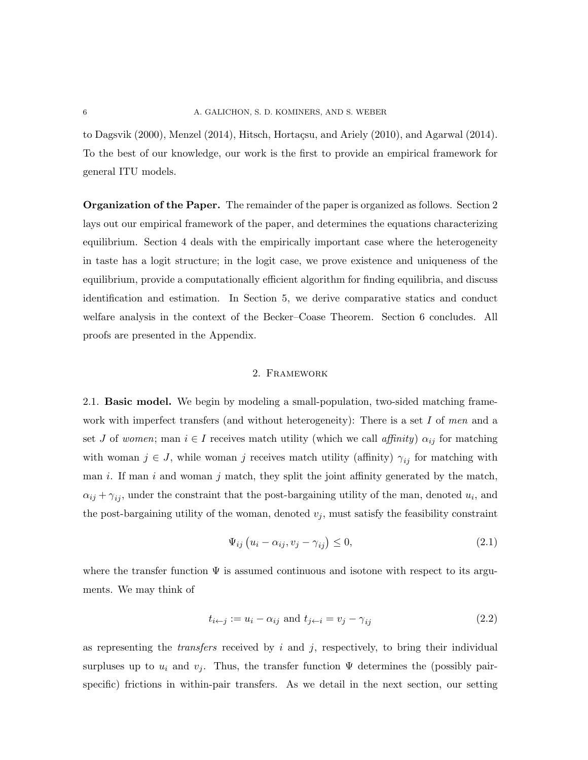to Dagsvik (2000), Menzel (2014), Hitsch, Hortaçsu, and Ariely (2010), and Agarwal (2014). To the best of our knowledge, our work is the first to provide an empirical framework for general ITU models.

**Organization of the Paper.** The remainder of the paper is organized as follows. Section 2 lays out our empirical framework of the paper, and determines the equations characterizing equilibrium. Section 4 deals with the empirically important case where the heterogeneity in taste has a logit structure; in the logit case, we prove existence and uniqueness of the equilibrium, provide a computationally efficient algorithm for finding equilibria, and discuss identification and estimation. In Section 5, we derive comparative statics and conduct welfare analysis in the context of the Becker–Coase Theorem. Section 6 concludes. All proofs are presented in the Appendix.

## 2. Framework

2.1. **Basic model.** We begin by modeling a small-population, two-sided matching framework with imperfect transfers (and without heterogeneity): There is a set $I$ of *men* and a set $J$ of *women*; man $i \in I$ receives match utility (which we call *affinity*) $\alpha_{ij}$ for matching with woman $j \in J$, while woman $j$ receives match utility (affinity) $\gamma_{ij}$ for matching with man $i$. If man $i$ and woman $j$ match, they split the joint affinity generated by the match, $\alpha_{ij} + \gamma_{ij}$, under the constraint that the post-bargaining utility of the man, denoted $u_i$, and the post-bargaining utility of the woman, denoted $v_j$, must satisfy the feasibility constraint

$$\Psi_{ij}\left(u_i - \alpha_{ij}, v_j - \gamma_{ij}\right) \leq 0, \tag{2.1}$$

where the transfer function $\Psi$ is assumed continuous and isotone with respect to its arguments. We may think of

$$t_{i \leftarrow j} := u_i - \alpha_{ij} \text{ and } t_{j \leftarrow i} = v_j - \gamma_{ij} \tag{2.2}$$

as representing the *transfers* received by $i$ and $j$, respectively, to bring their individual surpluses up to $u_i$ and $v_j$. Thus, the transfer function $\Psi$ determines the (possibly pair-specific) frictions in within-pair transfers. As we detail in the next section, our setting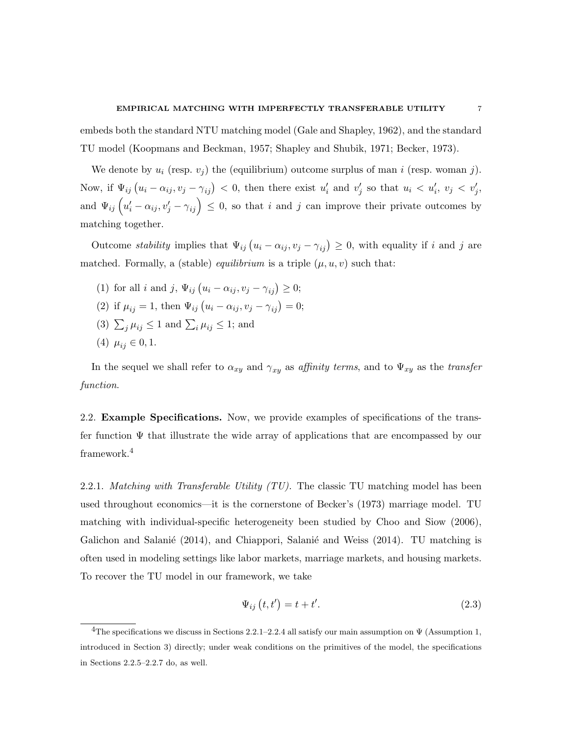embeds both the standard NTU matching model (Gale and Shapley, 1962), and the standard TU model (Koopmans and Beckman, 1957; Shapley and Shubik, 1971; Becker, 1973).

We denote by $u_i$ (resp. $v_j$) the (equilibrium) outcome surplus of man $i$ (resp. woman $j$). Now, if $\Psi_{ij}\left(u_i - \alpha_{ij}, v_j - \gamma_{ij}\right) < 0$, then there exist $u_i'$ and $v_j'$ so that $u_i < u_i'$, $v_j < v_j'$, and $\Psi_{ij}\left(u_i' - \alpha_{ij}, v_j' - \gamma_{ij}\right) \leq 0$, so that $i$ and $j$ can improve their private outcomes by matching together.

Outcome *stability* implies that $\Psi_{ij}\left(u_i - \alpha_{ij}, v_j - \gamma_{ij}\right) \geq 0$, with equality if $i$ and $j$ are matched. Formally, a (stable) *equilibrium* is a triple $(\mu, u, v)$ such that:

(1) for all $i$ and $j$, $\Psi_{ij}\left(u_i - \alpha_{ij}, v_j - \gamma_{ij}\right) \geq 0$;

(2) if $\mu_{ij} = 1$, then $\Psi_{ij}\left(u_i - \alpha_{ij}, v_j - \gamma_{ij}\right) = 0$;

(3) $\sum_j \mu_{ij} \leq 1$ and $\sum_i \mu_{ij} \leq 1$; and

(4) $\mu_{ij} \in 0, 1$.

In the sequel we shall refer to $\alpha_{xy}$ and $\gamma_{xy}$ as *affinity terms*, and to $\Psi_{xy}$ as the *transfer function*.

## 2.2. Example Specifications.

Now, we provide examples of specifications of the transfer function $\Psi$ that illustrate the wide array of applications that are encompassed by our framework.[4]

### 2.2.1. *Matching with Transferable Utility (TU).*

The classic TU matching model has been used throughout economics—it is the cornerstone of Becker's (1973) marriage model. TU matching with individual-specific heterogeneity been studied by Choo and Siow (2006), Galichon and Salanié (2014), and Chiappori, Salanié and Weiss (2014). TU matching is often used in modeling settings like labor markets, marriage markets, and housing markets. To recover the TU model in our framework, we take

$$\Psi_{ij}\left(t, t'\right) = t + t'. \tag{2.3}$$

[4]The specifications we discuss in Sections 2.2.1–2.2.4 all satisfy our main assumption on $\Psi$ (Assumption 1, introduced in Section 3) directly; under weak conditions on the primitives of the model, the specifications in Sections 2.2.5–2.2.7 do, as well.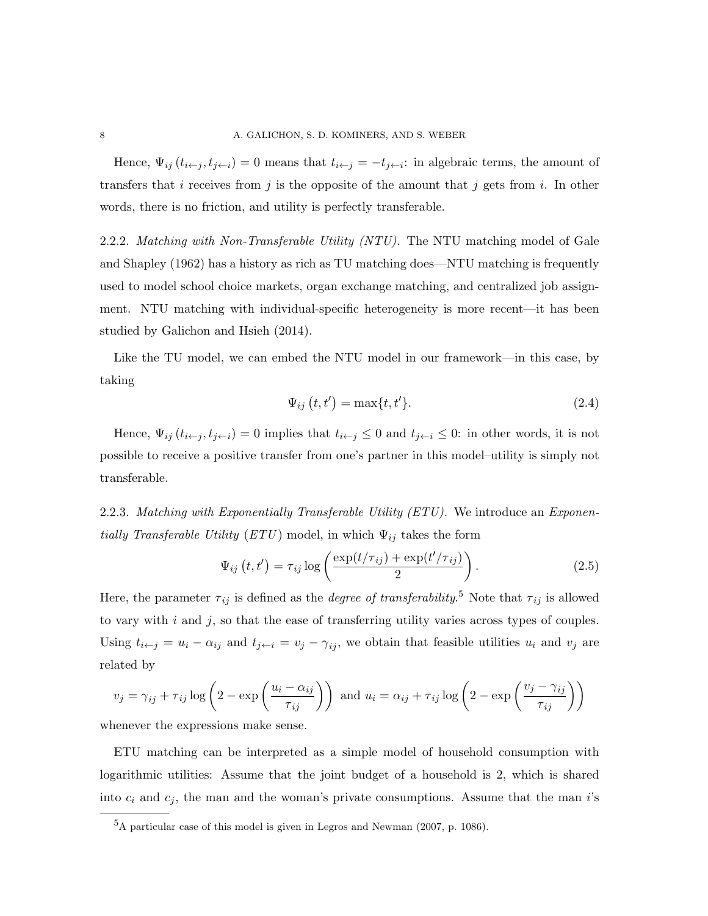Hence, $\Psi_{ij}(t_{i\leftarrow j}, t_{j\leftarrow i}) = 0$ means that $t_{i\leftarrow j} = -t_{j\leftarrow i}$: in algebraic terms, the amount of transfers that $i$ receives from $j$ is the opposite of the amount that $j$ gets from $i$. In other words, there is no friction, and utility is perfectly transferable.

2.2.2. *Matching with Non-Transferable Utility (NTU).* The NTU matching model of Gale and Shapley (1962) has a history as rich as TU matching does—NTU matching is frequently used to model school choice markets, organ exchange matching, and centralized job assignment. NTU matching with individual-specific heterogeneity is more recent—it has been studied by Galichon and Hsieh (2014).

Like the TU model, we can embed the NTU model in our framework—in this case, by taking

$$\Psi_{ij}(t, t') = \max\{t, t'\}. \tag{2.4}$$

Hence, $\Psi_{ij}(t_{i\leftarrow j}, t_{j\leftarrow i}) = 0$ implies that $t_{i\leftarrow j} \leq 0$ and $t_{j\leftarrow i} \leq 0$: in other words, it is not possible to receive a positive transfer from one's partner in this model–utility is simply not transferable.

2.2.3. *Matching with Exponentially Transferable Utility (ETU).* We introduce an *Exponentially Transferable Utility* (*ETU*) model, in which $\Psi_{ij}$ takes the form

$$\Psi_{ij}(t, t') = \tau_{ij} \log\left(\frac{\exp(t/\tau_{ij}) + \exp(t'/\tau_{ij})}{2}\right). \tag{2.5}$$

Here, the parameter $\tau_{ij}$ is defined as the *degree of transferability*.[5] Note that $\tau_{ij}$ is allowed to vary with $i$ and $j$, so that the ease of transferring utility varies across types of couples. Using $t_{i\leftarrow j} = u_i - \alpha_{ij}$ and $t_{j\leftarrow i} = v_j - \gamma_{ij}$, we obtain that feasible utilities $u_i$ and $v_j$ are related by

$$v_j = \gamma_{ij} + \tau_{ij} \log\left(2 - \exp\left(\frac{u_i - \alpha_{ij}}{\tau_{ij}}\right)\right) \text{ and } u_i = \alpha_{ij} + \tau_{ij} \log\left(2 - \exp\left(\frac{v_j - \gamma_{ij}}{\tau_{ij}}\right)\right)$$

whenever the expressions make sense.

ETU matching can be interpreted as a simple model of household consumption with logarithmic utilities: Assume that the joint budget of a household is 2, which is shared into $c_i$ and $c_j$, the man and the woman's private consumptions. Assume that the man $i$'s

[5] A particular case of this model is given in Legros and Newman (2007, p. 1086).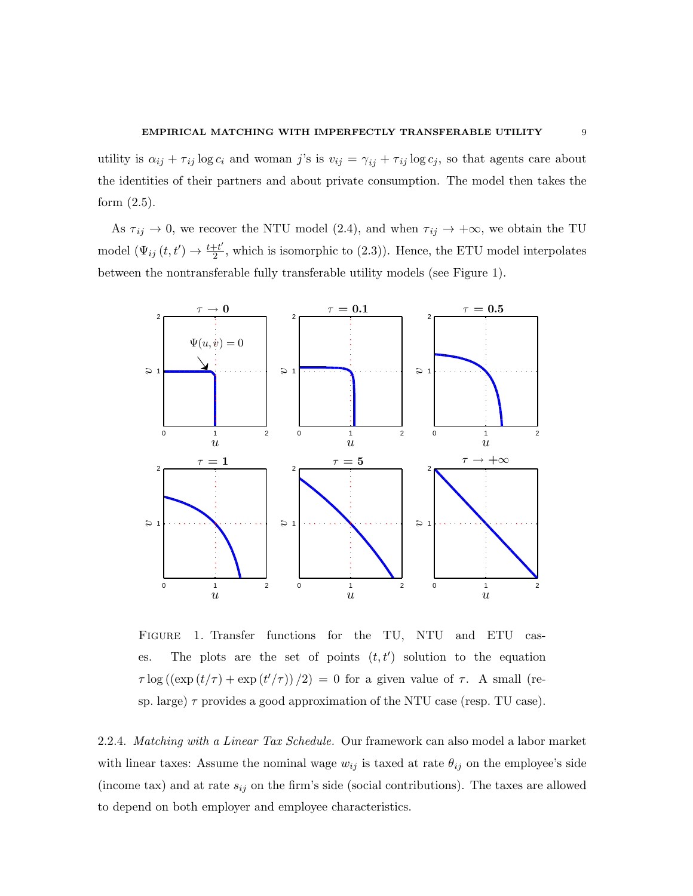utility is $\alpha_{ij} + \tau_{ij} \log c_i$ and woman $j$'s is $v_{ij} = \gamma_{ij} + \tau_{ij} \log c_j$, so that agents care about the identities of their partners and about private consumption. The model then takes the form (2.5).

As $\tau_{ij} \to 0$, we recover the NTU model (2.4), and when $\tau_{ij} \to +\infty$, we obtain the TU model ($\Psi_{ij}(t, t') \to \frac{t+t'}{2}$, which is isomorphic to (2.3)). Hence, the ETU model interpolates between the nontransferable fully transferable utility models (see Figure 1).

FIGURE 1. Transfer functions for the TU, NTU and ETU cases. The plots are the set of points $(t, t')$ solution to the equation $\tau \log\left(\left(\exp\left(t/\tau\right) + \exp\left(t'/\tau\right)\right)/2\right) = 0$ for a given value of $\tau$. A small (resp. large) $\tau$ provides a good approximation of the NTU case (resp. TU case).

2.2.4. *Matching with a Linear Tax Schedule.* Our framework can also model a labor market with linear taxes: Assume the nominal wage $w_{ij}$ is taxed at rate $\theta_{ij}$ on the employee's side (income tax) and at rate $s_{ij}$ on the firm's side (social contributions). The taxes are allowed to depend on both employer and employee characteristics.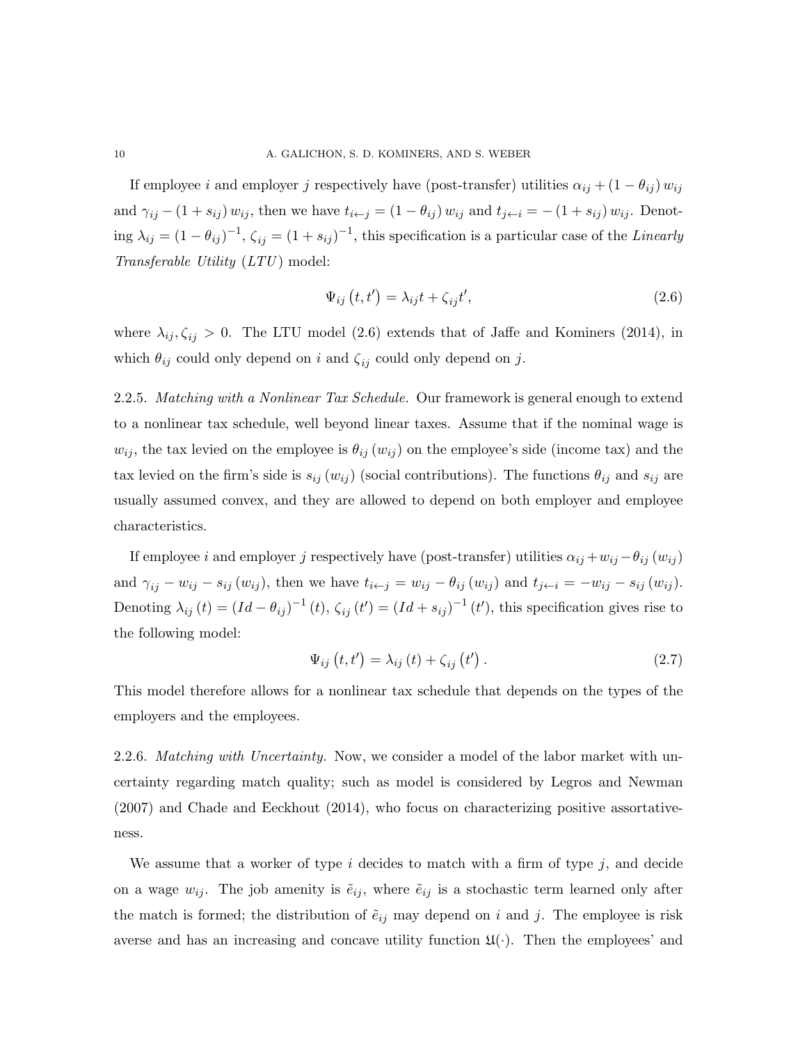If employee $i$ and employer $j$ respectively have (post-transfer) utilities $\alpha_{ij} + (1 - \theta_{ij}) w_{ij}$ and $\gamma_{ij} - (1 + s_{ij}) w_{ij}$, then we have $t_{i \leftarrow j} = (1 - \theta_{ij}) w_{ij}$ and $t_{j \leftarrow i} = -(1 + s_{ij}) w_{ij}$. Denoting $\lambda_{ij} = (1 - \theta_{ij})^{-1}$, $\zeta_{ij} = (1 + s_{ij})^{-1}$, this specification is a particular case of the *Linearly Transferable Utility* (*LTU*) model:

$$\Psi_{ij}(t, t') = \lambda_{ij} t + \zeta_{ij} t', \tag{2.6}$$

where $\lambda_{ij}, \zeta_{ij} > 0$. The LTU model (2.6) extends that of Jaffe and Kominers (2014), in which $\theta_{ij}$ could only depend on $i$ and $\zeta_{ij}$ could only depend on $j$.

2.2.5. *Matching with a Nonlinear Tax Schedule.* Our framework is general enough to extend to a nonlinear tax schedule, well beyond linear taxes. Assume that if the nominal wage is $w_{ij}$, the tax levied on the employee is $\theta_{ij}(w_{ij})$ on the employee's side (income tax) and the tax levied on the firm's side is $s_{ij}(w_{ij})$ (social contributions). The functions $\theta_{ij}$ and $s_{ij}$ are usually assumed convex, and they are allowed to depend on both employer and employee characteristics.

If employee $i$ and employer $j$ respectively have (post-transfer) utilities $\alpha_{ij} + w_{ij} - \theta_{ij}(w_{ij})$ and $\gamma_{ij} - w_{ij} - s_{ij}(w_{ij})$, then we have $t_{i \leftarrow j} = w_{ij} - \theta_{ij}(w_{ij})$ and $t_{j \leftarrow i} = -w_{ij} - s_{ij}(w_{ij})$. Denoting $\lambda_{ij}(t) = (Id - \theta_{ij})^{-1}(t)$, $\zeta_{ij}(t') = (Id + s_{ij})^{-1}(t')$, this specification gives rise to the following model:

$$\Psi_{ij}(t, t') = \lambda_{ij}(t) + \zeta_{ij}(t'). \tag{2.7}$$

This model therefore allows for a nonlinear tax schedule that depends on the types of the employers and the employees.

2.2.6. *Matching with Uncertainty.* Now, we consider a model of the labor market with uncertainty regarding match quality; such as model is considered by Legros and Newman (2007) and Chade and Eeckhout (2014), who focus on characterizing positive assortativeness.

We assume that a worker of type $i$ decides to match with a firm of type $j$, and decide on a wage $w_{ij}$. The job amenity is $\tilde{e}_{ij}$, where $\tilde{e}_{ij}$ is a stochastic term learned only after the match is formed; the distribution of $\tilde{e}_{ij}$ may depend on $i$ and $j$. The employee is risk averse and has an increasing and concave utility function $\mathfrak{U}(\cdot)$. Then the employees' and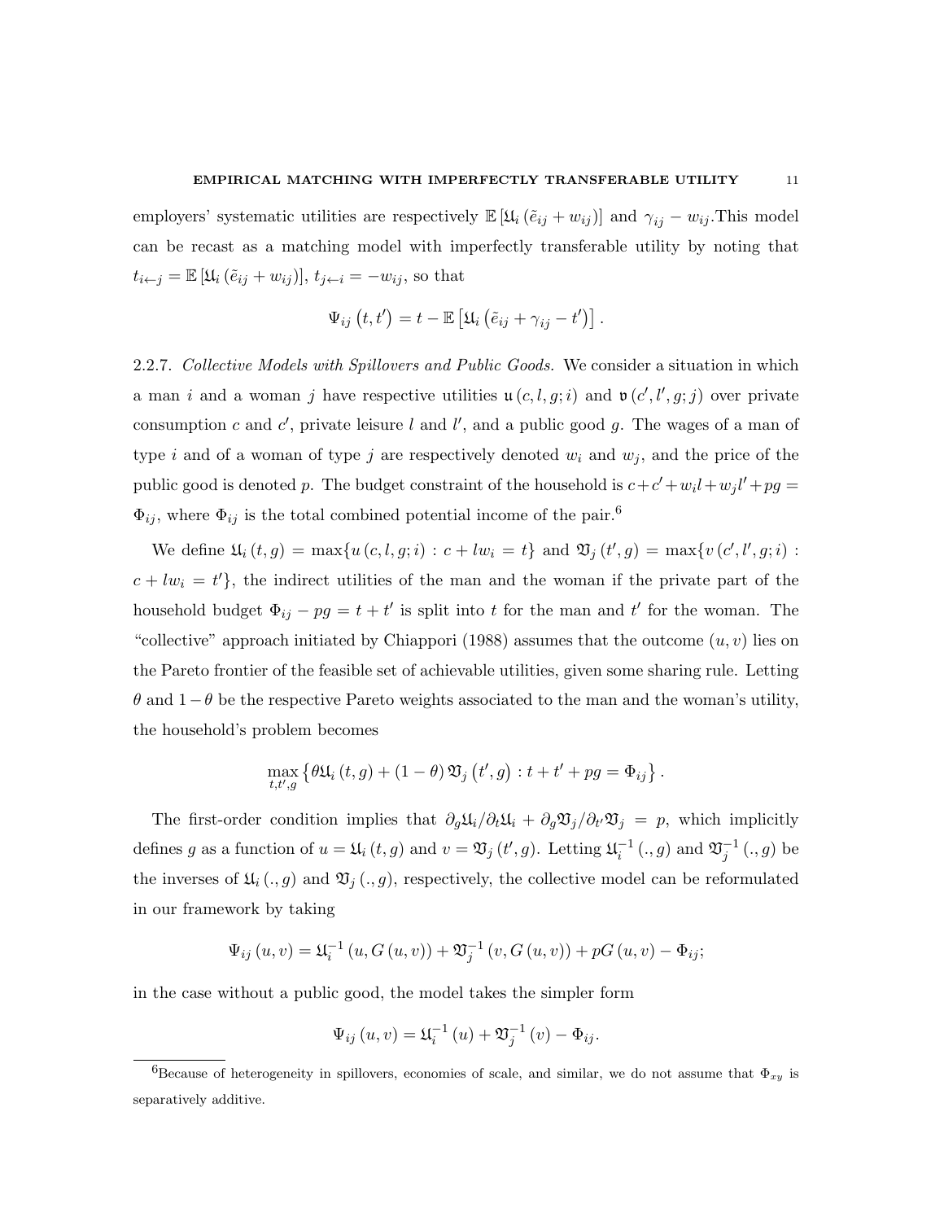employers' systematic utilities are respectively $\mathbb{E}\left[\mathfrak{U}_i\left(\tilde{e}_{ij}+w_{ij}\right)\right]$ and $\gamma_{ij}-w_{ij}$.This model can be recast as a matching model with imperfectly transferable utility by noting that $t_{i\leftarrow j}=\mathbb{E}\left[\mathfrak{U}_i\left(\tilde{e}_{ij}+w_{ij}\right)\right]$, $t_{j\leftarrow i}=-w_{ij}$, so that

$$\Psi_{ij}\left(t,t'\right)=t-\mathbb{E}\left[\mathfrak{U}_i\left(\tilde{e}_{ij}+\gamma_{ij}-t'\right)\right].$$

2.2.7. *Collective Models with Spillovers and Public Goods.* We consider a situation in which a man $i$ and a woman $j$ have respective utilities $\mathfrak{u}\left(c,l,g;i\right)$ and $\mathfrak{v}\left(c',l',g;j\right)$ over private consumption $c$ and $c'$, private leisure $l$ and $l'$, and a public good $g$. The wages of a man of type $i$ and of a woman of type $j$ are respectively denoted $w_i$ and $w_j$, and the price of the public good is denoted $p$. The budget constraint of the household is $c+c'+w_il+w_jl'+pg=\Phi_{ij}$, where $\Phi_{ij}$ is the total combined potential income of the pair.[6]

We define $\mathfrak{U}_i\left(t,g\right)=\max\{u\left(c,l,g;i\right):c+lw_i=t\}$ and $\mathfrak{V}_j\left(t',g\right)=\max\{v\left(c',l',g;i\right):c+lw_i=t'\}$, the indirect utilities of the man and the woman if the private part of the household budget $\Phi_{ij}-pg=t+t'$ is split into $t$ for the man and $t'$ for the woman. The "collective" approach initiated by Chiappori (1988) assumes that the outcome $(u,v)$ lies on the Pareto frontier of the feasible set of achievable utilities, given some sharing rule. Letting $\theta$ and $1-\theta$ be the respective Pareto weights associated to the man and the woman's utility, the household's problem becomes

$$\max_{t,t',g}\left\{\theta\mathfrak{U}_i\left(t,g\right)+\left(1-\theta\right)\mathfrak{V}_j\left(t',g\right):t+t'+pg=\Phi_{ij}\right\}.$$

The first-order condition implies that $\partial_g\mathfrak{U}_i/\partial_t\mathfrak{U}_i+\partial_g\mathfrak{V}_j/\partial_{t'}\mathfrak{V}_j=p$, which implicitly defines $g$ as a function of $u=\mathfrak{U}_i\left(t,g\right)$ and $v=\mathfrak{V}_j\left(t',g\right)$. Letting $\mathfrak{U}_i^{-1}\left(.,g\right)$ and $\mathfrak{V}_j^{-1}\left(.,g\right)$ be the inverses of $\mathfrak{U}_i\left(.,g\right)$ and $\mathfrak{V}_j\left(.,g\right)$, respectively, the collective model can be reformulated in our framework by taking

$$\Psi_{ij}\left(u,v\right)=\mathfrak{U}_i^{-1}\left(u,G\left(u,v\right)\right)+\mathfrak{V}_j^{-1}\left(v,G\left(u,v\right)\right)+pG\left(u,v\right)-\Phi_{ij};$$

in the case without a public good, the model takes the simpler form

$$\Psi_{ij}\left(u,v\right)=\mathfrak{U}_i^{-1}\left(u\right)+\mathfrak{V}_j^{-1}\left(v\right)-\Phi_{ij}.$$

[6] Because of heterogeneity in spillovers, economies of scale, and similar, we do not assume that $\Phi_{xy}$ is separatively additive.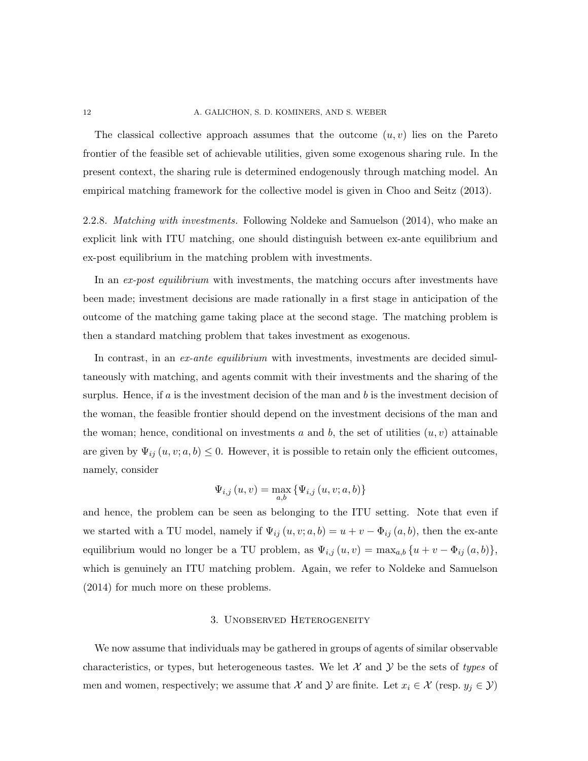The classical collective approach assumes that the outcome $(u, v)$ lies on the Pareto frontier of the feasible set of achievable utilities, given some exogenous sharing rule. In the present context, the sharing rule is determined endogenously through matching model. An empirical matching framework for the collective model is given in Choo and Seitz (2013).

2.2.8. *Matching with investments.* Following Noldeke and Samuelson (2014), who make an explicit link with ITU matching, one should distinguish between ex-ante equilibrium and ex-post equilibrium in the matching problem with investments.

In an *ex-post equilibrium* with investments, the matching occurs after investments have been made; investment decisions are made rationally in a first stage in anticipation of the outcome of the matching game taking place at the second stage. The matching problem is then a standard matching problem that takes investment as exogenous.

In contrast, in an *ex-ante equilibrium* with investments, investments are decided simultaneously with matching, and agents commit with their investments and the sharing of the surplus. Hence, if $a$ is the investment decision of the man and $b$ is the investment decision of the woman, the feasible frontier should depend on the investment decisions of the man and the woman; hence, conditional on investments $a$ and $b$, the set of utilities $(u, v)$ attainable are given by $\Psi_{ij}(u, v; a, b) \leq 0$. However, it is possible to retain only the efficient outcomes, namely, consider

$$\Psi_{i,j}(u, v) = \max_{a,b} \{\Psi_{i,j}(u, v; a, b)\}$$

and hence, the problem can be seen as belonging to the ITU setting. Note that even if we started with a TU model, namely if $\Psi_{ij}(u, v; a, b) = u + v - \Phi_{ij}(a, b)$, then the ex-ante equilibrium would no longer be a TU problem, as $\Psi_{i,j}(u, v) = \max_{a,b} \{u + v - \Phi_{ij}(a, b)\}$, which is genuinely an ITU matching problem. Again, we refer to Noldeke and Samuelson (2014) for much more on these problems.

## 3. Unobserved Heterogeneity

We now assume that individuals may be gathered in groups of agents of similar observable characteristics, or types, but heterogeneous tastes. We let $\mathcal{X}$ and $\mathcal{Y}$ be the sets of *types* of men and women, respectively; we assume that $\mathcal{X}$ and $\mathcal{Y}$ are finite. Let $x_i \in \mathcal{X}$ (resp. $y_j \in \mathcal{Y}$)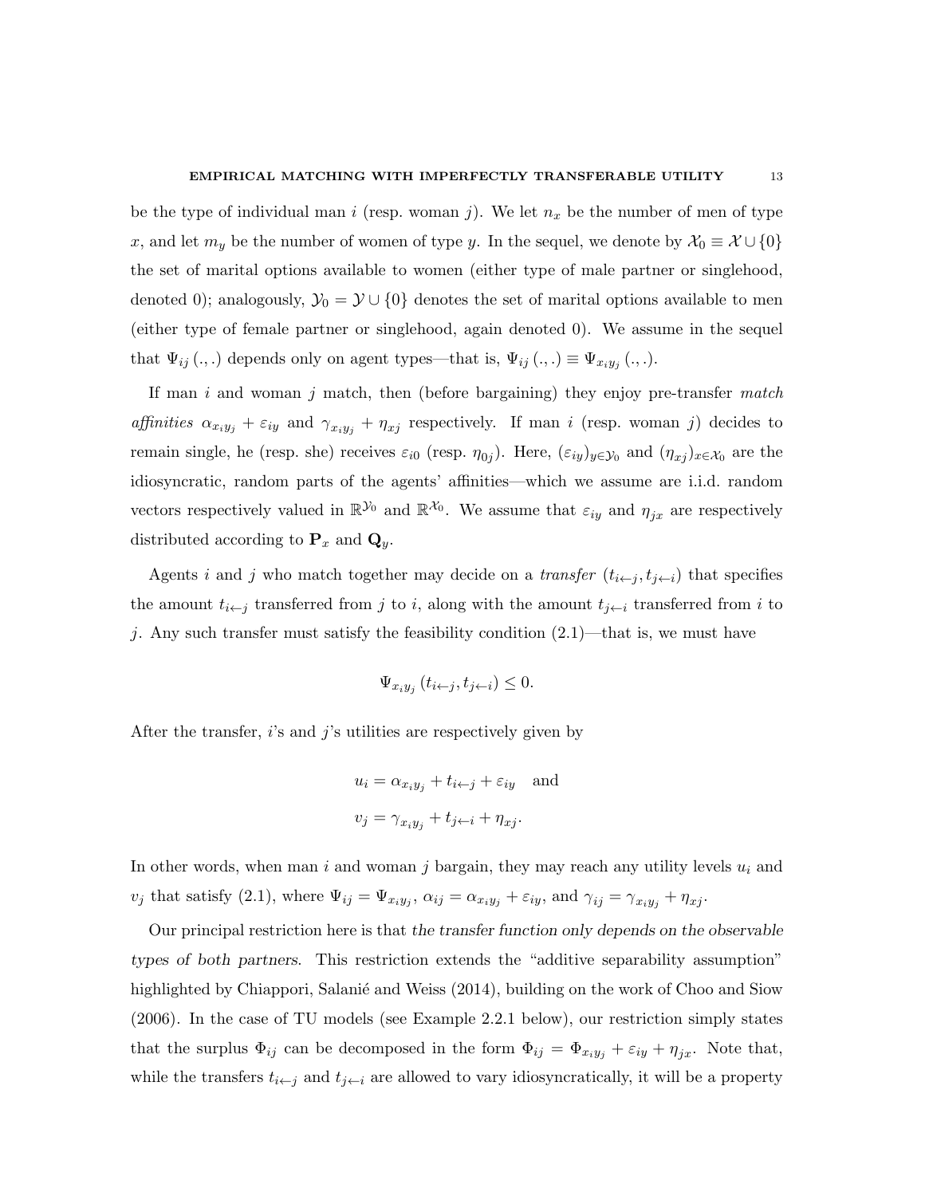be the type of individual man $i$ (resp. woman $j$). We let $n_x$ be the number of men of type $x$, and let $m_y$ be the number of women of type $y$. In the sequel, we denote by $\mathcal{X}_0 \equiv \mathcal{X} \cup \{0\}$ the set of marital options available to women (either type of male partner or singlehood, denoted 0); analogously, $\mathcal{Y}_0 = \mathcal{Y} \cup \{0\}$ denotes the set of marital options available to men (either type of female partner or singlehood, again denoted 0). We assume in the sequel that $\Psi_{ij}(.,.)$ depends only on agent types—that is, $\Psi_{ij}(.,.) \equiv \Psi_{x_i y_j}(.,.)$.

If man $i$ and woman $j$ match, then (before bargaining) they enjoy pre-transfer *match affinities* $\alpha_{x_i y_j} + \varepsilon_{iy}$ and $\gamma_{x_i y_j} + \eta_{xj}$ respectively. If man $i$ (resp. woman $j$) decides to remain single, he (resp. she) receives $\varepsilon_{i0}$ (resp. $\eta_{0j}$). Here, $(\varepsilon_{iy})_{y \in \mathcal{Y}_0}$ and $(\eta_{xj})_{x \in \mathcal{X}_0}$ are the idiosyncratic, random parts of the agents' affinities—which we assume are i.i.d. random vectors respectively valued in $\mathbb{R}^{\mathcal{Y}_0}$ and $\mathbb{R}^{\mathcal{X}_0}$. We assume that $\varepsilon_{iy}$ and $\eta_{jx}$ are respectively distributed according to $\mathbf{P}_x$ and $\mathbf{Q}_y$.

Agents $i$ and $j$ who match together may decide on a *transfer* $(t_{i \leftarrow j}, t_{j \leftarrow i})$ that specifies the amount $t_{i \leftarrow j}$ transferred from $j$ to $i$, along with the amount $t_{j \leftarrow i}$ transferred from $i$ to $j$. Any such transfer must satisfy the feasibility condition (2.1)—that is, we must have

$$\Psi_{x_i y_j}(t_{i \leftarrow j}, t_{j \leftarrow i}) \leq 0.$$

After the transfer, $i$'s and $j$'s utilities are respectively given by

$$u_i = \alpha_{x_i y_j} + t_{i \leftarrow j} + \varepsilon_{iy} \quad \text{and}$$

$$v_j = \gamma_{x_i y_j} + t_{j \leftarrow i} + \eta_{xj}.$$

In other words, when man $i$ and woman $j$ bargain, they may reach any utility levels $u_i$ and $v_j$ that satisfy (2.1), where $\Psi_{ij} = \Psi_{x_i y_j}$, $\alpha_{ij} = \alpha_{x_i y_j} + \varepsilon_{iy}$, and $\gamma_{ij} = \gamma_{x_i y_j} + \eta_{xj}$.

Our principal restriction here is that *the transfer function only depends on the observable types of both partners*. This restriction extends the "additive separability assumption" highlighted by Chiappori, Salanié and Weiss (2014), building on the work of Choo and Siow (2006). In the case of TU models (see Example 2.2.1 below), our restriction simply states that the surplus $\Phi_{ij}$ can be decomposed in the form $\Phi_{ij} = \Phi_{x_i y_j} + \varepsilon_{iy} + \eta_{jx}$. Note that, while the transfers $t_{i \leftarrow j}$ and $t_{j \leftarrow i}$ are allowed to vary idiosyncratically, it will be a property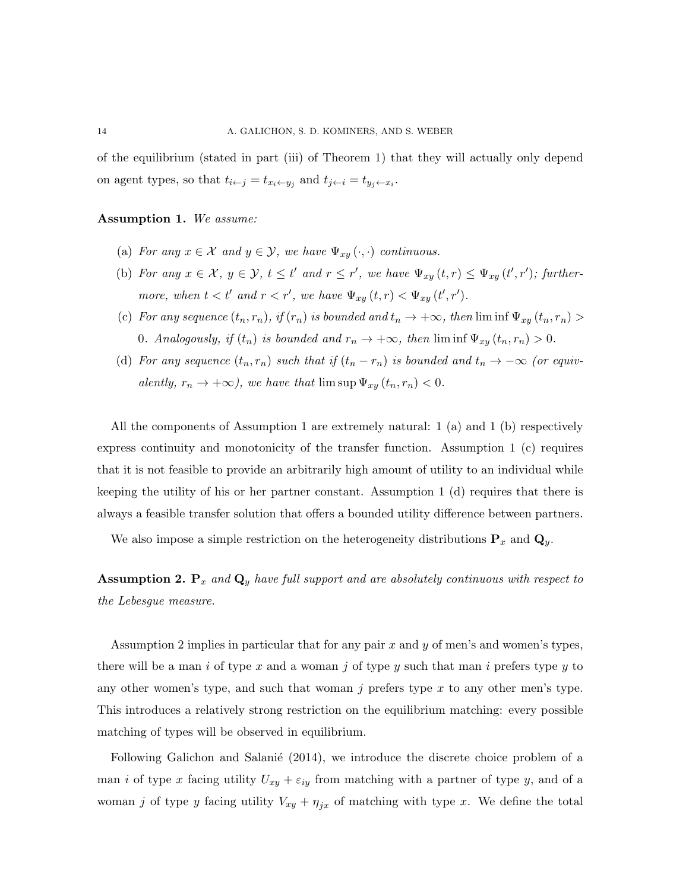of the equilibrium (stated in part (iii) of Theorem 1) that they will actually only depend on agent types, so that $t_{i \leftarrow j} = t_{x_i \leftarrow y_j}$ and $t_{j \leftarrow i} = t_{y_j \leftarrow x_i}$.

**Assumption 1.** *We assume:*

(a) *For any $x \in \mathcal{X}$ and $y \in \mathcal{Y}$, we have $\Psi_{xy}(\cdot, \cdot)$ continuous.*

(b) *For any $x \in \mathcal{X}$, $y \in \mathcal{Y}$, $t \leq t'$ and $r \leq r'$, we have $\Psi_{xy}(t, r) \leq \Psi_{xy}(t', r')$; furthermore, when $t < t'$ and $r < r'$, we have $\Psi_{xy}(t, r) < \Psi_{xy}(t', r')$.*

(c) *For any sequence $(t_n, r_n)$, if $(r_n)$ is bounded and $t_n \to +\infty$, then $\liminf \Psi_{xy}(t_n, r_n) > 0$. Analogously, if $(t_n)$ is bounded and $r_n \to +\infty$, then $\liminf \Psi_{xy}(t_n, r_n) > 0$.*

(d) *For any sequence $(t_n, r_n)$ such that if $(t_n - r_n)$ is bounded and $t_n \to -\infty$ (or equivalently, $r_n \to +\infty$), we have that $\limsup \Psi_{xy}(t_n, r_n) < 0$.*

All the components of Assumption 1 are extremely natural: 1 (a) and 1 (b) respectively express continuity and monotonicity of the transfer function. Assumption 1 (c) requires that it is not feasible to provide an arbitrarily high amount of utility to an individual while keeping the utility of his or her partner constant. Assumption 1 (d) requires that there is always a feasible transfer solution that offers a bounded utility difference between partners.

We also impose a simple restriction on the heterogeneity distributions $\mathbf{P}_x$ and $\mathbf{Q}_y$.

**Assumption 2.** *$\mathbf{P}_x$ and $\mathbf{Q}_y$ have full support and are absolutely continuous with respect to the Lebesgue measure.*

Assumption 2 implies in particular that for any pair $x$ and $y$ of men's and women's types, there will be a man $i$ of type $x$ and a woman $j$ of type $y$ such that man $i$ prefers type $y$ to any other women's type, and such that woman $j$ prefers type $x$ to any other men's type. This introduces a relatively strong restriction on the equilibrium matching: every possible matching of types will be observed in equilibrium.

Following Galichon and Salanié (2014), we introduce the discrete choice problem of a man $i$ of type $x$ facing utility $U_{xy} + \varepsilon_{iy}$ from matching with a partner of type $y$, and of a woman $j$ of type $y$ facing utility $V_{xy} + \eta_{jx}$ of matching with type $x$. We define the total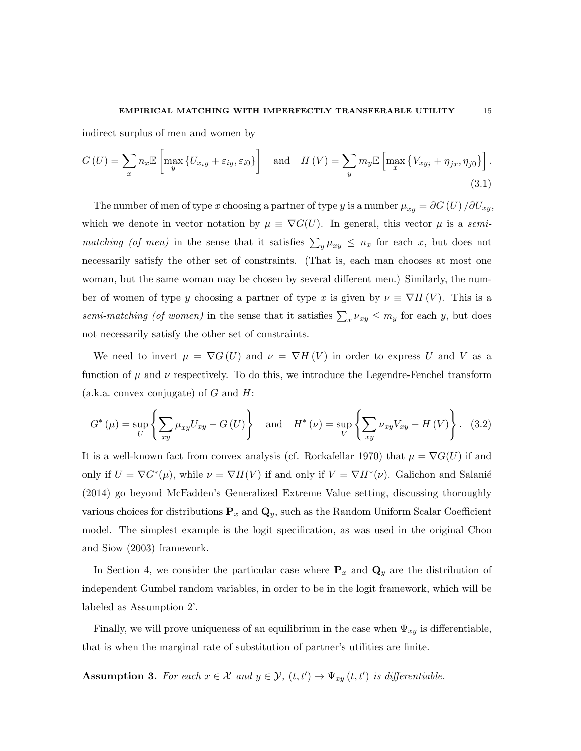indirect surplus of men and women by

$$G(U) = \sum_x n_x \mathbb{E}\left[\max_y \left\{U_{x_i y} + \varepsilon_{iy}, \varepsilon_{i0}\right\}\right] \quad \text{and} \quad H(V) = \sum_y m_y \mathbb{E}\left[\max_x \left\{V_{x y_j} + \eta_{jx}, \eta_{j0}\right\}\right]. \tag{3.1}$$

The number of men of type $x$ choosing a partner of type $y$ is a number $\mu_{xy} = \partial G(U) / \partial U_{xy}$, which we denote in vector notation by $\mu \equiv \nabla G(U)$. In general, this vector $\mu$ is a *semi-matching (of men)* in the sense that it satisfies $\sum_y \mu_{xy} \leq n_x$ for each $x$, but does not necessarily satisfy the other set of constraints. (That is, each man chooses at most one woman, but the same woman may be chosen by several different men.) Similarly, the number of women of type $y$ choosing a partner of type $x$ is given by $\nu \equiv \nabla H(V)$. This is a *semi-matching (of women)* in the sense that it satisfies $\sum_x \nu_{xy} \leq m_y$ for each $y$, but does not necessarily satisfy the other set of constraints.

We need to invert $\mu = \nabla G(U)$ and $\nu = \nabla H(V)$ in order to express $U$ and $V$ as a function of $\mu$ and $\nu$ respectively. To do this, we introduce the Legendre-Fenchel transform (a.k.a. convex conjugate) of $G$ and $H$:

$$G^*(\mu) = \sup_U \left\{\sum_{xy} \mu_{xy} U_{xy} - G(U)\right\} \quad \text{and} \quad H^*(\nu) = \sup_V \left\{\sum_{xy} \nu_{xy} V_{xy} - H(V)\right\}. \tag{3.2}$$

It is a well-known fact from convex analysis (cf. Rockafellar 1970) that $\mu = \nabla G(U)$ if and only if $U = \nabla G^*(\mu)$, while $\nu = \nabla H(V)$ if and only if $V = \nabla H^*(\nu)$. Galichon and Salanié (2014) go beyond McFadden's Generalized Extreme Value setting, discussing thoroughly various choices for distributions $\mathbf{P}_x$ and $\mathbf{Q}_y$, such as the Random Uniform Scalar Coefficient model. The simplest example is the logit specification, as was used in the original Choo and Siow (2003) framework.

In Section 4, we consider the particular case where $\mathbf{P}_x$ and $\mathbf{Q}_y$ are the distribution of independent Gumbel random variables, in order to be in the logit framework, which will be labeled as Assumption 2'.

Finally, we will prove uniqueness of an equilibrium in the case when $\Psi_{xy}$ is differentiable, that is when the marginal rate of substitution of partner's utilities are finite.

**Assumption 3.** *For each $x \in \mathcal{X}$ and $y \in \mathcal{Y}$, $(t, t') \to \Psi_{xy}(t, t')$ is differentiable.*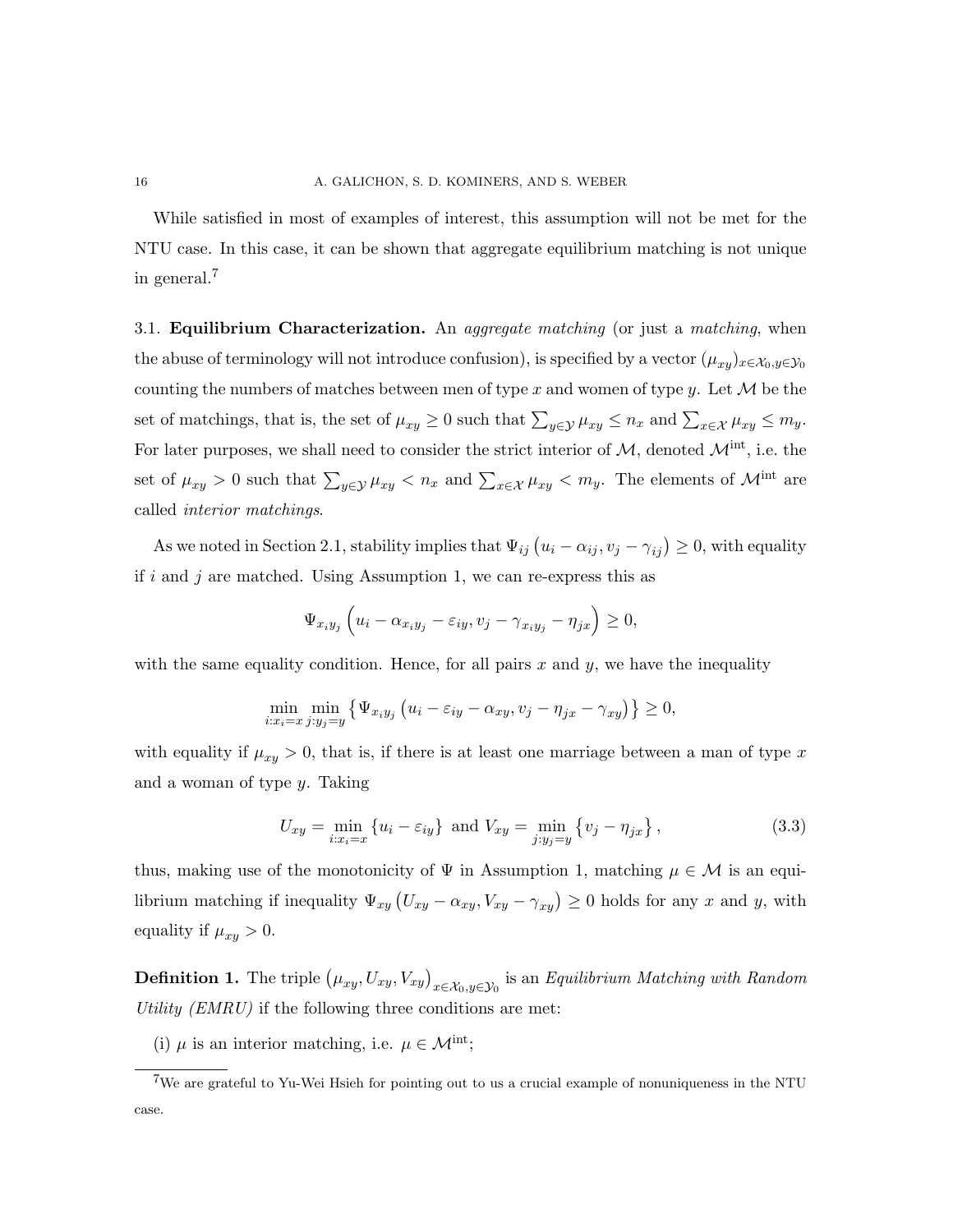While satisfied in most of examples of interest, this assumption will not be met for the NTU case. In this case, it can be shown that aggregate equilibrium matching is not unique in general.[7]

3.1. **Equilibrium Characterization.** An *aggregate matching* (or just a *matching*, when the abuse of terminology will not introduce confusion), is specified by a vector $(\mu_{xy})_{x \in \mathcal{X}_0, y \in \mathcal{Y}_0}$ counting the numbers of matches between men of type $x$ and women of type $y$. Let $\mathcal{M}$ be the set of matchings, that is, the set of $\mu_{xy} \geq 0$ such that $\sum_{y \in \mathcal{Y}} \mu_{xy} \leq n_x$ and $\sum_{x \in \mathcal{X}} \mu_{xy} \leq m_y$. For later purposes, we shall need to consider the strict interior of $\mathcal{M}$, denoted $\mathcal{M}^{\text{int}}$, i.e. the set of $\mu_{xy} > 0$ such that $\sum_{y \in \mathcal{Y}} \mu_{xy} < n_x$ and $\sum_{x \in \mathcal{X}} \mu_{xy} < m_y$. The elements of $\mathcal{M}^{\text{int}}$ are called *interior matchings*.

As we noted in Section 2.1, stability implies that $\Psi_{ij}\left(u_i - \alpha_{ij}, v_j - \gamma_{ij}\right) \geq 0$, with equality if $i$ and $j$ are matched. Using Assumption 1, we can re-express this as

$$\Psi_{x_i y_j}\left(u_i - \alpha_{x_i y_j} - \varepsilon_{iy}, v_j - \gamma_{x_i y_j} - \eta_{jx}\right) \geq 0,$$

with the same equality condition. Hence, for all pairs $x$ and $y$, we have the inequality

$$\min_{i: x_i = x} \min_{j: y_j = y} \left\{ \Psi_{x_i y_j}\left(u_i - \varepsilon_{iy} - \alpha_{xy}, v_j - \eta_{jx} - \gamma_{xy}\right) \right\} \geq 0,$$

with equality if $\mu_{xy} > 0$, that is, if there is at least one marriage between a man of type $x$ and a woman of type $y$. Taking

$$U_{xy} = \min_{i: x_i = x} \{u_i - \varepsilon_{iy}\} \text{ and } V_{xy} = \min_{j: y_j = y} \{v_j - \eta_{jx}\}, \tag{3.3}$$

thus, making use of the monotonicity of $\Psi$ in Assumption 1, matching $\mu \in \mathcal{M}$ is an equilibrium matching if inequality $\Psi_{xy}\left(U_{xy} - \alpha_{xy}, V_{xy} - \gamma_{xy}\right) \geq 0$ holds for any $x$ and $y$, with equality if $\mu_{xy} > 0$.

**Definition 1.** The triple $\left(\mu_{xy}, U_{xy}, V_{xy}\right)_{x \in \mathcal{X}_0, y \in \mathcal{Y}_0}$ is an *Equilibrium Matching with Random Utility (EMRU)* if the following three conditions are met:

(i) $\mu$ is an interior matching, i.e. $\mu \in \mathcal{M}^{\text{int}}$;

[7] We are grateful to Yu-Wei Hsieh for pointing out to us a crucial example of nonuniqueness in the NTU case.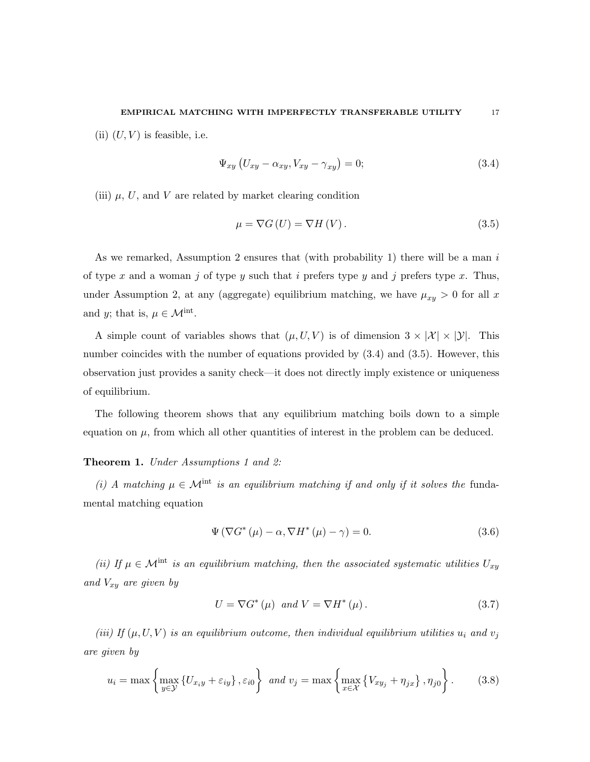(ii) $(U, V)$ is feasible, i.e.

$$\Psi_{xy}\left(U_{xy} - \alpha_{xy}, V_{xy} - \gamma_{xy}\right) = 0; \tag{3.4}$$

(iii) $\mu$, $U$, and $V$ are related by market clearing condition

$$\mu = \nabla G\left(U\right) = \nabla H\left(V\right). \tag{3.5}$$

As we remarked, Assumption 2 ensures that (with probability 1) there will be a man $i$ of type $x$ and a woman $j$ of type $y$ such that $i$ prefers type $y$ and $j$ prefers type $x$. Thus, under Assumption 2, at any (aggregate) equilibrium matching, we have $\mu_{xy} > 0$ for all $x$ and $y$; that is, $\mu \in \mathcal{M}^{\text{int}}$.

A simple count of variables shows that $(\mu, U, V)$ is of dimension $3 \times |\mathcal{X}| \times |\mathcal{Y}|$. This number coincides with the number of equations provided by (3.4) and (3.5). However, this observation just provides a sanity check—it does not directly imply existence or uniqueness of equilibrium.

The following theorem shows that any equilibrium matching boils down to a simple equation on $\mu$, from which all other quantities of interest in the problem can be deduced.

**Theorem 1.** *Under Assumptions 1 and 2:*

*(i) A matching $\mu \in \mathcal{M}^{\text{int}}$ is an equilibrium matching if and only if it solves the* fundamental matching equation

$$\Psi\left(\nabla G^{*}\left(\mu\right) - \alpha, \nabla H^{*}\left(\mu\right) - \gamma\right) = 0. \tag{3.6}$$

*(ii) If $\mu \in \mathcal{M}^{\text{int}}$ is an equilibrium matching, then the associated systematic utilities $U_{xy}$ and $V_{xy}$ are given by*

$$U = \nabla G^{*}\left(\mu\right) \text{ and } V = \nabla H^{*}\left(\mu\right). \tag{3.7}$$

*(iii) If $(\mu, U, V)$ is an equilibrium outcome, then individual equilibrium utilities $u_i$ and $v_j$ are given by*

$$u_i = \max\left\{\max_{y \in \mathcal{Y}}\left\{U_{x_i y} + \varepsilon_{iy}\right\}, \varepsilon_{i0}\right\} \text{ and } v_j = \max\left\{\max_{x \in \mathcal{X}}\left\{V_{x y_j} + \eta_{jx}\right\}, \eta_{j0}\right\}. \tag{3.8}$$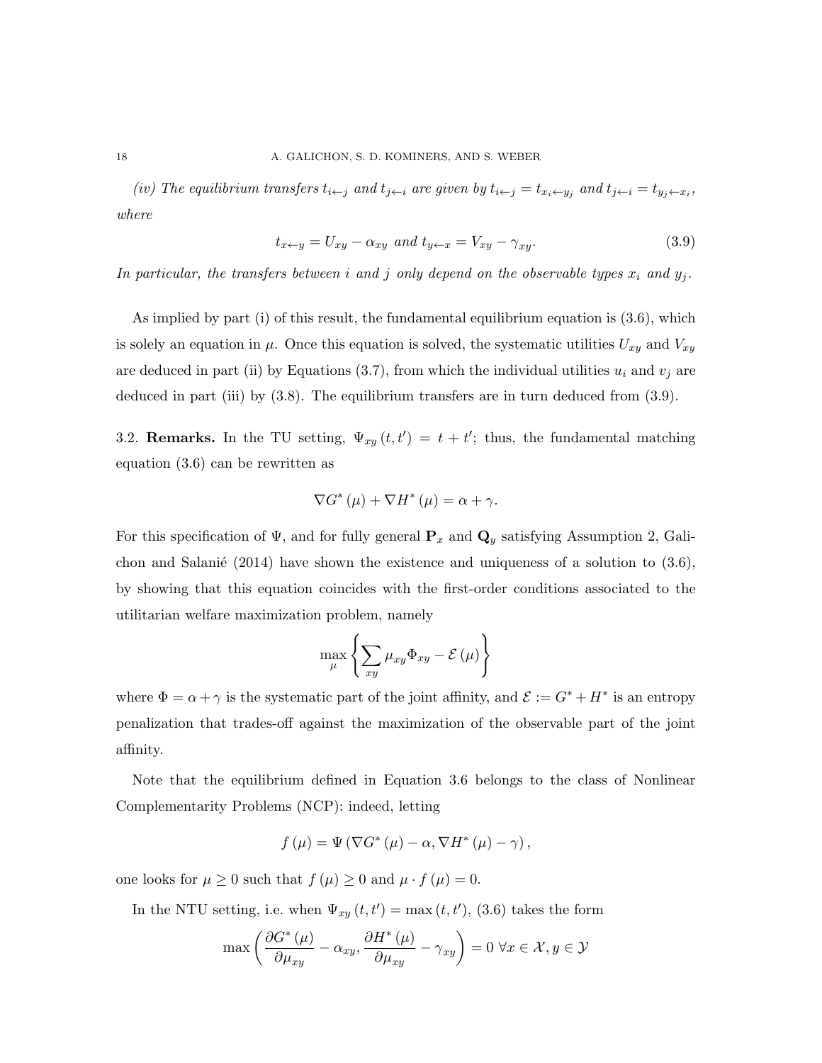*(iv) The equilibrium transfers $t_{i \leftarrow j}$ and $t_{j \leftarrow i}$ are given by $t_{i \leftarrow j} = t_{x_i \leftarrow y_j}$ and $t_{j \leftarrow i} = t_{y_j \leftarrow x_i}$, where*

$$t_{x \leftarrow y} = U_{xy} - \alpha_{xy} \text{ and } t_{y \leftarrow x} = V_{xy} - \gamma_{xy}. \tag{3.9}$$

*In particular, the transfers between $i$ and $j$ only depend on the observable types $x_i$ and $y_j$.*

As implied by part (i) of this result, the fundamental equilibrium equation is (3.6), which is solely an equation in $\mu$. Once this equation is solved, the systematic utilities $U_{xy}$ and $V_{xy}$ are deduced in part (ii) by Equations (3.7), from which the individual utilities $u_i$ and $v_j$ are deduced in part (iii) by (3.8). The equilibrium transfers are in turn deduced from (3.9).

3.2. **Remarks.** In the TU setting, $\Psi_{xy}(t, t') = t + t'$; thus, the fundamental matching equation (3.6) can be rewritten as

$$\nabla G^*(\mu) + \nabla H^*(\mu) = \alpha + \gamma.$$

For this specification of $\Psi$, and for fully general $\mathbf{P}_x$ and $\mathbf{Q}_y$ satisfying Assumption 2, Galichon and Salanié (2014) have shown the existence and uniqueness of a solution to (3.6), by showing that this equation coincides with the first-order conditions associated to the utilitarian welfare maximization problem, namely

$$\max_{\mu} \left\{ \sum_{xy} \mu_{xy} \Phi_{xy} - \mathcal{E}(\mu) \right\}$$

where $\Phi = \alpha + \gamma$ is the systematic part of the joint affinity, and $\mathcal{E} := G^* + H^*$ is an entropy penalization that trades-off against the maximization of the observable part of the joint affinity.

Note that the equilibrium defined in Equation 3.6 belongs to the class of Nonlinear Complementarity Problems (NCP): indeed, letting

$$f(\mu) = \Psi(\nabla G^*(\mu) - \alpha, \nabla H^*(\mu) - \gamma),$$

one looks for $\mu \geq 0$ such that $f(\mu) \geq 0$ and $\mu \cdot f(\mu) = 0$.

In the NTU setting, i.e. when $\Psi_{xy}(t, t') = \max(t, t')$, (3.6) takes the form

$$\max\left( \frac{\partial G^*(\mu)}{\partial \mu_{xy}} - \alpha_{xy}, \frac{\partial H^*(\mu)}{\partial \mu_{xy}} - \gamma_{xy} \right) = 0 \; \forall x \in \mathcal{X}, y \in \mathcal{Y}$$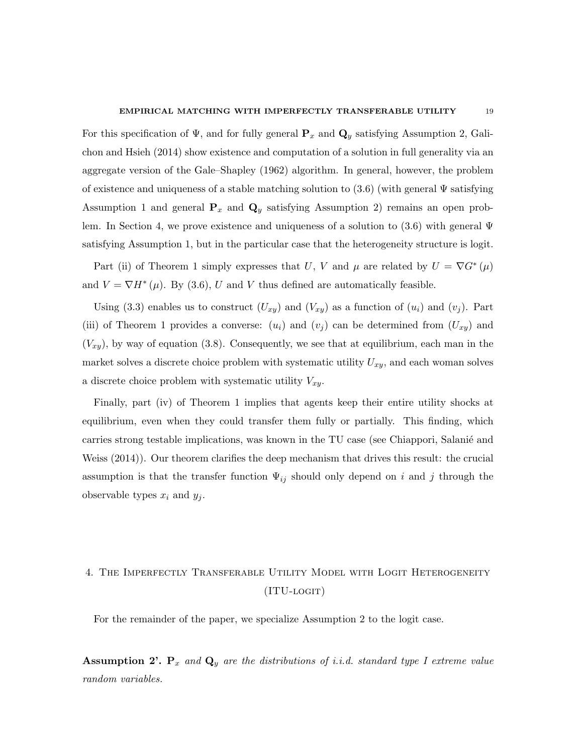For this specification of $\Psi$, and for fully general $\mathbf{P}_x$ and $\mathbf{Q}_y$ satisfying Assumption 2, Galichon and Hsieh (2014) show existence and computation of a solution in full generality via an aggregate version of the Gale–Shapley (1962) algorithm. In general, however, the problem of existence and uniqueness of a stable matching solution to (3.6) (with general $\Psi$ satisfying Assumption 1 and general $\mathbf{P}_x$ and $\mathbf{Q}_y$ satisfying Assumption 2) remains an open problem. In Section 4, we prove existence and uniqueness of a solution to (3.6) with general $\Psi$ satisfying Assumption 1, but in the particular case that the heterogeneity structure is logit.

Part (ii) of Theorem 1 simply expresses that $U$, $V$ and $\mu$ are related by $U = \nabla G^* (\mu)$ and $V = \nabla H^* (\mu)$. By (3.6), $U$ and $V$ thus defined are automatically feasible.

Using (3.3) enables us to construct $(U_{xy})$ and $(V_{xy})$ as a function of $(u_i)$ and $(v_j)$. Part (iii) of Theorem 1 provides a converse: $(u_i)$ and $(v_j)$ can be determined from $(U_{xy})$ and $(V_{xy})$, by way of equation (3.8). Consequently, we see that at equilibrium, each man in the market solves a discrete choice problem with systematic utility $U_{xy}$, and each woman solves a discrete choice problem with systematic utility $V_{xy}$.

Finally, part (iv) of Theorem 1 implies that agents keep their entire utility shocks at equilibrium, even when they could transfer them fully or partially. This finding, which carries strong testable implications, was known in the TU case (see Chiappori, Salanié and Weiss (2014)). Our theorem clarifies the deep mechanism that drives this result: the crucial assumption is that the transfer function $\Psi_{ij}$ should only depend on $i$ and $j$ through the observable types $x_i$ and $y_j$.

## 4. The Imperfectly Transferable Utility Model with Logit Heterogeneity (ITU-logit)

For the remainder of the paper, we specialize Assumption 2 to the logit case.

**Assumption 2'.** *$\mathbf{P}_x$ and $\mathbf{Q}_y$ are the distributions of i.i.d. standard type I extreme value random variables.*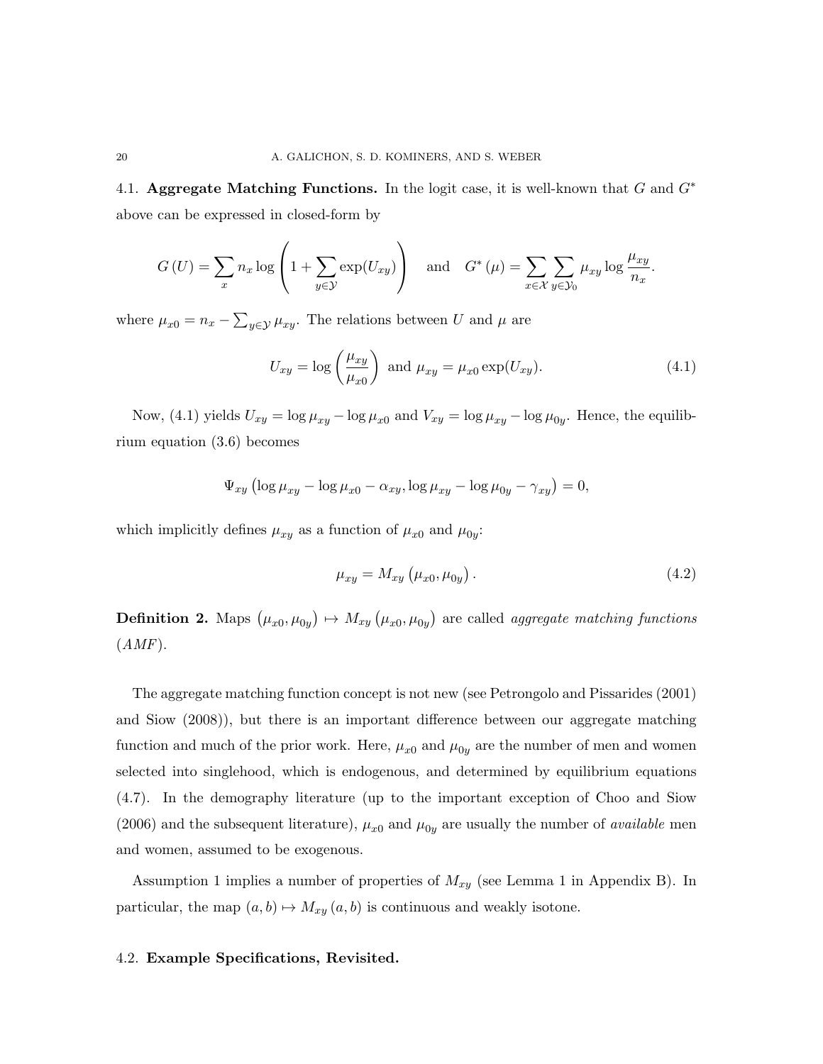### 4.1. Aggregate Matching Functions.

In the logit case, it is well-known that $G$ and $G^*$ above can be expressed in closed-form by

$$G(U) = \sum_x n_x \log \left(1 + \sum_{y \in \mathcal{Y}} \exp(U_{xy})\right) \quad \text{and} \quad G^*(\mu) = \sum_{x \in \mathcal{X}} \sum_{y \in \mathcal{Y}_0} \mu_{xy} \log \frac{\mu_{xy}}{n_x}.$$

where $\mu_{x0} = n_x - \sum_{y \in \mathcal{Y}} \mu_{xy}$. The relations between $U$ and $\mu$ are

$$U_{xy} = \log\left(\frac{\mu_{xy}}{\mu_{x0}}\right) \text{ and } \mu_{xy} = \mu_{x0} \exp(U_{xy}). \tag{4.1}$$

Now, (4.1) yields $U_{xy} = \log \mu_{xy} - \log \mu_{x0}$ and $V_{xy} = \log \mu_{xy} - \log \mu_{0y}$. Hence, the equilibrium equation (3.6) becomes

$$\Psi_{xy}\left(\log \mu_{xy} - \log \mu_{x0} - \alpha_{xy}, \log \mu_{xy} - \log \mu_{0y} - \gamma_{xy}\right) = 0,$$

which implicitly defines $\mu_{xy}$ as a function of $\mu_{x0}$ and $\mu_{0y}$:

$$\mu_{xy} = M_{xy}\left(\mu_{x0}, \mu_{0y}\right). \tag{4.2}$$

**Definition 2.** Maps $\left(\mu_{x0}, \mu_{0y}\right) \mapsto M_{xy}\left(\mu_{x0}, \mu_{0y}\right)$ are called *aggregate matching functions* (*AMF*).

The aggregate matching function concept is not new (see Petrongolo and Pissarides (2001) and Siow (2008)), but there is an important difference between our aggregate matching function and much of the prior work. Here, $\mu_{x0}$ and $\mu_{0y}$ are the number of men and women selected into singlehood, which is endogenous, and determined by equilibrium equations (4.7). In the demography literature (up to the important exception of Choo and Siow (2006) and the subsequent literature), $\mu_{x0}$ and $\mu_{0y}$ are usually the number of *available* men and women, assumed to be exogenous.

Assumption 1 implies a number of properties of $M_{xy}$ (see Lemma 1 in Appendix B). In particular, the map $(a, b) \mapsto M_{xy}(a, b)$ is continuous and weakly isotone.

### 4.2. Example Specifications, Revisited.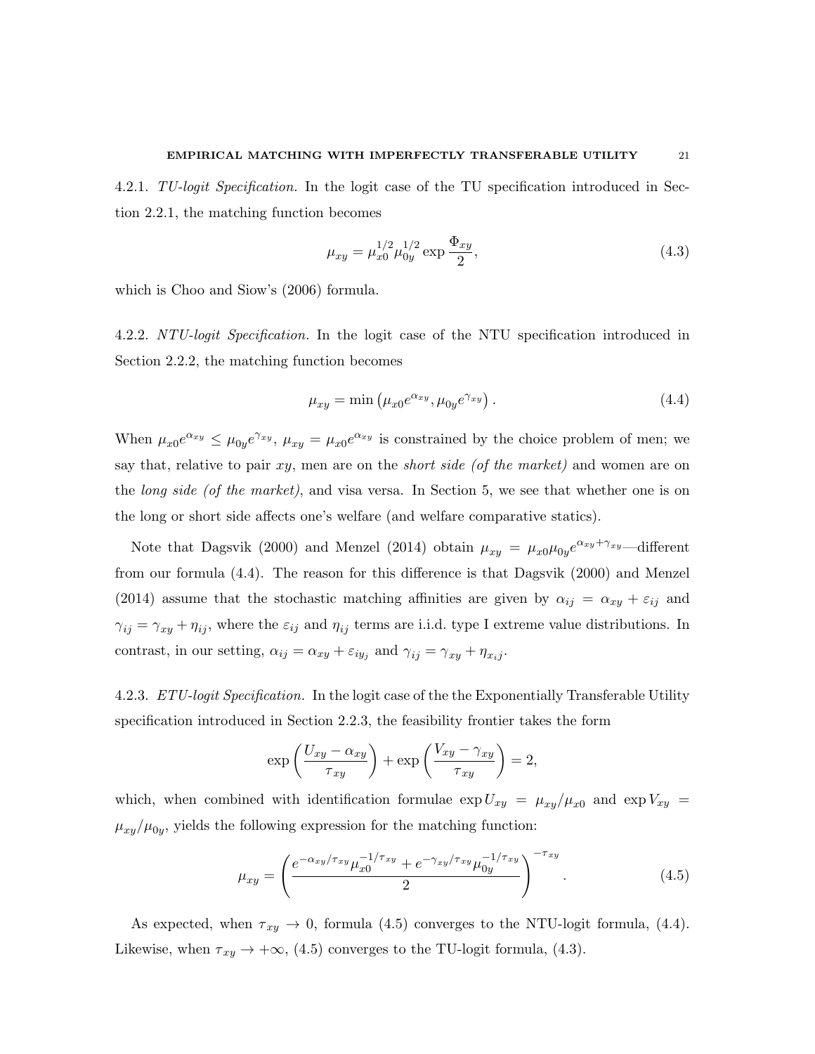4.2.1. *TU-logit Specification.* In the logit case of the TU specification introduced in Section 2.2.1, the matching function becomes

$$\mu_{xy} = \mu_{x0}^{1/2} \mu_{0y}^{1/2} \exp \frac{\Phi_{xy}}{2}, \tag{4.3}$$

which is Choo and Siow's (2006) formula.

4.2.2. *NTU-logit Specification.* In the logit case of the NTU specification introduced in Section 2.2.2, the matching function becomes

$$\mu_{xy} = \min \left( \mu_{x0} e^{\alpha_{xy}}, \mu_{0y} e^{\gamma_{xy}} \right). \tag{4.4}$$

When $\mu_{x0} e^{\alpha_{xy}} \leq \mu_{0y} e^{\gamma_{xy}}$, $\mu_{xy} = \mu_{x0} e^{\alpha_{xy}}$ is constrained by the choice problem of men; we say that, relative to pair $xy$, men are on the *short side (of the market)* and women are on the *long side (of the market)*, and visa versa. In Section 5, we see that whether one is on the long or short side affects one's welfare (and welfare comparative statics).

Note that Dagsvik (2000) and Menzel (2014) obtain $\mu_{xy} = \mu_{x0} \mu_{0y} e^{\alpha_{xy} + \gamma_{xy}}$—different from our formula (4.4). The reason for this difference is that Dagsvik (2000) and Menzel (2014) assume that the stochastic matching affinities are given by $\alpha_{ij} = \alpha_{xy} + \varepsilon_{ij}$ and $\gamma_{ij} = \gamma_{xy} + \eta_{ij}$, where the $\varepsilon_{ij}$ and $\eta_{ij}$ terms are i.i.d. type I extreme value distributions. In contrast, in our setting, $\alpha_{ij} = \alpha_{xy} + \varepsilon_{iy_j}$ and $\gamma_{ij} = \gamma_{xy} + \eta_{x_i j}$.

4.2.3. *ETU-logit Specification.* In the logit case of the the Exponentially Transferable Utility specification introduced in Section 2.2.3, the feasibility frontier takes the form

$$\exp \left( \frac{U_{xy} - \alpha_{xy}}{\tau_{xy}} \right) + \exp \left( \frac{V_{xy} - \gamma_{xy}}{\tau_{xy}} \right) = 2,$$

which, when combined with identification formulae $\exp U_{xy} = \mu_{xy}/\mu_{x0}$ and $\exp V_{xy} = \mu_{xy}/\mu_{0y}$, yields the following expression for the matching function:

$$\mu_{xy} = \left( \frac{e^{-\alpha_{xy}/\tau_{xy}} \mu_{x0}^{-1/\tau_{xy}} + e^{-\gamma_{xy}/\tau_{xy}} \mu_{0y}^{-1/\tau_{xy}}}{2} \right)^{-\tau_{xy}}. \tag{4.5}$$

As expected, when $\tau_{xy} \to 0$, formula (4.5) converges to the NTU-logit formula, (4.4). Likewise, when $\tau_{xy} \to +\infty$, (4.5) converges to the TU-logit formula, (4.3).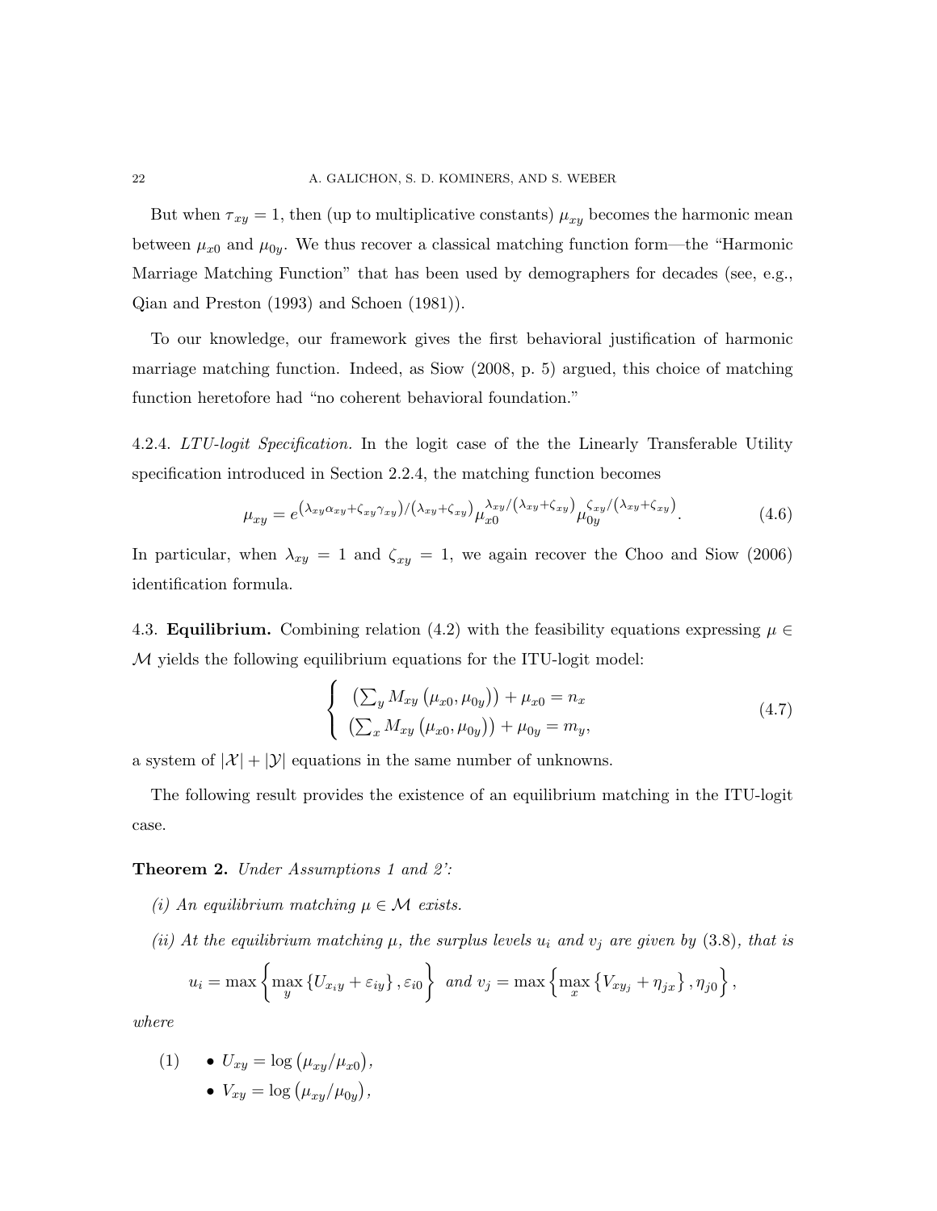But when $\tau_{xy} = 1$, then (up to multiplicative constants) $\mu_{xy}$ becomes the harmonic mean between $\mu_{x0}$ and $\mu_{0y}$. We thus recover a classical matching function form—the "Harmonic Marriage Matching Function" that has been used by demographers for decades (see, e.g., Qian and Preston (1993) and Schoen (1981)).

To our knowledge, our framework gives the first behavioral justification of harmonic marriage matching function. Indeed, as Siow (2008, p. 5) argued, this choice of matching function heretofore had "no coherent behavioral foundation."

4.2.4. *LTU-logit Specification.* In the logit case of the the Linearly Transferable Utility specification introduced in Section 2.2.4, the matching function becomes

$$\mu_{xy} = e^{\left(\lambda_{xy}\alpha_{xy}+\zeta_{xy}\gamma_{xy}\right)/\left(\lambda_{xy}+\zeta_{xy}\right)} \mu_{x0}^{\lambda_{xy}/\left(\lambda_{xy}+\zeta_{xy}\right)} \mu_{0y}^{\zeta_{xy}/\left(\lambda_{xy}+\zeta_{xy}\right)}. \tag{4.6}$$

In particular, when $\lambda_{xy} = 1$ and $\zeta_{xy} = 1$, we again recover the Choo and Siow (2006) identification formula.

4.3. **Equilibrium.** Combining relation (4.2) with the feasibility equations expressing $\mu \in \mathcal{M}$ yields the following equilibrium equations for the ITU-logit model:

$$\begin{cases} \left(\sum_y M_{xy}\left(\mu_{x0}, \mu_{0y}\right)\right) + \mu_{x0} = n_x \\ \left(\sum_x M_{xy}\left(\mu_{x0}, \mu_{0y}\right)\right) + \mu_{0y} = m_y, \end{cases} \tag{4.7}$$

a system of $|\mathcal{X}| + |\mathcal{Y}|$ equations in the same number of unknowns.

The following result provides the existence of an equilibrium matching in the ITU-logit case.

**Theorem 2.** *Under Assumptions 1 and 2':*

*(i) An equilibrium matching $\mu \in \mathcal{M}$ exists.*

*(ii) At the equilibrium matching $\mu$, the surplus levels $u_i$ and $v_j$ are given by (3.8), that is*

$$u_i = \max\left\{\max_y \left\{U_{x_i y} + \varepsilon_{iy}\right\}, \varepsilon_{i0}\right\} \text{ and } v_j = \max\left\{\max_x \left\{V_{xy_j} + \eta_{jx}\right\}, \eta_{j0}\right\},$$

*where*

(1)
- $U_{xy} = \log\left(\mu_{xy}/\mu_{x0}\right)$,
- $V_{xy} = \log\left(\mu_{xy}/\mu_{0y}\right)$,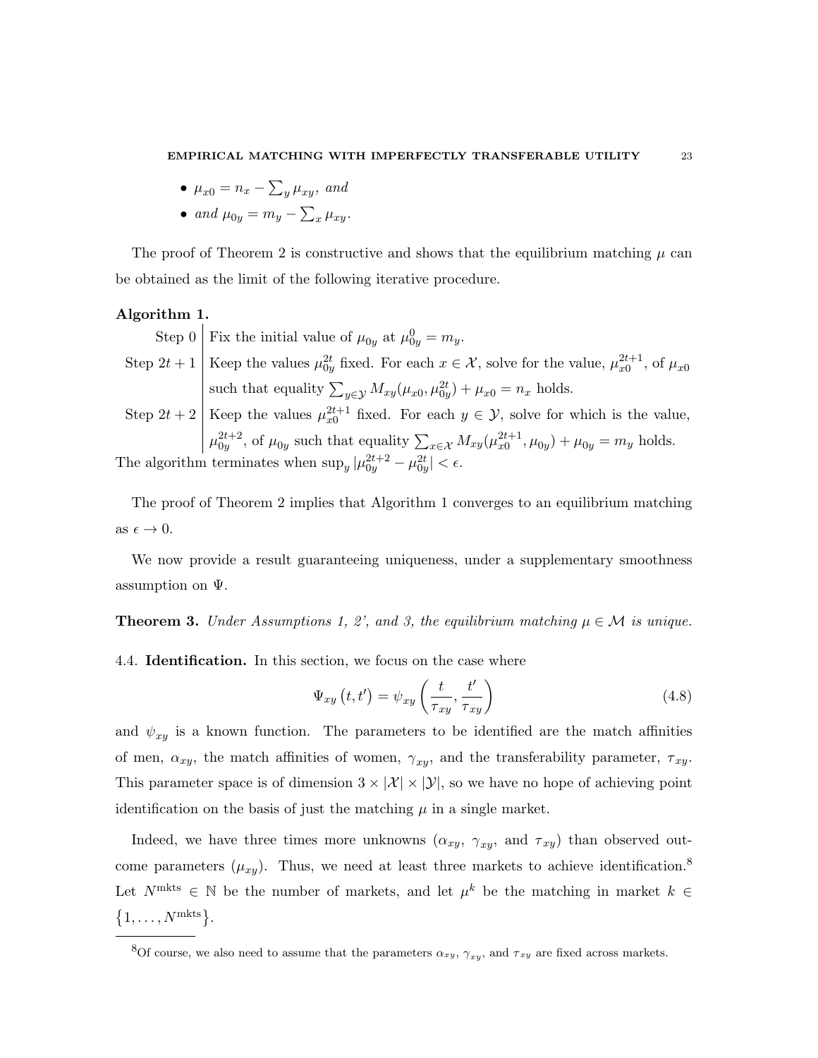- $\mu_{x0} = n_x - \sum_y \mu_{xy}$, *and*
- *and* $\mu_{0y} = m_y - \sum_x \mu_{xy}$.

The proof of Theorem 2 is constructive and shows that the equilibrium matching $\mu$ can be obtained as the limit of the following iterative procedure.

**Algorithm 1.**

| | |
|---|---|
| Step 0 | Fix the initial value of $\mu_{0y}$ at $\mu^0_{0y} = m_y$. |
| Step $2t+1$ | Keep the values $\mu^{2t}_{0y}$ fixed. For each $x \in \mathcal{X}$, solve for the value, $\mu^{2t+1}_{x0}$, of $\mu_{x0}$ such that equality $\sum_{y \in \mathcal{Y}} M_{xy}(\mu_{x0}, \mu^{2t}_{0y}) + \mu_{x0} = n_x$ holds. |
| Step $2t+2$ | Keep the values $\mu^{2t+1}_{x0}$ fixed. For each $y \in \mathcal{Y}$, solve for which is the value, $\mu^{2t+2}_{0y}$, of $\mu_{0y}$ such that equality $\sum_{x \in \mathcal{X}} M_{xy}(\mu^{2t+1}_{x0}, \mu_{0y}) + \mu_{0y} = m_y$ holds. |

The algorithm terminates when $\sup_y |\mu^{2t+2}_{0y} - \mu^{2t}_{0y}| < \epsilon$.

The proof of Theorem 2 implies that Algorithm 1 converges to an equilibrium matching as $\epsilon \to 0$.

We now provide a result guaranteeing uniqueness, under a supplementary smoothness assumption on $\Psi$.

**Theorem 3.** *Under Assumptions 1, 2', and 3, the equilibrium matching $\mu \in \mathcal{M}$ is unique.*

4.4. **Identification.** In this section, we focus on the case where

$$\Psi_{xy}\left(t, t'\right) = \psi_{xy}\left(\frac{t}{\tau_{xy}}, \frac{t'}{\tau_{xy}}\right) \tag{4.8}$$

and $\psi_{xy}$ is a known function. The parameters to be identified are the match affinities of men, $\alpha_{xy}$, the match affinities of women, $\gamma_{xy}$, and the transferability parameter, $\tau_{xy}$. This parameter space is of dimension $3 \times |\mathcal{X}| \times |\mathcal{Y}|$, so we have no hope of achieving point identification on the basis of just the matching $\mu$ in a single market.

Indeed, we have three times more unknowns ($\alpha_{xy}$, $\gamma_{xy}$, and $\tau_{xy}$) than observed outcome parameters ($\mu_{xy}$). Thus, we need at least three markets to achieve identification.[8] Let $N^{\text{mkts}} \in \mathbb{N}$ be the number of markets, and let $\mu^k$ be the matching in market $k \in \left\{1, \ldots, N^{\text{mkts}}\right\}$.

[8] Of course, we also need to assume that the parameters $\alpha_{xy}$, $\gamma_{xy}$, and $\tau_{xy}$ are fixed across markets.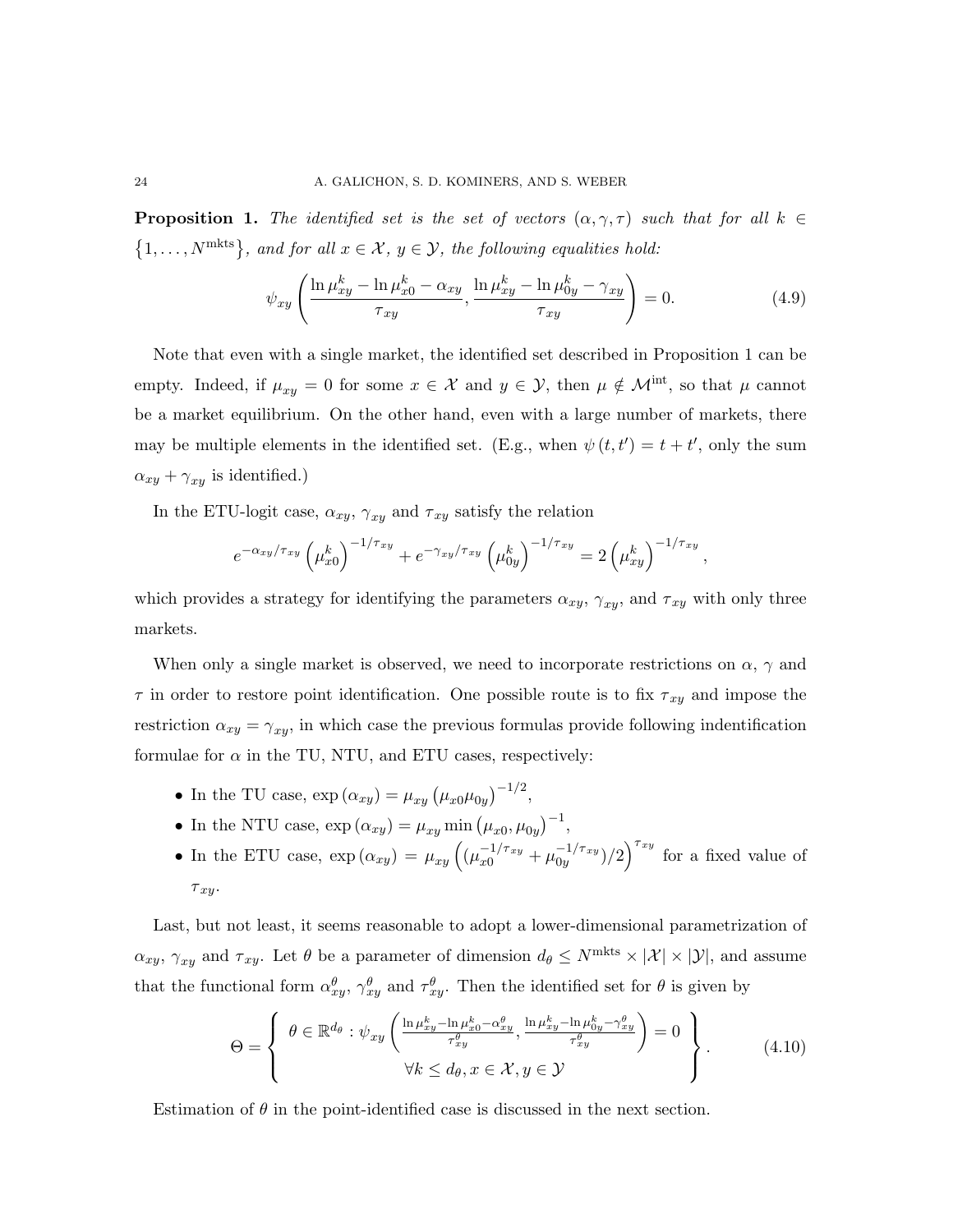**Proposition 1.** *The identified set is the set of vectors $(\alpha, \gamma, \tau)$ such that for all $k \in \{1, \ldots, N^{\text{mkts}}\}$, and for all $x \in \mathcal{X}$, $y \in \mathcal{Y}$, the following equalities hold:*

$$\psi_{xy}\left(\frac{\ln \mu_{xy}^k - \ln \mu_{x0}^k - \alpha_{xy}}{\tau_{xy}}, \frac{\ln \mu_{xy}^k - \ln \mu_{0y}^k - \gamma_{xy}}{\tau_{xy}}\right) = 0. \tag{4.9}$$

Note that even with a single market, the identified set described in Proposition 1 can be empty. Indeed, if $\mu_{xy} = 0$ for some $x \in \mathcal{X}$ and $y \in \mathcal{Y}$, then $\mu \notin \mathcal{M}^{\text{int}}$, so that $\mu$ cannot be a market equilibrium. On the other hand, even with a large number of markets, there may be multiple elements in the identified set. (E.g., when $\psi(t, t') = t + t'$, only the sum $\alpha_{xy} + \gamma_{xy}$ is identified.)

In the ETU-logit case, $\alpha_{xy}$, $\gamma_{xy}$ and $\tau_{xy}$ satisfy the relation

$$e^{-\alpha_{xy}/\tau_{xy}}\left(\mu_{x0}^k\right)^{-1/\tau_{xy}} + e^{-\gamma_{xy}/\tau_{xy}}\left(\mu_{0y}^k\right)^{-1/\tau_{xy}} = 2\left(\mu_{xy}^k\right)^{-1/\tau_{xy}},$$

which provides a strategy for identifying the parameters $\alpha_{xy}$, $\gamma_{xy}$, and $\tau_{xy}$ with only three markets.

When only a single market is observed, we need to incorporate restrictions on $\alpha$, $\gamma$ and $\tau$ in order to restore point identification. One possible route is to fix $\tau_{xy}$ and impose the restriction $\alpha_{xy} = \gamma_{xy}$, in which case the previous formulas provide following indentification formulae for $\alpha$ in the TU, NTU, and ETU cases, respectively:

- In the TU case, $\exp(\alpha_{xy}) = \mu_{xy}\left(\mu_{x0}\mu_{0y}\right)^{-1/2}$,
- In the NTU case, $\exp(\alpha_{xy}) = \mu_{xy}\min\left(\mu_{x0}, \mu_{0y}\right)^{-1}$,
- In the ETU case, $\exp(\alpha_{xy}) = \mu_{xy}\left((\mu_{x0}^{-1/\tau_{xy}} + \mu_{0y}^{-1/\tau_{xy}})/2\right)^{\tau_{xy}}$ for a fixed value of $\tau_{xy}$.

Last, but not least, it seems reasonable to adopt a lower-dimensional parametrization of $\alpha_{xy}$, $\gamma_{xy}$ and $\tau_{xy}$. Let $\theta$ be a parameter of dimension $d_\theta \leq N^{\text{mkts}} \times |\mathcal{X}| \times |\mathcal{Y}|$, and assume that the functional form $\alpha_{xy}^\theta$, $\gamma_{xy}^\theta$ and $\tau_{xy}^\theta$. Then the identified set for $\theta$ is given by

$$\Theta = \left\{ \begin{array}{c} \theta \in \mathbb{R}^{d_\theta} : \psi_{xy}\left(\frac{\ln \mu_{xy}^k - \ln \mu_{x0}^k - \alpha_{xy}^\theta}{\tau_{xy}^\theta}, \frac{\ln \mu_{xy}^k - \ln \mu_{0y}^k - \gamma_{xy}^\theta}{\tau_{xy}^\theta}\right) = 0 \\ \forall k \leq d_\theta, x \in \mathcal{X}, y \in \mathcal{Y} \end{array} \right\}. \tag{4.10}$$

Estimation of $\theta$ in the point-identified case is discussed in the next section.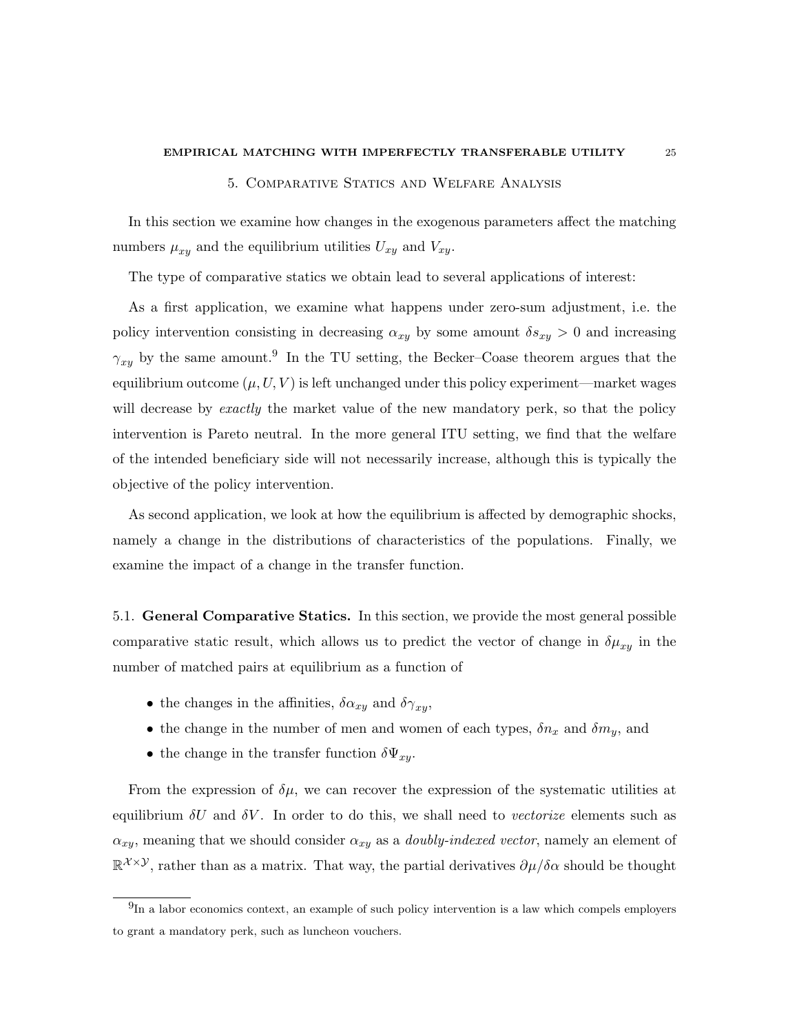## 5. Comparative Statics and Welfare Analysis

In this section we examine how changes in the exogenous parameters affect the matching numbers $\mu_{xy}$ and the equilibrium utilities $U_{xy}$ and $V_{xy}$.

The type of comparative statics we obtain lead to several applications of interest:

As a first application, we examine what happens under zero-sum adjustment, i.e. the policy intervention consisting in decreasing $\alpha_{xy}$ by some amount $\delta s_{xy} > 0$ and increasing $\gamma_{xy}$ by the same amount.[9] In the TU setting, the Becker–Coase theorem argues that the equilibrium outcome $(\mu, U, V)$ is left unchanged under this policy experiment—market wages will decrease by *exactly* the market value of the new mandatory perk, so that the policy intervention is Pareto neutral. In the more general ITU setting, we find that the welfare of the intended beneficiary side will not necessarily increase, although this is typically the objective of the policy intervention.

As second application, we look at how the equilibrium is affected by demographic shocks, namely a change in the distributions of characteristics of the populations. Finally, we examine the impact of a change in the transfer function.

### 5.1. General Comparative Statics.

In this section, we provide the most general possible comparative static result, which allows us to predict the vector of change in $\delta\mu_{xy}$ in the number of matched pairs at equilibrium as a function of

- the changes in the affinities, $\delta\alpha_{xy}$ and $\delta\gamma_{xy}$,
- the change in the number of men and women of each types, $\delta n_x$ and $\delta m_y$, and
- the change in the transfer function $\delta\Psi_{xy}$.

From the expression of $\delta\mu$, we can recover the expression of the systematic utilities at equilibrium $\delta U$ and $\delta V$. In order to do this, we shall need to *vectorize* elements such as $\alpha_{xy}$, meaning that we should consider $\alpha_{xy}$ as a *doubly-indexed vector*, namely an element of $\mathbb{R}^{\mathcal{X}\times\mathcal{Y}}$, rather than as a matrix. That way, the partial derivatives $\partial\mu/\delta\alpha$ should be thought

---

[9] In a labor economics context, an example of such policy intervention is a law which compels employers to grant a mandatory perk, such as luncheon vouchers.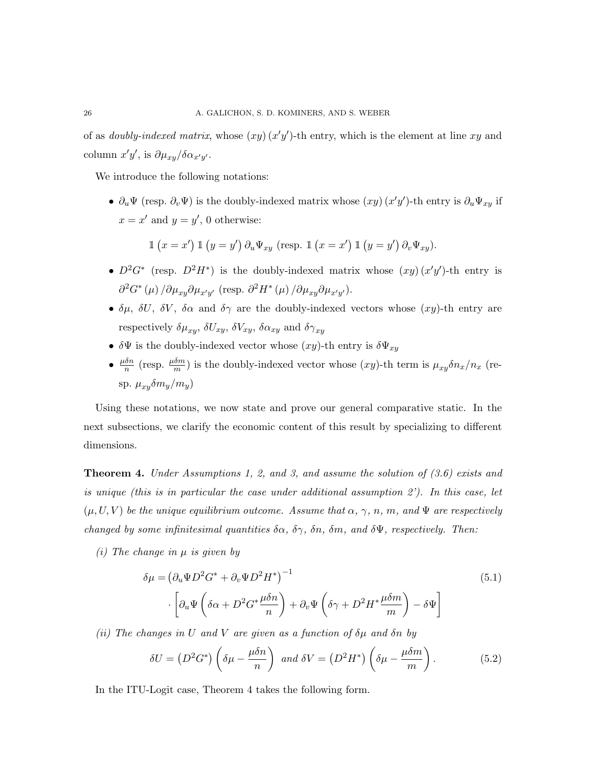of as *doubly-indexed matrix*, whose $(xy)(x'y')$-th entry, which is the element at line $xy$ and column $x'y'$, is $\partial\mu_{xy}/\delta\alpha_{x'y'}$.

We introduce the following notations:

- $\partial_u\Psi$ (resp. $\partial_v\Psi$) is the doubly-indexed matrix whose $(xy)(x'y')$-th entry is $\partial_u\Psi_{xy}$ if $x=x'$ and $y=y'$, 0 otherwise:

$$\mathbb{1}\left(x=x'\right)\mathbb{1}\left(y=y'\right)\partial_u\Psi_{xy} \text{ (resp. } \mathbb{1}\left(x=x'\right)\mathbb{1}\left(y=y'\right)\partial_v\Psi_{xy}\text{)}.$$

- $D^2G^*$ (resp. $D^2H^*$) is the doubly-indexed matrix whose $(xy)(x'y')$-th entry is $\partial^2G^*(\mu)/\partial\mu_{xy}\partial\mu_{x'y'}$ (resp. $\partial^2H^*(\mu)/\partial\mu_{xy}\partial\mu_{x'y'}$).
- $\delta\mu$, $\delta U$, $\delta V$, $\delta\alpha$ and $\delta\gamma$ are the doubly-indexed vectors whose $(xy)$-th entry are respectively $\delta\mu_{xy}$, $\delta U_{xy}$, $\delta V_{xy}$, $\delta\alpha_{xy}$ and $\delta\gamma_{xy}$
- $\delta\Psi$ is the doubly-indexed vector whose $(xy)$-th entry is $\delta\Psi_{xy}$
- $\frac{\mu\delta n}{n}$ (resp. $\frac{\mu\delta m}{m}$) is the doubly-indexed vector whose $(xy)$-th term is $\mu_{xy}\delta n_x/n_x$ (resp. $\mu_{xy}\delta m_y/m_y$)

Using these notations, we now state and prove our general comparative static. In the next subsections, we clarify the economic content of this result by specializing to different dimensions.

**Theorem 4.** *Under Assumptions 1, 2, and 3, and assume the solution of (3.6) exists and is unique (this is in particular the case under additional assumption 2'). In this case, let $(\mu,U,V)$ be the unique equilibrium outcome. Assume that $\alpha$, $\gamma$, $n$, $m$, and $\Psi$ are respectively changed by some infinitesimal quantities $\delta\alpha$, $\delta\gamma$, $\delta n$, $\delta m$, and $\delta\Psi$, respectively. Then:*

*(i) The change in $\mu$ is given by*

$$\delta\mu = \left(\partial_u\Psi D^2G^* + \partial_v\Psi D^2H^*\right)^{-1} \cdot\left[\partial_u\Psi\left(\delta\alpha + D^2G^*\frac{\mu\delta n}{n}\right) + \partial_v\Psi\left(\delta\gamma + D^2H^*\frac{\mu\delta m}{m}\right) - \delta\Psi\right] \tag{5.1}$$

*(ii) The changes in $U$ and $V$ are given as a function of $\delta\mu$ and $\delta n$ by*

$$\delta U = \left(D^2G^*\right)\left(\delta\mu - \frac{\mu\delta n}{n}\right) \text{ and } \delta V = \left(D^2H^*\right)\left(\delta\mu - \frac{\mu\delta m}{m}\right). \tag{5.2}$$

In the ITU-Logit case, Theorem 4 takes the following form.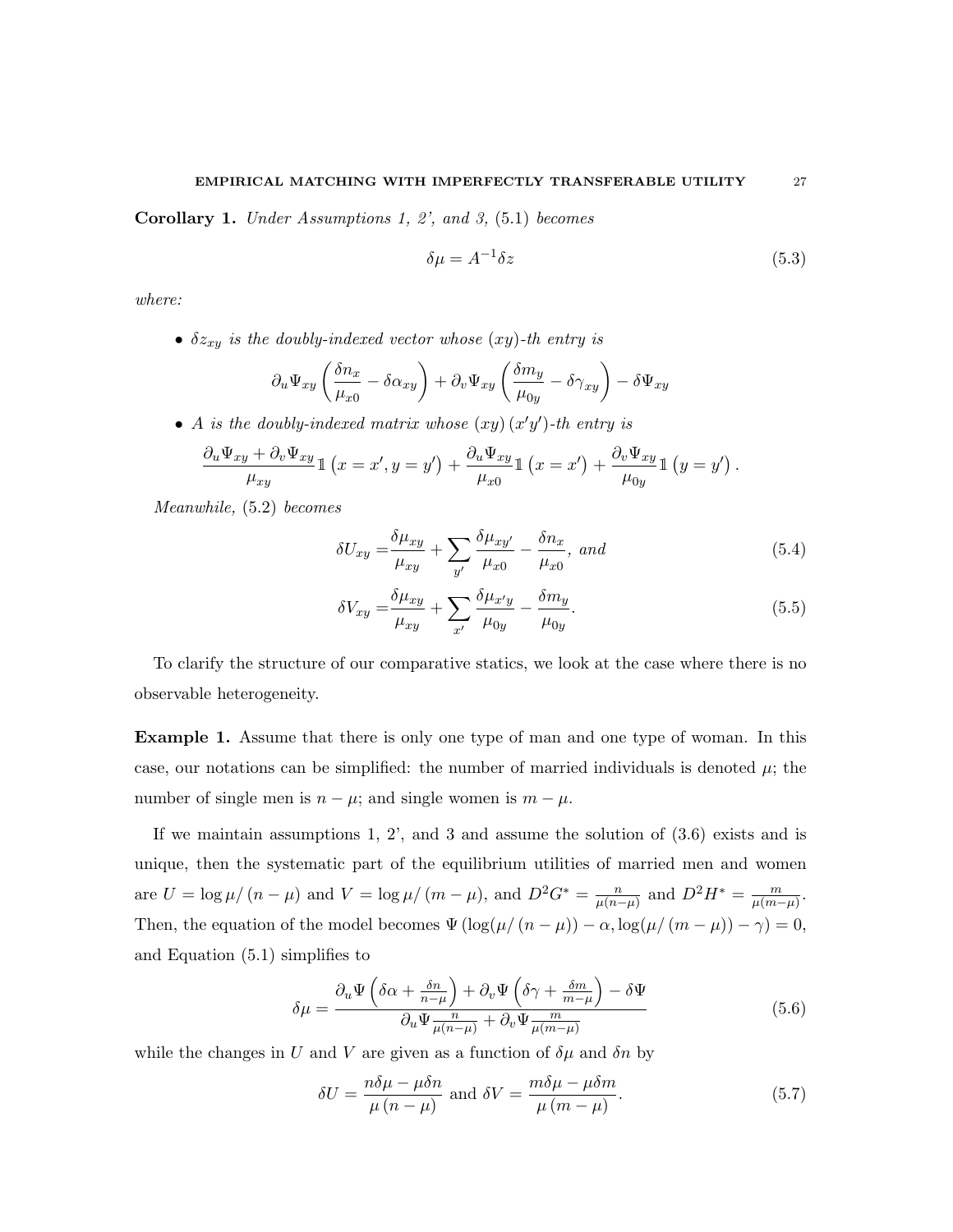**Corollary 1.** *Under Assumptions 1, 2', and 3,* (5.1) *becomes*

$$\delta\mu = A^{-1}\delta z \tag{5.3}$$

*where:*

- $\delta z_{xy}$ *is the doubly-indexed vector whose* $(xy)$*-th entry is*

$$\partial_u \Psi_{xy}\left(\frac{\delta n_x}{\mu_{x0}} - \delta\alpha_{xy}\right) + \partial_v \Psi_{xy}\left(\frac{\delta m_y}{\mu_{0y}} - \delta\gamma_{xy}\right) - \delta\Psi_{xy}$$

- $A$ *is the doubly-indexed matrix whose* $(xy)(x'y')$*-th entry is*

$$\frac{\partial_u \Psi_{xy} + \partial_v \Psi_{xy}}{\mu_{xy}} \mathbb{1}\left(x = x', y = y'\right) + \frac{\partial_u \Psi_{xy}}{\mu_{x0}} \mathbb{1}\left(x = x'\right) + \frac{\partial_v \Psi_{xy}}{\mu_{0y}} \mathbb{1}\left(y = y'\right).$$

*Meanwhile,* (5.2) *becomes*

$$\delta U_{xy} = \frac{\delta\mu_{xy}}{\mu_{xy}} + \sum_{y'} \frac{\delta\mu_{xy'}}{\mu_{x0}} - \frac{\delta n_x}{\mu_{x0}}, \text{ and} \tag{5.4}$$

$$\delta V_{xy} = \frac{\delta\mu_{xy}}{\mu_{xy}} + \sum_{x'} \frac{\delta\mu_{x'y}}{\mu_{0y}} - \frac{\delta m_y}{\mu_{0y}}. \tag{5.5}$$

To clarify the structure of our comparative statics, we look at the case where there is no observable heterogeneity.

**Example 1.** Assume that there is only one type of man and one type of woman. In this case, our notations can be simplified: the number of married individuals is denoted $\mu$; the number of single men is $n - \mu$; and single women is $m - \mu$.

If we maintain assumptions 1, 2', and 3 and assume the solution of (3.6) exists and is unique, then the systematic part of the equilibrium utilities of married men and women are $U = \log \mu / (n - \mu)$ and $V = \log \mu / (m - \mu)$, and $D^2 G^* = \frac{n}{\mu(n-\mu)}$ and $D^2 H^* = \frac{m}{\mu(m-\mu)}$. Then, the equation of the model becomes $\Psi\left(\log(\mu/(n-\mu)) - \alpha, \log(\mu/(m-\mu)) - \gamma\right) = 0$, and Equation (5.1) simplifies to

$$\delta\mu = \frac{\partial_u \Psi\left(\delta\alpha + \frac{\delta n}{n-\mu}\right) + \partial_v \Psi\left(\delta\gamma + \frac{\delta m}{m-\mu}\right) - \delta\Psi}{\partial_u \Psi \frac{n}{\mu(n-\mu)} + \partial_v \Psi \frac{m}{\mu(m-\mu)}} \tag{5.6}$$

while the changes in $U$ and $V$ are given as a function of $\delta\mu$ and $\delta n$ by

$$\delta U = \frac{n\delta\mu - \mu\delta n}{\mu(n-\mu)} \text{ and } \delta V = \frac{m\delta\mu - \mu\delta m}{\mu(m-\mu)}. \tag{5.7}$$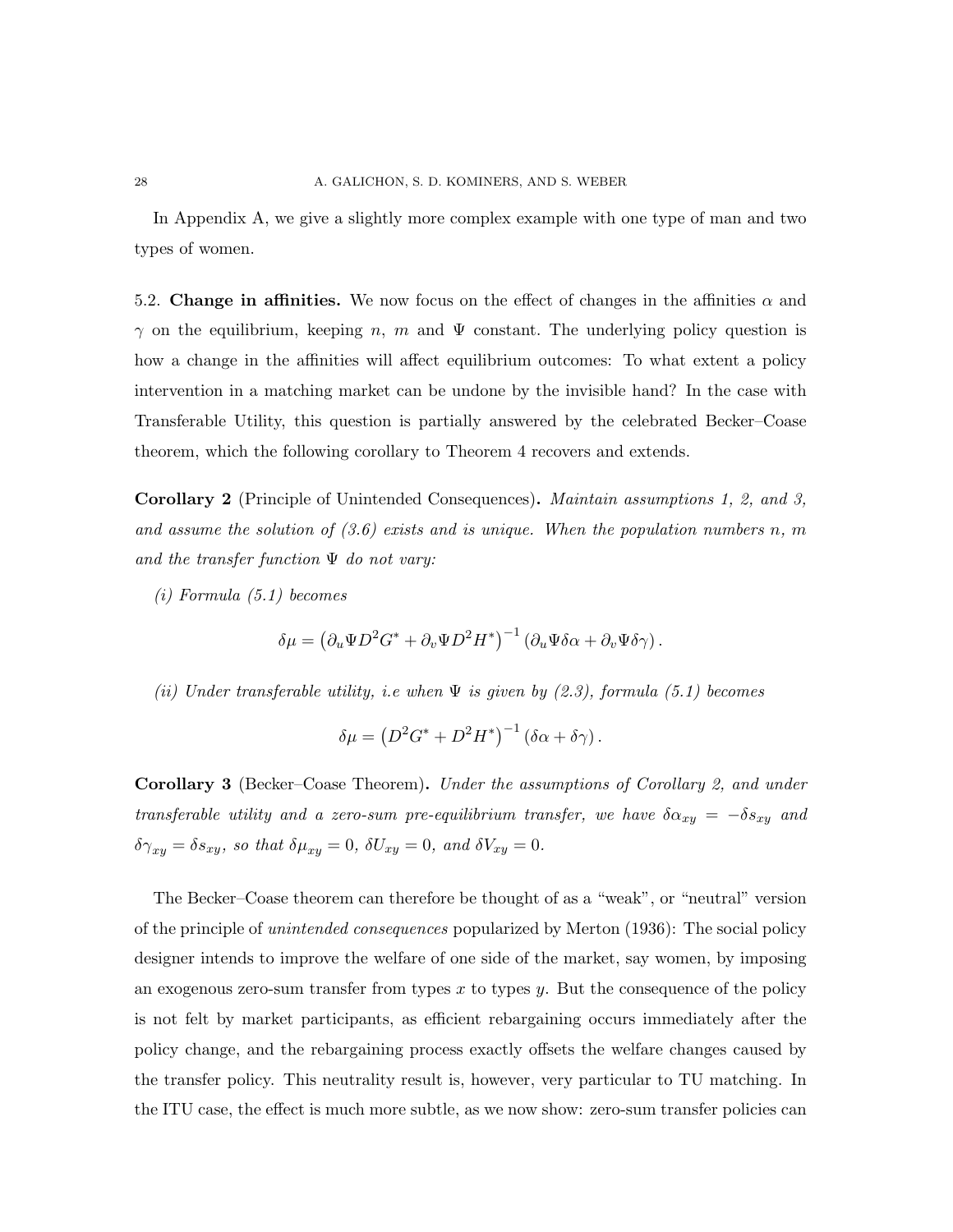In Appendix A, we give a slightly more complex example with one type of man and two types of women.

5.2. **Change in affinities.** We now focus on the effect of changes in the affinities $\alpha$ and $\gamma$ on the equilibrium, keeping $n$, $m$ and $\Psi$ constant. The underlying policy question is how a change in the affinities will affect equilibrium outcomes: To what extent a policy intervention in a matching market can be undone by the invisible hand? In the case with Transferable Utility, this question is partially answered by the celebrated Becker–Coase theorem, which the following corollary to Theorem 4 recovers and extends.

**Corollary 2** (Principle of Unintended Consequences)**.** *Maintain assumptions 1, 2, and 3, and assume the solution of (3.6) exists and is unique. When the population numbers $n$, $m$ and the transfer function $\Psi$ do not vary:*

*(i) Formula (5.1) becomes*

$$\delta\mu = \left(\partial_u \Psi D^2 G^* + \partial_v \Psi D^2 H^*\right)^{-1} \left(\partial_u \Psi \delta\alpha + \partial_v \Psi \delta\gamma\right).$$

*(ii) Under transferable utility, i.e when $\Psi$ is given by (2.3), formula (5.1) becomes*

$$\delta\mu = \left(D^2 G^* + D^2 H^*\right)^{-1} \left(\delta\alpha + \delta\gamma\right).$$

**Corollary 3** (Becker–Coase Theorem)**.** *Under the assumptions of Corollary 2, and under transferable utility and a zero-sum pre-equilibrium transfer, we have $\delta\alpha_{xy} = -\delta s_{xy}$ and $\delta\gamma_{xy} = \delta s_{xy}$, so that $\delta\mu_{xy} = 0$, $\delta U_{xy} = 0$, and $\delta V_{xy} = 0$.*

The Becker–Coase theorem can therefore be thought of as a "weak", or "neutral" version of the principle of *unintended consequences* popularized by Merton (1936): The social policy designer intends to improve the welfare of one side of the market, say women, by imposing an exogenous zero-sum transfer from types $x$ to types $y$. But the consequence of the policy is not felt by market participants, as efficient rebargaining occurs immediately after the policy change, and the rebargaining process exactly offsets the welfare changes caused by the transfer policy. This neutrality result is, however, very particular to TU matching. In the ITU case, the effect is much more subtle, as we now show: zero-sum transfer policies can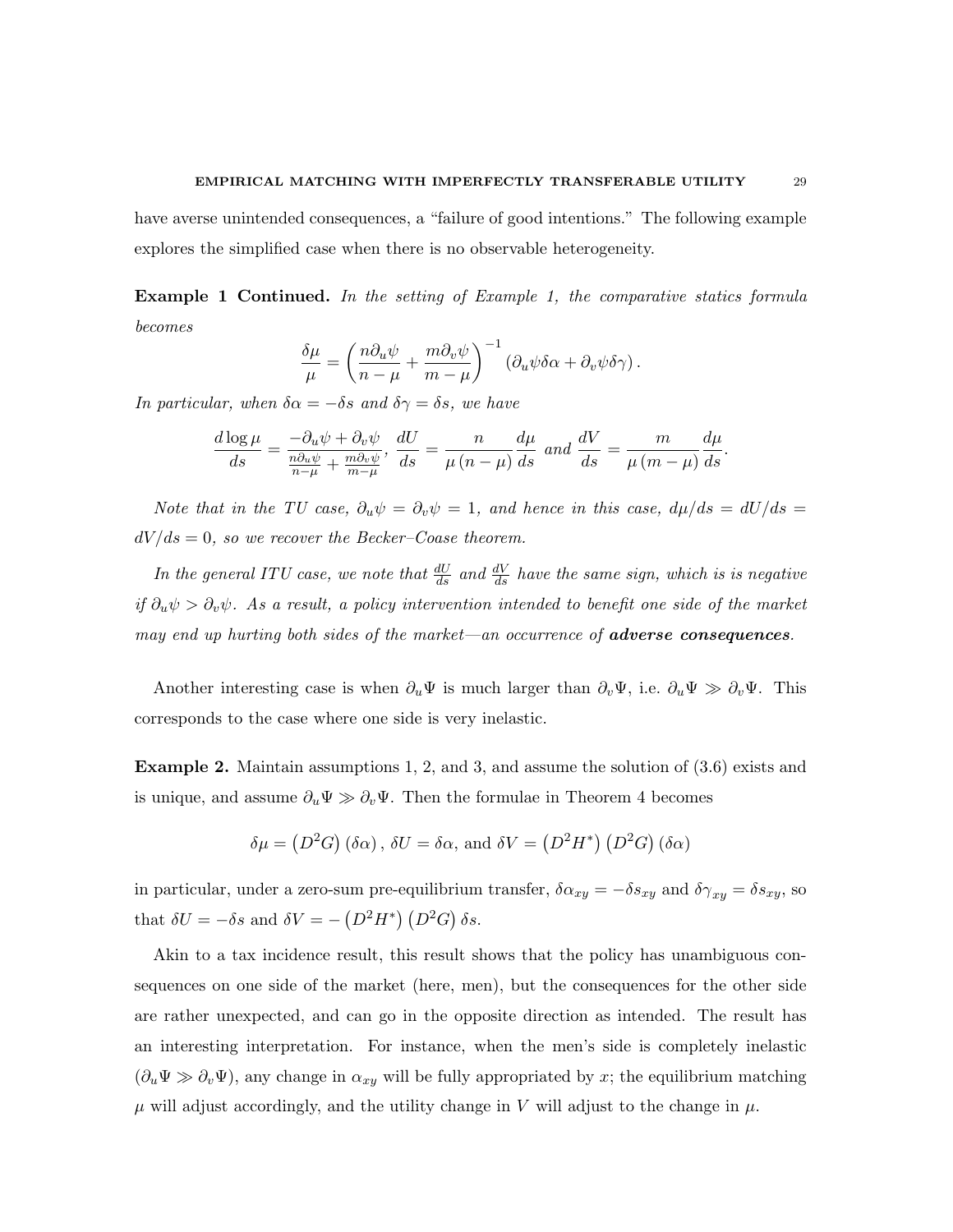have averse unintended consequences, a "failure of good intentions." The following example explores the simplified case when there is no observable heterogeneity.

**Example 1 Continued.** *In the setting of Example 1, the comparative statics formula becomes*

$$\frac{\delta\mu}{\mu} = \left(\frac{n\partial_u\psi}{n-\mu} + \frac{m\partial_v\psi}{m-\mu}\right)^{-1}\left(\partial_u\psi\delta\alpha + \partial_v\psi\delta\gamma\right).$$

*In particular, when $\delta\alpha = -\delta s$ and $\delta\gamma = \delta s$, we have*

$$\frac{d\log\mu}{ds} = \frac{-\partial_u\psi + \partial_v\psi}{\frac{n\partial_u\psi}{n-\mu} + \frac{m\partial_v\psi}{m-\mu}},\ \frac{dU}{ds} = \frac{n}{\mu\left(n-\mu\right)}\frac{d\mu}{ds} \text{ and } \frac{dV}{ds} = \frac{m}{\mu\left(m-\mu\right)}\frac{d\mu}{ds}.$$

*Note that in the TU case, $\partial_u\psi = \partial_v\psi = 1$, and hence in this case, $d\mu/ds = dU/ds = dV/ds = 0$, so we recover the Becker–Coase theorem.*

*In the general ITU case, we note that $\frac{dU}{ds}$ and $\frac{dV}{ds}$ have the same sign, which is is negative if $\partial_u\psi > \partial_v\psi$. As a result, a policy intervention intended to benefit one side of the market may end up hurting both sides of the market—an occurrence of **adverse consequences**.*

Another interesting case is when $\partial_u\Psi$ is much larger than $\partial_v\Psi$, i.e. $\partial_u\Psi \gg \partial_v\Psi$. This corresponds to the case where one side is very inelastic.

**Example 2.** Maintain assumptions 1, 2, and 3, and assume the solution of (3.6) exists and is unique, and assume $\partial_u\Psi \gg \partial_v\Psi$. Then the formulae in Theorem 4 becomes

$$\delta\mu = \left(D^2G\right)\left(\delta\alpha\right),\ \delta U = \delta\alpha, \text{ and } \delta V = \left(D^2H^*\right)\left(D^2G\right)\left(\delta\alpha\right)$$

in particular, under a zero-sum pre-equilibrium transfer, $\delta\alpha_{xy} = -\delta s_{xy}$ and $\delta\gamma_{xy} = \delta s_{xy}$, so that $\delta U = -\delta s$ and $\delta V = -\left(D^2H^*\right)\left(D^2G\right)\delta s$.

Akin to a tax incidence result, this result shows that the policy has unambiguous consequences on one side of the market (here, men), but the consequences for the other side are rather unexpected, and can go in the opposite direction as intended. The result has an interesting interpretation. For instance, when the men's side is completely inelastic ($\partial_u\Psi \gg \partial_v\Psi$), any change in $\alpha_{xy}$ will be fully appropriated by $x$; the equilibrium matching $\mu$ will adjust accordingly, and the utility change in $V$ will adjust to the change in $\mu$.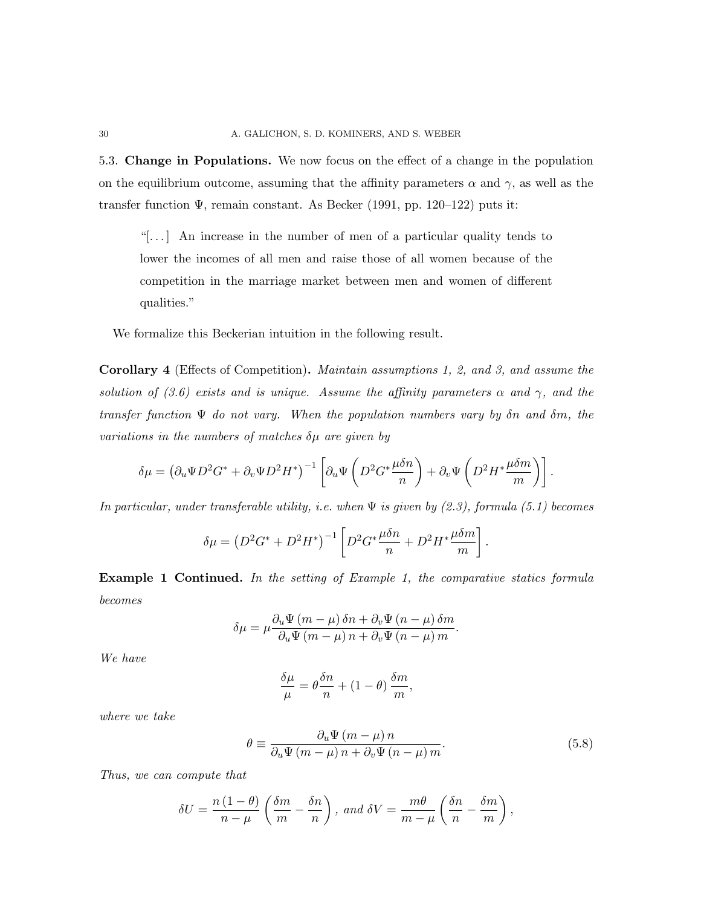5.3. **Change in Populations.** We now focus on the effect of a change in the population on the equilibrium outcome, assuming that the affinity parameters $\alpha$ and $\gamma$, as well as the transfer function $\Psi$, remain constant. As Becker (1991, pp. 120–122) puts it:

> "[...] An increase in the number of men of a particular quality tends to lower the incomes of all men and raise those of all women because of the competition in the marriage market between men and women of different qualities."

We formalize this Beckerian intuition in the following result.

**Corollary 4** (Effects of Competition)**.** *Maintain assumptions 1, 2, and 3, and assume the solution of (3.6) exists and is unique. Assume the affinity parameters $\alpha$ and $\gamma$, and the transfer function $\Psi$ do not vary. When the population numbers vary by $\delta n$ and $\delta m$, the variations in the numbers of matches $\delta\mu$ are given by*

$$\delta\mu = \left(\partial_u \Psi D^2 G^* + \partial_v \Psi D^2 H^*\right)^{-1} \left[\partial_u \Psi \left(D^2 G^* \frac{\mu \delta n}{n}\right) + \partial_v \Psi \left(D^2 H^* \frac{\mu \delta m}{m}\right)\right].$$

*In particular, under transferable utility, i.e. when $\Psi$ is given by (2.3), formula (5.1) becomes*

$$\delta\mu = \left(D^2 G^* + D^2 H^*\right)^{-1} \left[D^2 G^* \frac{\mu \delta n}{n} + D^2 H^* \frac{\mu \delta m}{m}\right].$$

**Example 1 Continued.** *In the setting of Example 1, the comparative statics formula becomes*

$$\delta\mu = \mu \frac{\partial_u \Psi \left(m - \mu\right) \delta n + \partial_v \Psi \left(n - \mu\right) \delta m}{\partial_u \Psi \left(m - \mu\right) n + \partial_v \Psi \left(n - \mu\right) m}.$$

*We have*

$$\frac{\delta\mu}{\mu} = \theta \frac{\delta n}{n} + \left(1 - \theta\right) \frac{\delta m}{m},$$

*where we take*

$$\theta \equiv \frac{\partial_u \Psi \left(m - \mu\right) n}{\partial_u \Psi \left(m - \mu\right) n + \partial_v \Psi \left(n - \mu\right) m}. \tag{5.8}$$

*Thus, we can compute that*

$$\delta U = \frac{n\left(1 - \theta\right)}{n - \mu} \left(\frac{\delta m}{m} - \frac{\delta n}{n}\right), \text{ and } \delta V = \frac{m\theta}{m - \mu} \left(\frac{\delta n}{n} - \frac{\delta m}{m}\right),$$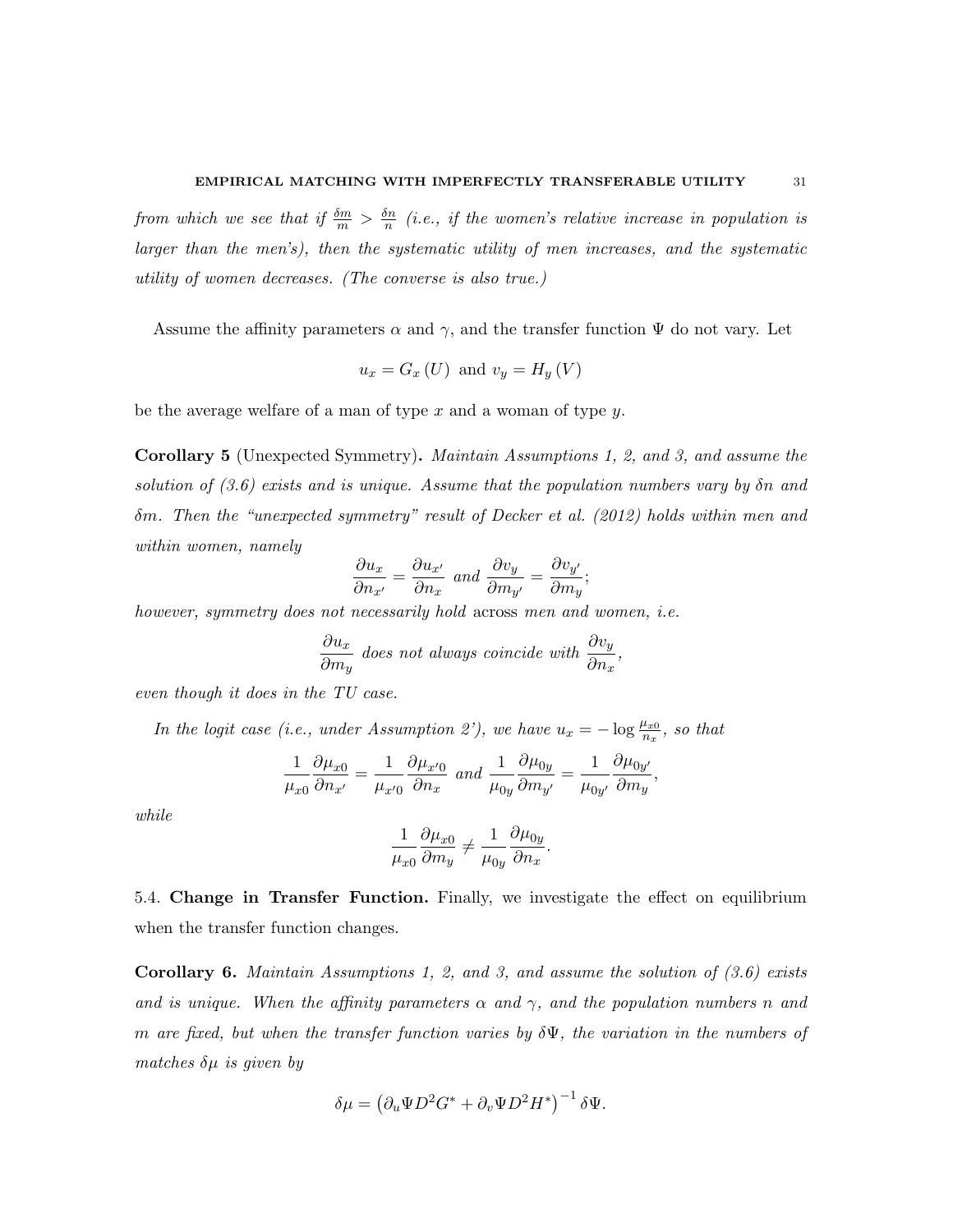*from which we see that if $\frac{\delta m}{m} > \frac{\delta n}{n}$ (i.e., if the women's relative increase in population is larger than the men's), then the systematic utility of men increases, and the systematic utility of women decreases. (The converse is also true.)*

Assume the affinity parameters $\alpha$ and $\gamma$, and the transfer function $\Psi$ do not vary. Let

$$u_x = G_x(U) \text{ and } v_y = H_y(V)$$

be the average welfare of a man of type $x$ and a woman of type $y$.

**Corollary 5** (Unexpected Symmetry)**.** *Maintain Assumptions 1, 2, and 3, and assume the solution of (3.6) exists and is unique. Assume that the population numbers vary by $\delta n$ and $\delta m$. Then the "unexpected symmetry" result of Decker et al. (2012) holds within men and within women, namely*

$$\frac{\partial u_x}{\partial n_{x'}} = \frac{\partial u_{x'}}{\partial n_x} \text{ and } \frac{\partial v_y}{\partial m_{y'}} = \frac{\partial v_{y'}}{\partial m_y};$$

*however, symmetry does not necessarily hold* across *men and women, i.e.*

$$\frac{\partial u_x}{\partial m_y} \text{ does not always coincide with } \frac{\partial v_y}{\partial n_x},$$

*even though it does in the TU case.*

*In the logit case (i.e., under Assumption 2'), we have $u_x = -\log \frac{\mu_{x0}}{n_x}$, so that*

$$\frac{1}{\mu_{x0}} \frac{\partial \mu_{x0}}{\partial n_{x'}} = \frac{1}{\mu_{x'0}} \frac{\partial \mu_{x'0}}{\partial n_x} \text{ and } \frac{1}{\mu_{0y}} \frac{\partial \mu_{0y}}{\partial m_{y'}} = \frac{1}{\mu_{0y'}} \frac{\partial \mu_{0y'}}{\partial m_y},$$

*while*

$$\frac{1}{\mu_{x0}} \frac{\partial \mu_{x0}}{\partial m_y} \neq \frac{1}{\mu_{0y}} \frac{\partial \mu_{0y}}{\partial n_x}.$$

5.4. **Change in Transfer Function.** Finally, we investigate the effect on equilibrium when the transfer function changes.

**Corollary 6.** *Maintain Assumptions 1, 2, and 3, and assume the solution of (3.6) exists and is unique. When the affinity parameters $\alpha$ and $\gamma$, and the population numbers $n$ and $m$ are fixed, but when the transfer function varies by $\delta\Psi$, the variation in the numbers of matches $\delta\mu$ is given by*

$$\delta\mu = \left(\partial_u \Psi D^2 G^* + \partial_v \Psi D^2 H^*\right)^{-1} \delta\Psi.$$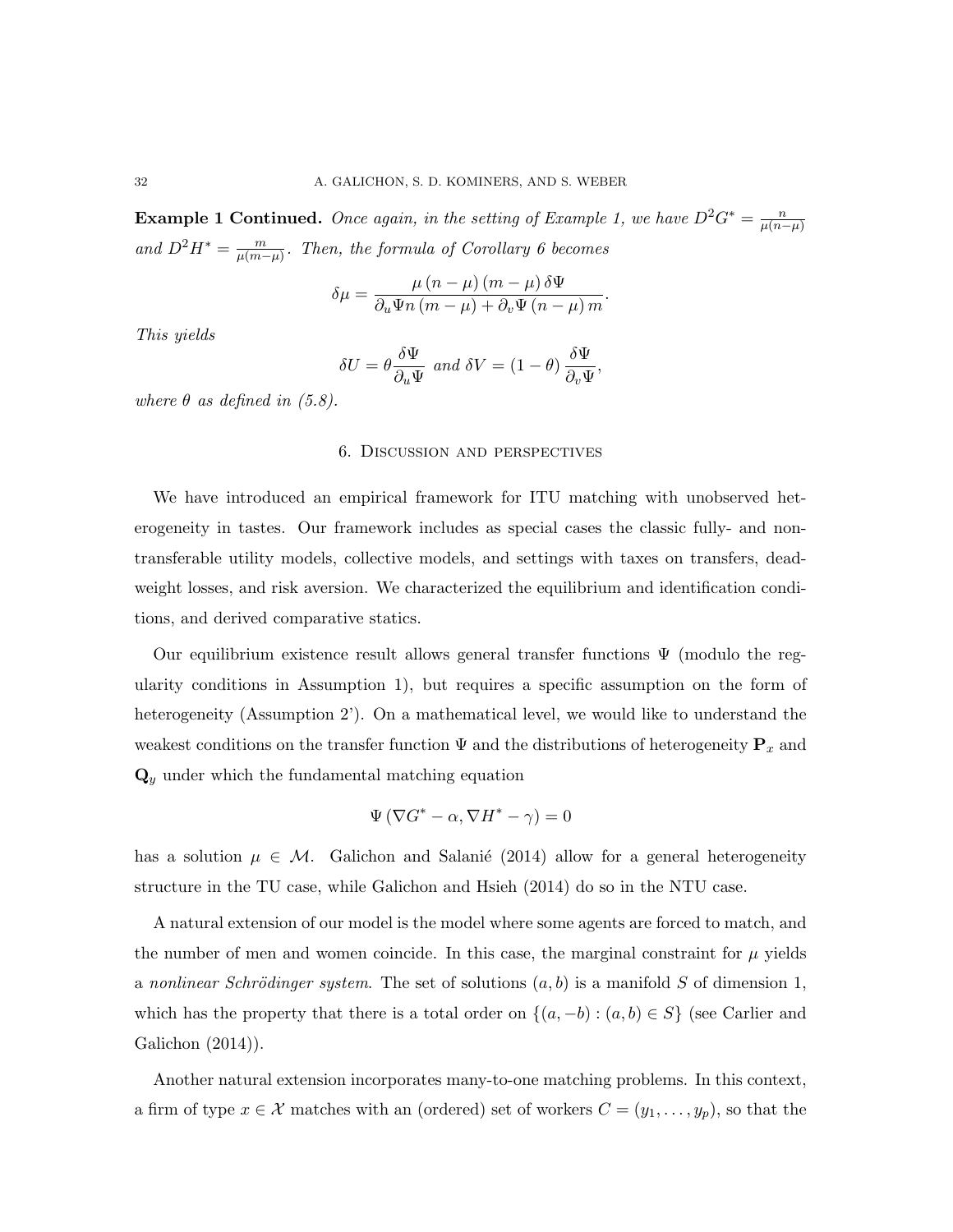**Example 1 Continued.** *Once again, in the setting of Example 1, we have $D^2G^* = \frac{n}{\mu(n-\mu)}$ and $D^2H^* = \frac{m}{\mu(m-\mu)}$. Then, the formula of Corollary 6 becomes*

$$\delta\mu = \frac{\mu\,(n-\mu)\,(m-\mu)\,\delta\Psi}{\partial_u \Psi n\,(m-\mu) + \partial_v \Psi\,(n-\mu)\,m}.$$

*This yields*

$$\delta U = \theta \frac{\delta \Psi}{\partial_u \Psi} \text{ and } \delta V = (1-\theta)\,\frac{\delta\Psi}{\partial_v \Psi},$$

*where $\theta$ as defined in (5.8).*

## 6. Discussion and perspectives

We have introduced an empirical framework for ITU matching with unobserved heterogeneity in tastes. Our framework includes as special cases the classic fully- and non-transferable utility models, collective models, and settings with taxes on transfers, deadweight losses, and risk aversion. We characterized the equilibrium and identification conditions, and derived comparative statics.

Our equilibrium existence result allows general transfer functions $\Psi$ (modulo the regularity conditions in Assumption 1), but requires a specific assumption on the form of heterogeneity (Assumption 2'). On a mathematical level, we would like to understand the weakest conditions on the transfer function $\Psi$ and the distributions of heterogeneity $\mathbf{P}_x$ and $\mathbf{Q}_y$ under which the fundamental matching equation

$$\Psi\left(\nabla G^* - \alpha, \nabla H^* - \gamma\right) = 0$$

has a solution $\mu \in \mathcal{M}$. Galichon and Salanié (2014) allow for a general heterogeneity structure in the TU case, while Galichon and Hsieh (2014) do so in the NTU case.

A natural extension of our model is the model where some agents are forced to match, and the number of men and women coincide. In this case, the marginal constraint for $\mu$ yields a *nonlinear Schrödinger system*. The set of solutions $(a, b)$ is a manifold $S$ of dimension 1, which has the property that there is a total order on $\{(a, -b) : (a, b) \in S\}$ (see Carlier and Galichon (2014)).

Another natural extension incorporates many-to-one matching problems. In this context, a firm of type $x \in \mathcal{X}$ matches with an (ordered) set of workers $C = (y_1, \ldots, y_p)$, so that the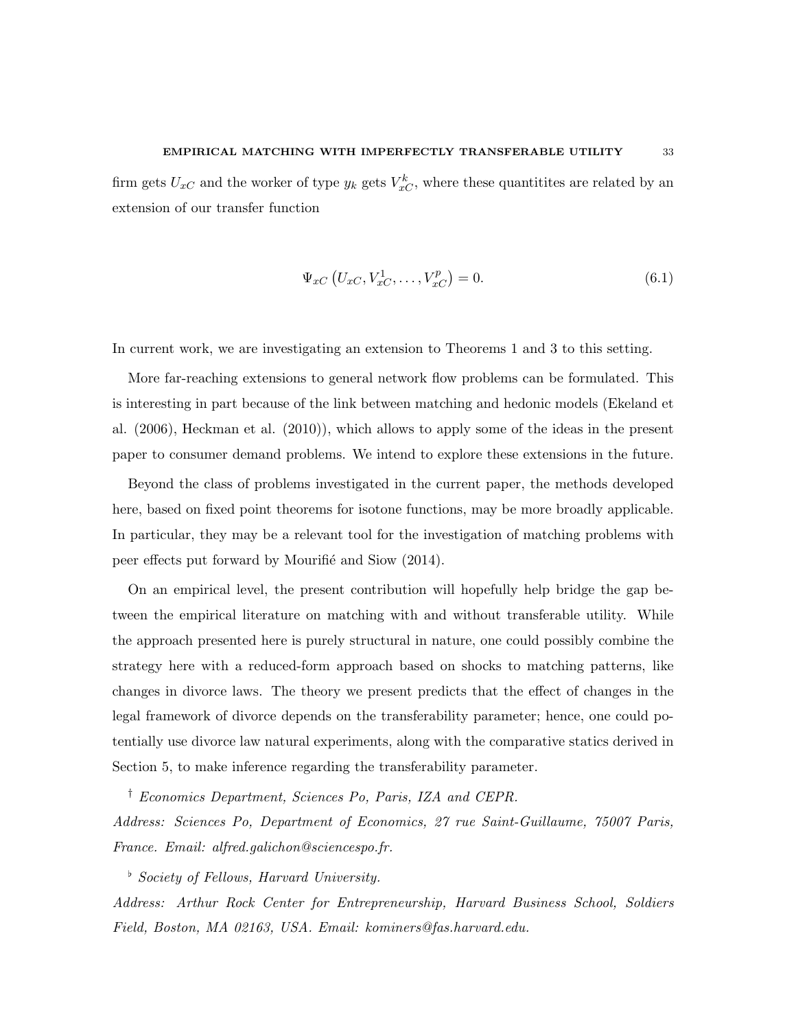firm gets $U_{xC}$ and the worker of type $y_k$ gets $V_{xC}^k$, where these quantitites are related by an extension of our transfer function

$$\Psi_{xC}\left(U_{xC}, V_{xC}^1, \ldots, V_{xC}^p\right) = 0. \tag{6.1}$$

In current work, we are investigating an extension to Theorems 1 and 3 to this setting.

More far-reaching extensions to general network flow problems can be formulated. This is interesting in part because of the link between matching and hedonic models (Ekeland et al. (2006), Heckman et al. (2010)), which allows to apply some of the ideas in the present paper to consumer demand problems. We intend to explore these extensions in the future.

Beyond the class of problems investigated in the current paper, the methods developed here, based on fixed point theorems for isotone functions, may be more broadly applicable. In particular, they may be a relevant tool for the investigation of matching problems with peer effects put forward by Mourifié and Siow (2014).

On an empirical level, the present contribution will hopefully help bridge the gap between the empirical literature on matching with and without transferable utility. While the approach presented here is purely structural in nature, one could possibly combine the strategy here with a reduced-form approach based on shocks to matching patterns, like changes in divorce laws. The theory we present predicts that the effect of changes in the legal framework of divorce depends on the transferability parameter; hence, one could potentially use divorce law natural experiments, along with the comparative statics derived in Section 5, to make inference regarding the transferability parameter.

[†] *Economics Department, Sciences Po, Paris, IZA and CEPR.*
*Address: Sciences Po, Department of Economics, 27 rue Saint-Guillaume, 75007 Paris, France. Email: alfred.galichon@sciencespo.fr.*

[♭] *Society of Fellows, Harvard University.*
*Address: Arthur Rock Center for Entrepreneurship, Harvard Business School, Soldiers Field, Boston, MA 02163, USA. Email: kominers@fas.harvard.edu.*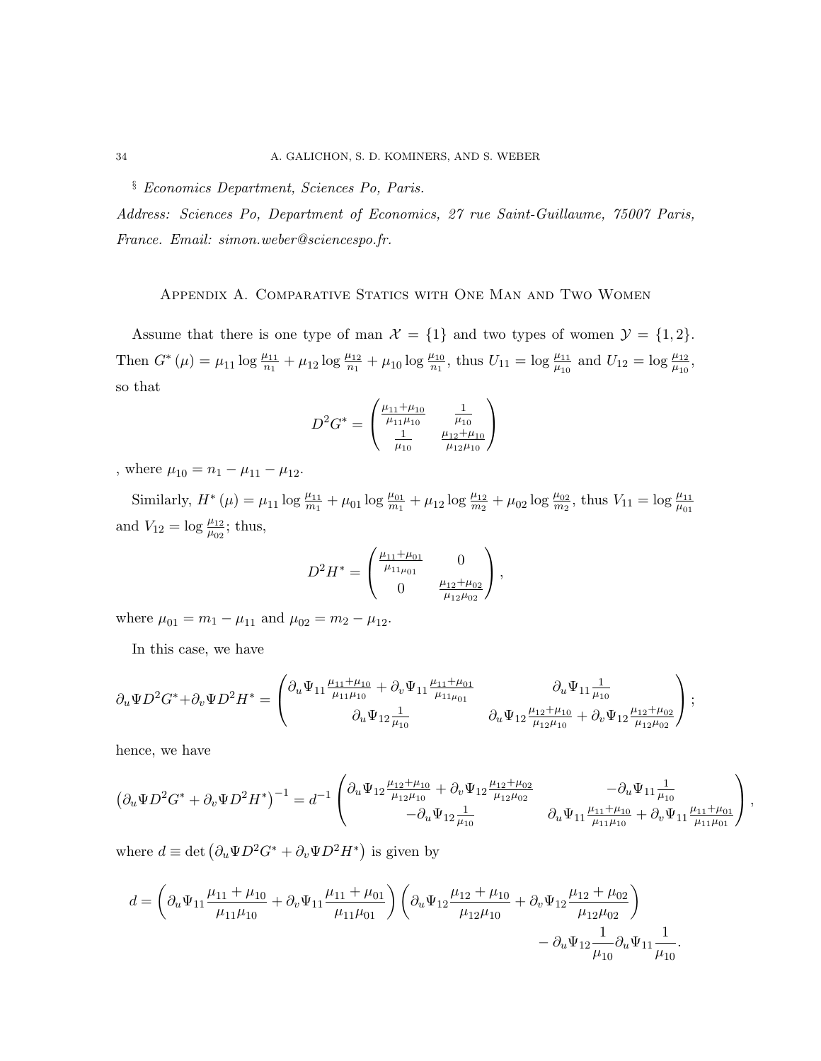§ *Economics Department, Sciences Po, Paris.*

*Address: Sciences Po, Department of Economics, 27 rue Saint-Guillaume, 75007 Paris, France. Email: simon.weber@sciencespo.fr.*

## Appendix A. Comparative Statics with One Man and Two Women

Assume that there is one type of man $\mathcal{X} = \{1\}$ and two types of women $\mathcal{Y} = \{1, 2\}$. Then $G^*(\mu) = \mu_{11} \log \frac{\mu_{11}}{n_1} + \mu_{12} \log \frac{\mu_{12}}{n_1} + \mu_{10} \log \frac{\mu_{10}}{n_1}$, thus $U_{11} = \log \frac{\mu_{11}}{\mu_{10}}$ and $U_{12} = \log \frac{\mu_{12}}{\mu_{10}}$, so that

$$D^2 G^* = \begin{pmatrix} \frac{\mu_{11}+\mu_{10}}{\mu_{11}\mu_{10}} & \frac{1}{\mu_{10}} \\ \frac{1}{\mu_{10}} & \frac{\mu_{12}+\mu_{10}}{\mu_{12}\mu_{10}} \end{pmatrix}$$

, where $\mu_{10} = n_1 - \mu_{11} - \mu_{12}$.

Similarly, $H^*(\mu) = \mu_{11} \log \frac{\mu_{11}}{m_1} + \mu_{01} \log \frac{\mu_{01}}{m_1} + \mu_{12} \log \frac{\mu_{12}}{m_2} + \mu_{02} \log \frac{\mu_{02}}{m_2}$, thus $V_{11} = \log \frac{\mu_{11}}{\mu_{01}}$ and $V_{12} = \log \frac{\mu_{12}}{\mu_{02}}$; thus,

$$D^2 H^* = \begin{pmatrix} \frac{\mu_{11}+\mu_{01}}{\mu_{11}\mu_{01}} & 0 \\ 0 & \frac{\mu_{12}+\mu_{02}}{\mu_{12}\mu_{02}} \end{pmatrix},$$

where $\mu_{01} = m_1 - \mu_{11}$ and $\mu_{02} = m_2 - \mu_{12}$.

In this case, we have

$$\partial_u \Psi D^2 G^* + \partial_v \Psi D^2 H^* = \begin{pmatrix} \partial_u \Psi_{11} \frac{\mu_{11}+\mu_{10}}{\mu_{11}\mu_{10}} + \partial_v \Psi_{11} \frac{\mu_{11}+\mu_{01}}{\mu_{11}\mu_{01}} & \partial_u \Psi_{11} \frac{1}{\mu_{10}} \\ \partial_u \Psi_{12} \frac{1}{\mu_{10}} & \partial_u \Psi_{12} \frac{\mu_{12}+\mu_{10}}{\mu_{12}\mu_{10}} + \partial_v \Psi_{12} \frac{\mu_{12}+\mu_{02}}{\mu_{12}\mu_{02}} \end{pmatrix};$$

hence, we have

$$\left(\partial_u \Psi D^2 G^* + \partial_v \Psi D^2 H^*\right)^{-1} = d^{-1} \begin{pmatrix} \partial_u \Psi_{12} \frac{\mu_{12}+\mu_{10}}{\mu_{12}\mu_{10}} + \partial_v \Psi_{12} \frac{\mu_{12}+\mu_{02}}{\mu_{12}\mu_{02}} & -\partial_u \Psi_{11} \frac{1}{\mu_{10}} \\ -\partial_u \Psi_{12} \frac{1}{\mu_{10}} & \partial_u \Psi_{11} \frac{\mu_{11}+\mu_{10}}{\mu_{11}\mu_{10}} + \partial_v \Psi_{11} \frac{\mu_{11}+\mu_{01}}{\mu_{11}\mu_{01}} \end{pmatrix},$$

where $d \equiv \det\left(\partial_u \Psi D^2 G^* + \partial_v \Psi D^2 H^*\right)$ is given by

$$d = \left(\partial_u \Psi_{11} \frac{\mu_{11}+\mu_{10}}{\mu_{11}\mu_{10}} + \partial_v \Psi_{11} \frac{\mu_{11}+\mu_{01}}{\mu_{11}\mu_{01}}\right)\left(\partial_u \Psi_{12} \frac{\mu_{12}+\mu_{10}}{\mu_{12}\mu_{10}} + \partial_v \Psi_{12} \frac{\mu_{12}+\mu_{02}}{\mu_{12}\mu_{02}}\right) - \partial_u \Psi_{12} \frac{1}{\mu_{10}} \partial_u \Psi_{11} \frac{1}{\mu_{10}}.$$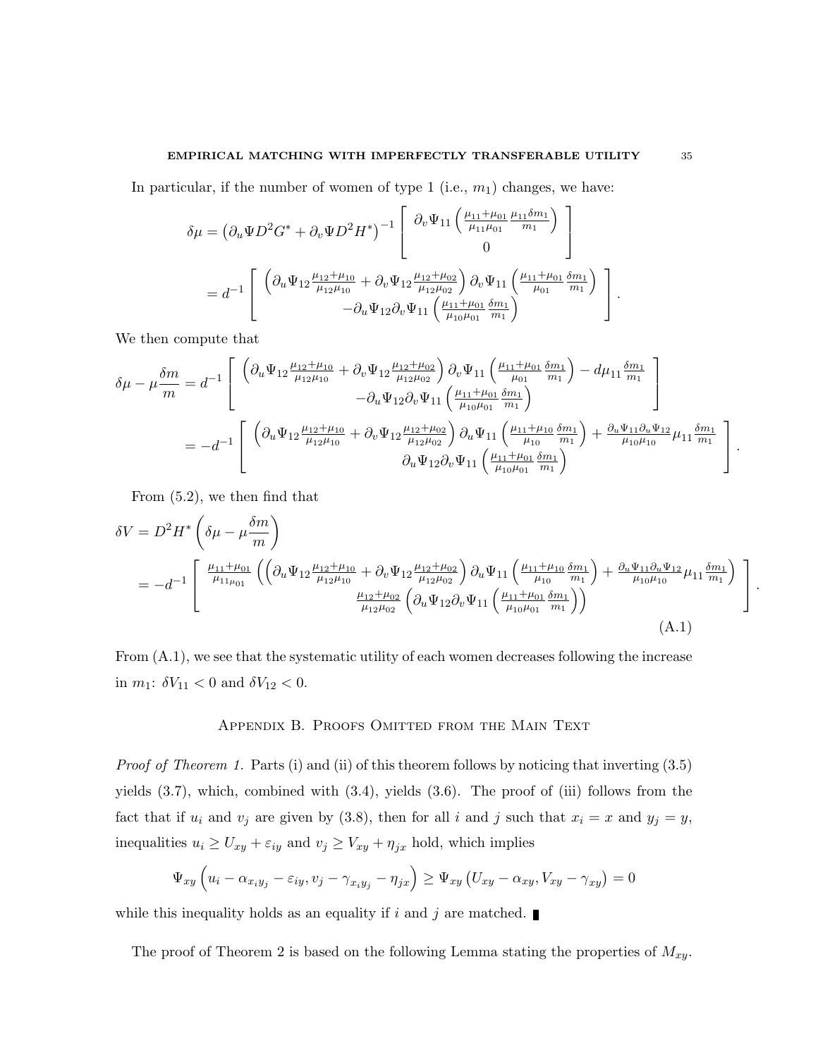In particular, if the number of women of type 1 (i.e., $m_1$) changes, we have:

$$
\begin{aligned}
\delta\mu &= \left(\partial_u \Psi D^2 G^* + \partial_v \Psi D^2 H^*\right)^{-1} \left[ \begin{array}{c} \partial_v \Psi_{11} \left( \frac{\mu_{11}+\mu_{01}}{\mu_{11}\mu_{01}} \frac{\mu_{11}\delta m_1}{m_1} \right) \\ 0 \end{array} \right] \\
&= d^{-1} \left[ \begin{array}{c} \left( \partial_u \Psi_{12} \frac{\mu_{12}+\mu_{10}}{\mu_{12}\mu_{10}} + \partial_v \Psi_{12} \frac{\mu_{12}+\mu_{02}}{\mu_{12}\mu_{02}} \right) \partial_v \Psi_{11} \left( \frac{\mu_{11}+\mu_{01}}{\mu_{01}} \frac{\delta m_1}{m_1} \right) \\ -\partial_u \Psi_{12} \partial_v \Psi_{11} \left( \frac{\mu_{11}+\mu_{01}}{\mu_{10}\mu_{01}} \frac{\delta m_1}{m_1} \right) \end{array} \right].
\end{aligned}
$$

We then compute that

$$
\begin{aligned}
\delta\mu - \mu\frac{\delta m}{m} &= d^{-1} \left[ \begin{array}{c} \left( \partial_u \Psi_{12} \frac{\mu_{12}+\mu_{10}}{\mu_{12}\mu_{10}} + \partial_v \Psi_{12} \frac{\mu_{12}+\mu_{02}}{\mu_{12}\mu_{02}} \right) \partial_v \Psi_{11} \left( \frac{\mu_{11}+\mu_{01}}{\mu_{01}} \frac{\delta m_1}{m_1} \right) - d\mu_{11} \frac{\delta m_1}{m_1} \\ -\partial_u \Psi_{12} \partial_v \Psi_{11} \left( \frac{\mu_{11}+\mu_{01}}{\mu_{10}\mu_{01}} \frac{\delta m_1}{m_1} \right) \end{array} \right] \\
&= -d^{-1} \left[ \begin{array}{c} \left( \partial_u \Psi_{12} \frac{\mu_{12}+\mu_{10}}{\mu_{12}\mu_{10}} + \partial_v \Psi_{12} \frac{\mu_{12}+\mu_{02}}{\mu_{12}\mu_{02}} \right) \partial_u \Psi_{11} \left( \frac{\mu_{11}+\mu_{10}}{\mu_{10}} \frac{\delta m_1}{m_1} \right) + \frac{\partial_u \Psi_{11} \partial_u \Psi_{12}}{\mu_{10}\mu_{10}} \mu_{11} \frac{\delta m_1}{m_1} \\ \partial_u \Psi_{12} \partial_v \Psi_{11} \left( \frac{\mu_{11}+\mu_{01}}{\mu_{10}\mu_{01}} \frac{\delta m_1}{m_1} \right) \end{array} \right].
\end{aligned}
$$

From (5.2), we then find that

$$
\begin{aligned}
\delta V &= D^2 H^* \left( \delta\mu - \mu \frac{\delta m}{m} \right) \\
&= -d^{-1} \left[ \begin{array}{c} \frac{\mu_{11}+\mu_{01}}{\mu_{11}\mu_{01}} \left( \left( \partial_u \Psi_{12} \frac{\mu_{12}+\mu_{10}}{\mu_{12}\mu_{10}} + \partial_v \Psi_{12} \frac{\mu_{12}+\mu_{02}}{\mu_{12}\mu_{02}} \right) \partial_u \Psi_{11} \left( \frac{\mu_{11}+\mu_{10}}{\mu_{10}} \frac{\delta m_1}{m_1} \right) + \frac{\partial_u \Psi_{11} \partial_u \Psi_{12}}{\mu_{10}\mu_{10}} \mu_{11} \frac{\delta m_1}{m_1} \right) \\ \frac{\mu_{12}+\mu_{02}}{\mu_{12}\mu_{02}} \left( \partial_u \Psi_{12} \partial_v \Psi_{11} \left( \frac{\mu_{11}+\mu_{01}}{\mu_{10}\mu_{01}} \frac{\delta m_1}{m_1} \right) \right) \end{array} \right].
\end{aligned}
\tag{A.1}
$$

From (A.1), we see that the systematic utility of each women decreases following the increase in $m_1$: $\delta V_{11} < 0$ and $\delta V_{12} < 0$.

## Appendix B. Proofs Omitted from the Main Text

*Proof of Theorem 1.* Parts (i) and (ii) of this theorem follows by noticing that inverting (3.5) yields (3.7), which, combined with (3.4), yields (3.6). The proof of (iii) follows from the fact that if $u_i$ and $v_j$ are given by (3.8), then for all $i$ and $j$ such that $x_i = x$ and $y_j = y$, inequalities $u_i \geq U_{xy} + \varepsilon_{iy}$ and $v_j \geq V_{xy} + \eta_{jx}$ hold, which implies

$$
\Psi_{xy} \left( u_i - \alpha_{x_i y_j} - \varepsilon_{iy}, v_j - \gamma_{x_i y_j} - \eta_{jx} \right) \geq \Psi_{xy} \left( U_{xy} - \alpha_{xy}, V_{xy} - \gamma_{xy} \right) = 0
$$

while this inequality holds as an equality if $i$ and $j$ are matched. ∎

The proof of Theorem 2 is based on the following Lemma stating the properties of $M_{xy}$.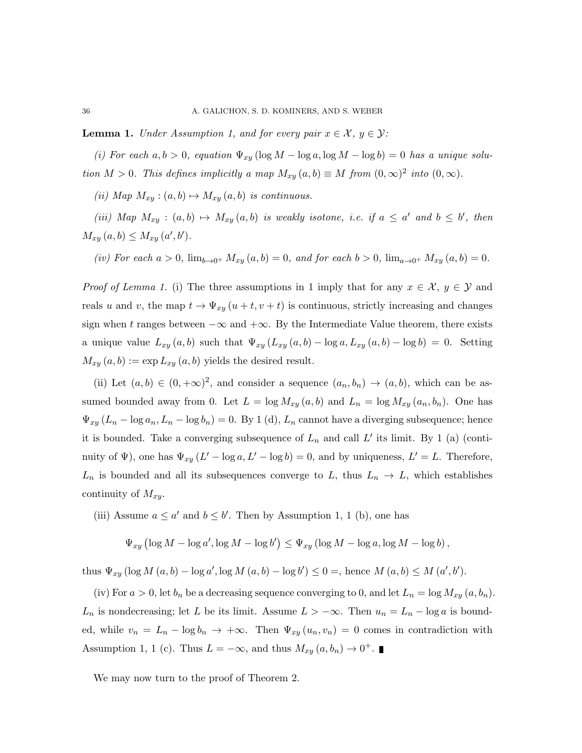**Lemma 1.** *Under Assumption 1, and for every pair $x \in \mathcal{X}$, $y \in \mathcal{Y}$:*

*(i) For each $a, b > 0$, equation $\Psi_{xy}(\log M - \log a, \log M - \log b) = 0$ has a unique solution $M > 0$. This defines implicitly a map $M_{xy}(a, b) \equiv M$ from $(0, \infty)^2$ into $(0, \infty)$.*

*(ii) Map $M_{xy} : (a, b) \mapsto M_{xy}(a, b)$ is continuous.*

*(iii) Map $M_{xy} : (a, b) \mapsto M_{xy}(a, b)$ is weakly isotone, i.e. if $a \leq a'$ and $b \leq b'$, then $M_{xy}(a, b) \leq M_{xy}(a', b')$.*

*(iv) For each $a > 0$, $\lim_{b \to 0^+} M_{xy}(a, b) = 0$, and for each $b > 0$, $\lim_{a \to 0^+} M_{xy}(a, b) = 0$.*

*Proof of Lemma 1.* (i) The three assumptions in 1 imply that for any $x \in \mathcal{X}$, $y \in \mathcal{Y}$ and reals $u$ and $v$, the map $t \to \Psi_{xy}(u + t, v + t)$ is continuous, strictly increasing and changes sign when $t$ ranges between $-\infty$ and $+\infty$. By the Intermediate Value theorem, there exists a unique value $L_{xy}(a, b)$ such that $\Psi_{xy}(L_{xy}(a, b) - \log a, L_{xy}(a, b) - \log b) = 0$. Setting $M_{xy}(a, b) := \exp L_{xy}(a, b)$ yields the desired result.

(ii) Let $(a, b) \in (0, +\infty)^2$, and consider a sequence $(a_n, b_n) \to (a, b)$, which can be assumed bounded away from 0. Let $L = \log M_{xy}(a, b)$ and $L_n = \log M_{xy}(a_n, b_n)$. One has $\Psi_{xy}(L_n - \log a_n, L_n - \log b_n) = 0$. By 1 (d), $L_n$ cannot have a diverging subsequence; hence it is bounded. Take a converging subsequence of $L_n$ and call $L'$ its limit. By 1 (a) (continuity of $\Psi$), one has $\Psi_{xy}(L' - \log a, L' - \log b) = 0$, and by uniqueness, $L' = L$. Therefore, $L_n$ is bounded and all its subsequences converge to $L$, thus $L_n \to L$, which establishes continuity of $M_{xy}$.

(iii) Assume $a \leq a'$ and $b \leq b'$. Then by Assumption 1, 1 (b), one has

$$\Psi_{xy}(\log M - \log a', \log M - \log b') \leq \Psi_{xy}(\log M - \log a, \log M - \log b),$$

thus $\Psi_{xy}(\log M(a, b) - \log a', \log M(a, b) - \log b') \leq 0 =$, hence $M(a, b) \leq M(a', b')$.

(iv) For $a > 0$, let $b_n$ be a decreasing sequence converging to 0, and let $L_n = \log M_{xy}(a, b_n)$. $L_n$ is nondecreasing; let $L$ be its limit. Assume $L > -\infty$. Then $u_n = L_n - \log a$ is bounded, while $v_n = L_n - \log b_n \to +\infty$. Then $\Psi_{xy}(u_n, v_n) = 0$ comes in contradiction with Assumption 1, 1 (c). Thus $L = -\infty$, and thus $M_{xy}(a, b_n) \to 0^+$. ∎

We may now turn to the proof of Theorem 2.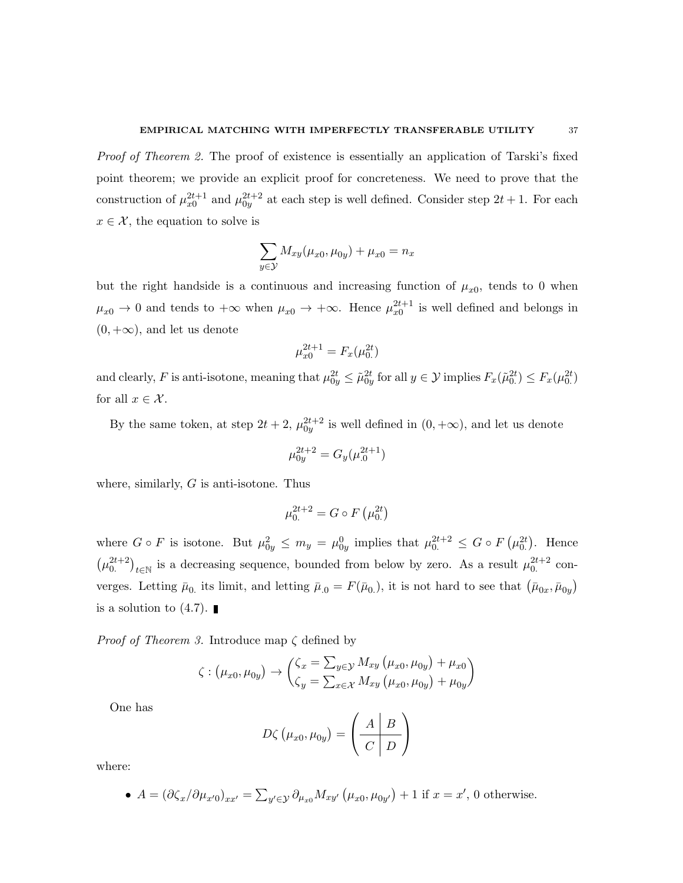*Proof of Theorem 2.* The proof of existence is essentially an application of Tarski's fixed point theorem; we provide an explicit proof for concreteness. We need to prove that the construction of $\mu_{x0}^{2t+1}$ and $\mu_{0y}^{2t+2}$ at each step is well defined. Consider step $2t+1$. For each $x \in \mathcal{X}$, the equation to solve is

$$\sum_{y \in \mathcal{Y}} M_{xy}(\mu_{x0}, \mu_{0y}) + \mu_{x0} = n_x$$

but the right handside is a continuous and increasing function of $\mu_{x0}$, tends to 0 when $\mu_{x0} \to 0$ and tends to $+\infty$ when $\mu_{x0} \to +\infty$. Hence $\mu_{x0}^{2t+1}$ is well defined and belongs in $(0, +\infty)$, and let us denote

$$\mu_{x0}^{2t+1} = F_x(\mu_{0.}^{2t})$$

and clearly, $F$ is anti-isotone, meaning that $\mu_{0y}^{2t} \leq \tilde{\mu}_{0y}^{2t}$ for all $y \in \mathcal{Y}$ implies $F_x(\tilde{\mu}_{0.}^{2t}) \leq F_x(\mu_{0.}^{2t})$ for all $x \in \mathcal{X}$.

By the same token, at step $2t+2$, $\mu_{0y}^{2t+2}$ is well defined in $(0, +\infty)$, and let us denote

$$\mu_{0y}^{2t+2} = G_y(\mu_{.0}^{2t+1})$$

where, similarly, $G$ is anti-isotone. Thus

$$\mu_{0.}^{2t+2} = G \circ F\left(\mu_{0.}^{2t}\right)$$

where $G \circ F$ is isotone. But $\mu_{0y}^{2} \leq m_y = \mu_{0y}^{0}$ implies that $\mu_{0.}^{2t+2} \leq G \circ F\left(\mu_{0.}^{2t}\right)$. Hence $\left(\mu_{0.}^{2t+2}\right)_{t \in \mathbb{N}}$ is a decreasing sequence, bounded from below by zero. As a result $\mu_{0.}^{2t+2}$ converges. Letting $\bar{\mu}_{0.}$ its limit, and letting $\bar{\mu}_{.0} = F(\bar{\mu}_{0.})$, it is not hard to see that $\left(\bar{\mu}_{0x}, \bar{\mu}_{0y}\right)$ is a solution to (4.7). ∎

*Proof of Theorem 3.* Introduce map $\zeta$ defined by

$$\zeta : \left(\mu_{x0}, \mu_{0y}\right) \to \begin{pmatrix} \zeta_x = \sum_{y \in \mathcal{Y}} M_{xy}\left(\mu_{x0}, \mu_{0y}\right) + \mu_{x0} \\ \zeta_y = \sum_{x \in \mathcal{X}} M_{xy}\left(\mu_{x0}, \mu_{0y}\right) + \mu_{0y} \end{pmatrix}$$

One has

$$D\zeta\left(\mu_{x0}, \mu_{0y}\right) = \left(\begin{array}{c|c} A & B \\ \hline C & D \end{array}\right)$$

where:

- $A = \left(\partial \zeta_x / \partial \mu_{x'0}\right)_{xx'} = \sum_{y' \in \mathcal{Y}} \partial_{\mu_{x0}} M_{xy'}\left(\mu_{x0}, \mu_{0y'}\right) + 1$ if $x = x'$, 0 otherwise.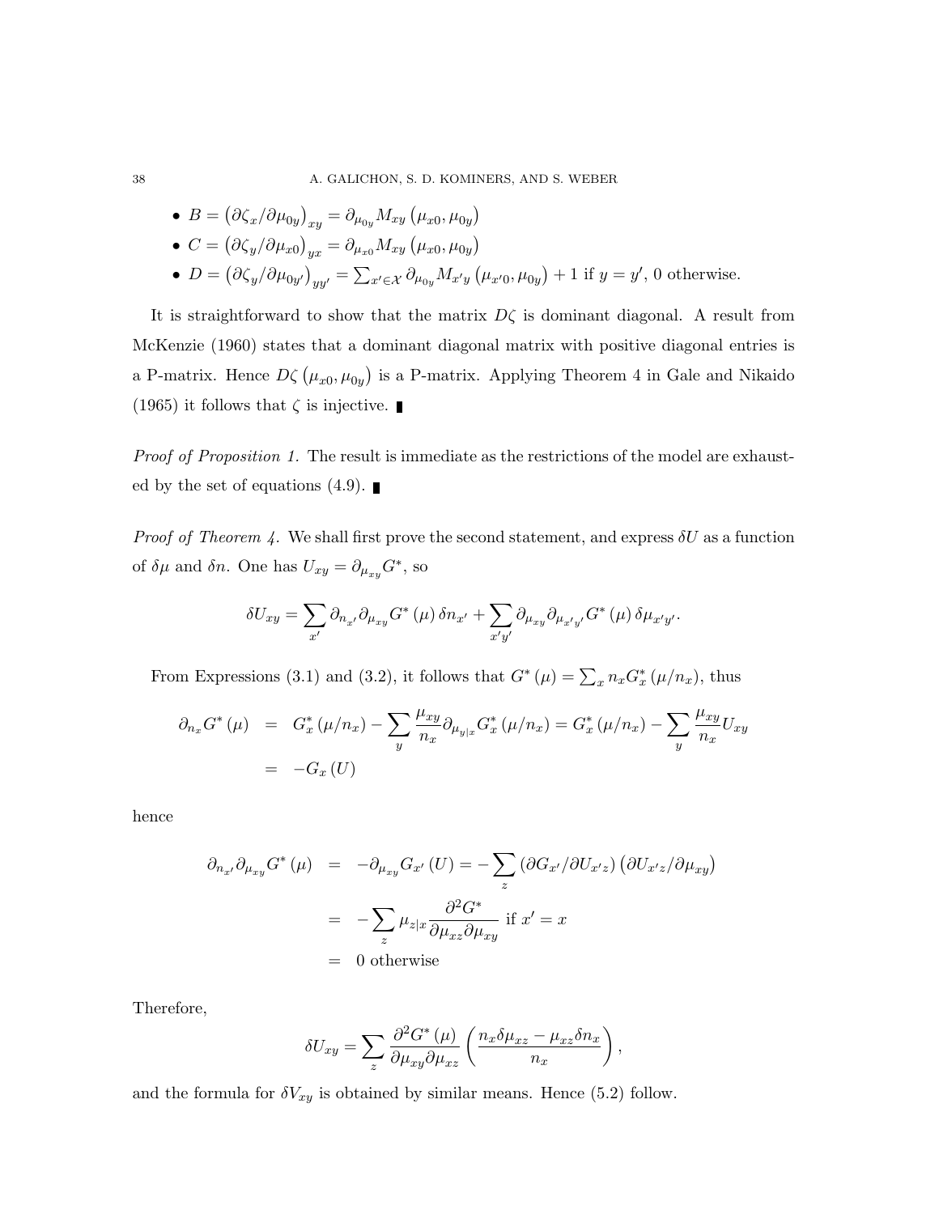- $B = \left(\partial \zeta_x / \partial \mu_{0y}\right)_{xy} = \partial_{\mu_{0y}} M_{xy}\left(\mu_{x0}, \mu_{0y}\right)$
- $C = \left(\partial \zeta_y / \partial \mu_{x0}\right)_{yx} = \partial_{\mu_{x0}} M_{xy}\left(\mu_{x0}, \mu_{0y}\right)$
- $D = \left(\partial \zeta_y / \partial \mu_{0y'}\right)_{yy'} = \sum_{x' \in \mathcal{X}} \partial_{\mu_{0y}} M_{x'y}\left(\mu_{x'0}, \mu_{0y}\right) + 1$ if $y = y'$, 0 otherwise.

It is straightforward to show that the matrix $D\zeta$ is dominant diagonal. A result from McKenzie (1960) states that a dominant diagonal matrix with positive diagonal entries is a P-matrix. Hence $D\zeta\left(\mu_{x0}, \mu_{0y}\right)$ is a P-matrix. Applying Theorem 4 in Gale and Nikaido (1965) it follows that $\zeta$ is injective. ∎

*Proof of Proposition 1.* The result is immediate as the restrictions of the model are exhausted by the set of equations (4.9). ∎

*Proof of Theorem 4.* We shall first prove the second statement, and express $\delta U$ as a function of $\delta \mu$ and $\delta n$. One has $U_{xy} = \partial_{\mu_{xy}} G^*$, so

$$\delta U_{xy} = \sum_{x'} \partial_{n_{x'}} \partial_{\mu_{xy}} G^*\left(\mu\right) \delta n_{x'} + \sum_{x'y'} \partial_{\mu_{xy}} \partial_{\mu_{x'y'}} G^*\left(\mu\right) \delta \mu_{x'y'}.$$

From Expressions (3.1) and (3.2), it follows that $G^*\left(\mu\right) = \sum_x n_x G_x^*\left(\mu / n_x\right)$, thus

$$\begin{aligned}
\partial_{n_x} G^*\left(\mu\right) &= G_x^*\left(\mu / n_x\right) - \sum_y \frac{\mu_{xy}}{n_x} \partial_{\mu_{y|x}} G_x^*\left(\mu / n_x\right) = G_x^*\left(\mu / n_x\right) - \sum_y \frac{\mu_{xy}}{n_x} U_{xy} \\
&= -G_x\left(U\right)
\end{aligned}$$

hence

$$\begin{aligned}
\partial_{n_{x'}} \partial_{\mu_{xy}} G^*\left(\mu\right) &= -\partial_{\mu_{xy}} G_{x'}\left(U\right) = -\sum_z \left(\partial G_{x'} / \partial U_{x'z}\right)\left(\partial U_{x'z} / \partial \mu_{xy}\right) \\
&= -\sum_z \mu_{z|x} \frac{\partial^2 G^*}{\partial \mu_{xz} \partial \mu_{xy}} \text{ if } x' = x \\
&= 0 \text{ otherwise}
\end{aligned}$$

Therefore,

$$\delta U_{xy} = \sum_z \frac{\partial^2 G^*\left(\mu\right)}{\partial \mu_{xy} \partial \mu_{xz}} \left(\frac{n_x \delta \mu_{xz} - \mu_{xz} \delta n_x}{n_x}\right),$$

and the formula for $\delta V_{xy}$ is obtained by similar means. Hence (5.2) follow.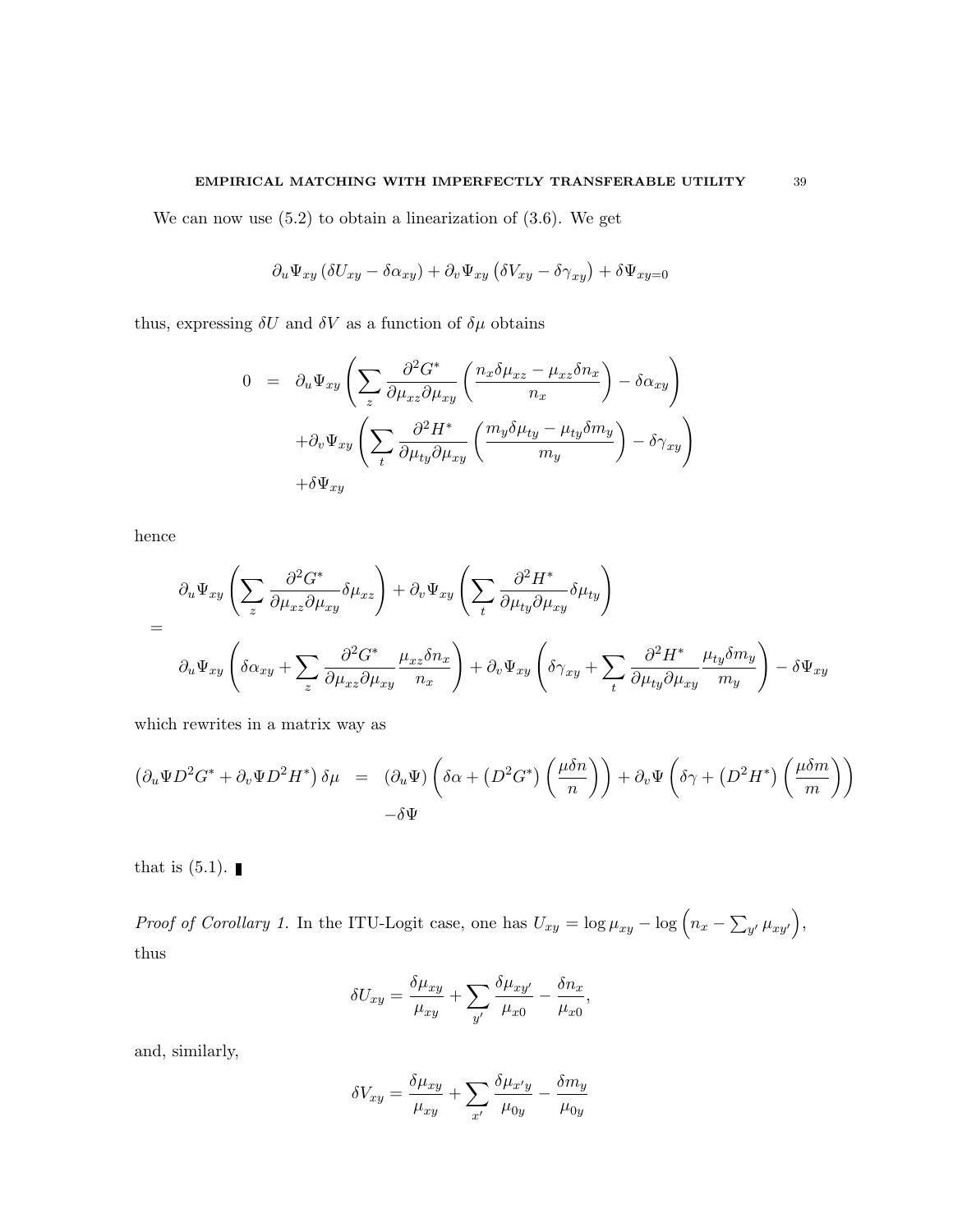We can now use (5.2) to obtain a linearization of (3.6). We get

$$\partial_u \Psi_{xy} \left( \delta U_{xy} - \delta \alpha_{xy} \right) + \partial_v \Psi_{xy} \left( \delta V_{xy} - \delta \gamma_{xy} \right) + \delta \Psi_{xy=0}$$

thus, expressing $\delta U$ and $\delta V$ as a function of $\delta \mu$ obtains

$$\begin{aligned}
0 &= \partial_u \Psi_{xy} \left( \sum_z \frac{\partial^2 G^*}{\partial \mu_{xz} \partial \mu_{xy}} \left( \frac{n_x \delta \mu_{xz} - \mu_{xz} \delta n_x}{n_x} \right) - \delta \alpha_{xy} \right) \\
&\quad + \partial_v \Psi_{xy} \left( \sum_t \frac{\partial^2 H^*}{\partial \mu_{ty} \partial \mu_{xy}} \left( \frac{m_y \delta \mu_{ty} - \mu_{ty} \delta m_y}{m_y} \right) - \delta \gamma_{xy} \right) \\
&\quad + \delta \Psi_{xy}
\end{aligned}$$

hence

$$\begin{gathered}
\partial_u \Psi_{xy} \left( \sum_z \frac{\partial^2 G^*}{\partial \mu_{xz} \partial \mu_{xy}} \delta \mu_{xz} \right) + \partial_v \Psi_{xy} \left( \sum_t \frac{\partial^2 H^*}{\partial \mu_{ty} \partial \mu_{xy}} \delta \mu_{ty} \right) \\
= \\
\partial_u \Psi_{xy} \left( \delta \alpha_{xy} + \sum_z \frac{\partial^2 G^*}{\partial \mu_{xz} \partial \mu_{xy}} \frac{\mu_{xz} \delta n_x}{n_x} \right) + \partial_v \Psi_{xy} \left( \delta \gamma_{xy} + \sum_t \frac{\partial^2 H^*}{\partial \mu_{ty} \partial \mu_{xy}} \frac{\mu_{ty} \delta m_y}{m_y} \right) - \delta \Psi_{xy}
\end{gathered}$$

which rewrites in a matrix way as

$$\begin{aligned}
\left( \partial_u \Psi D^2 G^* + \partial_v \Psi D^2 H^* \right) \delta \mu &= \left( \partial_u \Psi \right) \left( \delta \alpha + \left( D^2 G^* \right) \left( \frac{\mu \delta n}{n} \right) \right) + \partial_v \Psi \left( \delta \gamma + \left( D^2 H^* \right) \left( \frac{\mu \delta m}{m} \right) \right) \\
&\quad - \delta \Psi
\end{aligned}$$

that is (5.1). ∎

*Proof of Corollary 1.* In the ITU-Logit case, one has $U_{xy} = \log \mu_{xy} - \log \left( n_x - \sum_{y'} \mu_{xy'} \right)$, thus

$$\delta U_{xy} = \frac{\delta \mu_{xy}}{\mu_{xy}} + \sum_{y'} \frac{\delta \mu_{xy'}}{\mu_{x0}} - \frac{\delta n_x}{\mu_{x0}},$$

and, similarly,

$$\delta V_{xy} = \frac{\delta \mu_{xy}}{\mu_{xy}} + \sum_{x'} \frac{\delta \mu_{x'y}}{\mu_{0y}} - \frac{\delta m_y}{\mu_{0y}}$$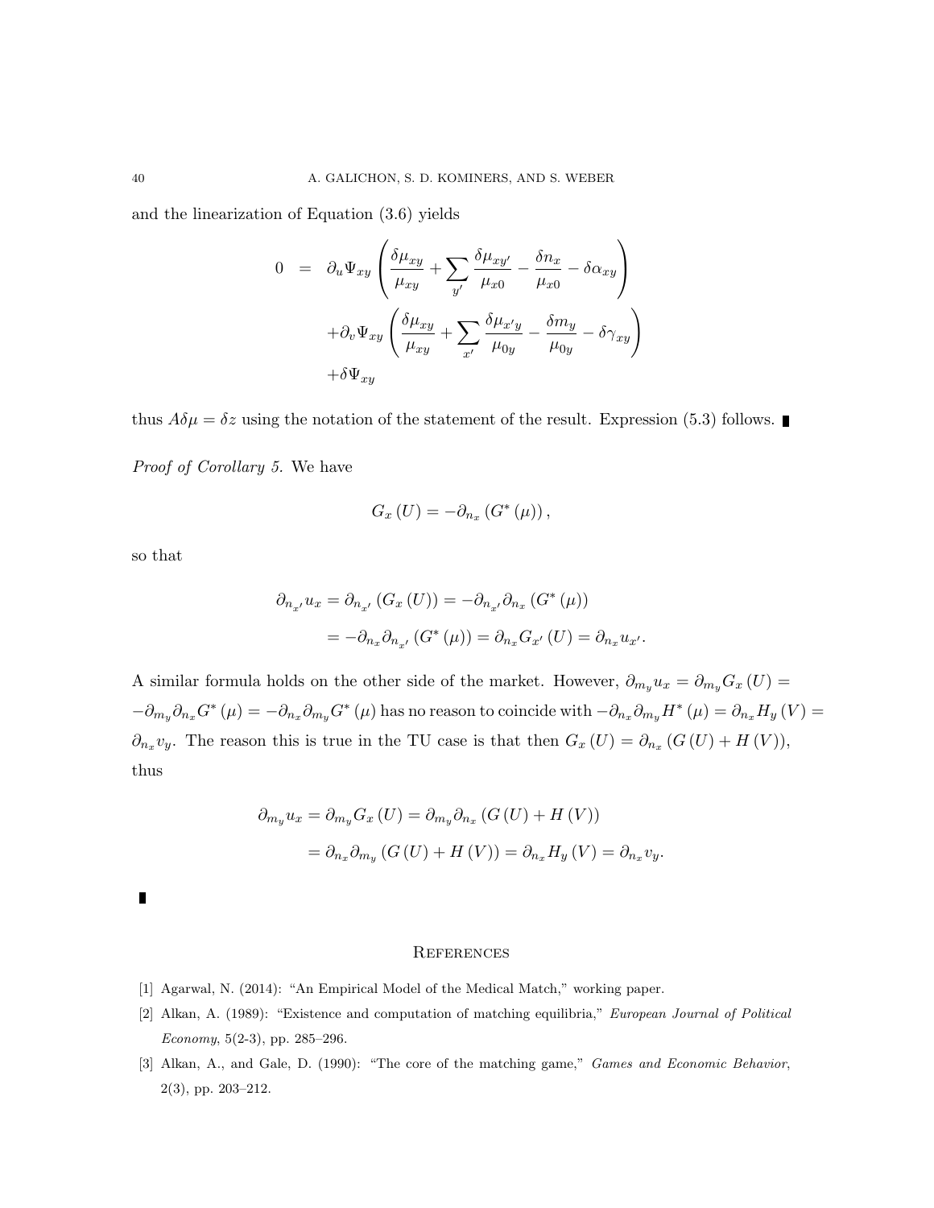and the linearization of Equation (3.6) yields

$$
\begin{aligned}
0 \quad = \quad & \partial_u \Psi_{xy} \left( \frac{\delta \mu_{xy}}{\mu_{xy}} + \sum_{y'} \frac{\delta \mu_{xy'}}{\mu_{x0}} - \frac{\delta n_x}{\mu_{x0}} - \delta \alpha_{xy} \right) \\
& + \partial_v \Psi_{xy} \left( \frac{\delta \mu_{xy}}{\mu_{xy}} + \sum_{x'} \frac{\delta \mu_{x'y}}{\mu_{0y}} - \frac{\delta m_y}{\mu_{0y}} - \delta \gamma_{xy} \right) \\
& + \delta \Psi_{xy}
\end{aligned}
$$

thus $A \delta \mu = \delta z$ using the notation of the statement of the result. Expression (5.3) follows. ∎

*Proof of Corollary 5.* We have

$$
G_x(U) = -\partial_{n_x} (G^*(\mu)),
$$

so that

$$
\begin{aligned}
\partial_{n_{x'}} u_x &= \partial_{n_{x'}} (G_x(U)) = -\partial_{n_{x'}} \partial_{n_x} (G^*(\mu)) \\
&= -\partial_{n_x} \partial_{n_{x'}} (G^*(\mu)) = \partial_{n_x} G_{x'}(U) = \partial_{n_x} u_{x'}.
\end{aligned}
$$

A similar formula holds on the other side of the market. However, $\partial_{m_y} u_x = \partial_{m_y} G_x(U) = -\partial_{m_y} \partial_{n_x} G^*(\mu) = -\partial_{n_x} \partial_{m_y} G^*(\mu)$ has no reason to coincide with $-\partial_{n_x} \partial_{m_y} H^*(\mu) = \partial_{n_x} H_y(V) = \partial_{n_x} v_y$. The reason this is true in the TU case is that then $G_x(U) = \partial_{n_x} (G(U) + H(V))$, thus

$$
\begin{aligned}
\partial_{m_y} u_x &= \partial_{m_y} G_x(U) = \partial_{m_y} \partial_{n_x} (G(U) + H(V)) \\
&= \partial_{n_x} \partial_{m_y} (G(U) + H(V)) = \partial_{n_x} H_y(V) = \partial_{n_x} v_y.
\end{aligned}
$$

∎

## References

[1] Agarwal, N. (2014): "An Empirical Model of the Medical Match," working paper.

[2] Alkan, A. (1989): "Existence and computation of matching equilibria," *European Journal of Political Economy*, 5(2-3), pp. 285–296.

[3] Alkan, A., and Gale, D. (1990): "The core of the matching game," *Games and Economic Behavior*, 2(3), pp. 203–212.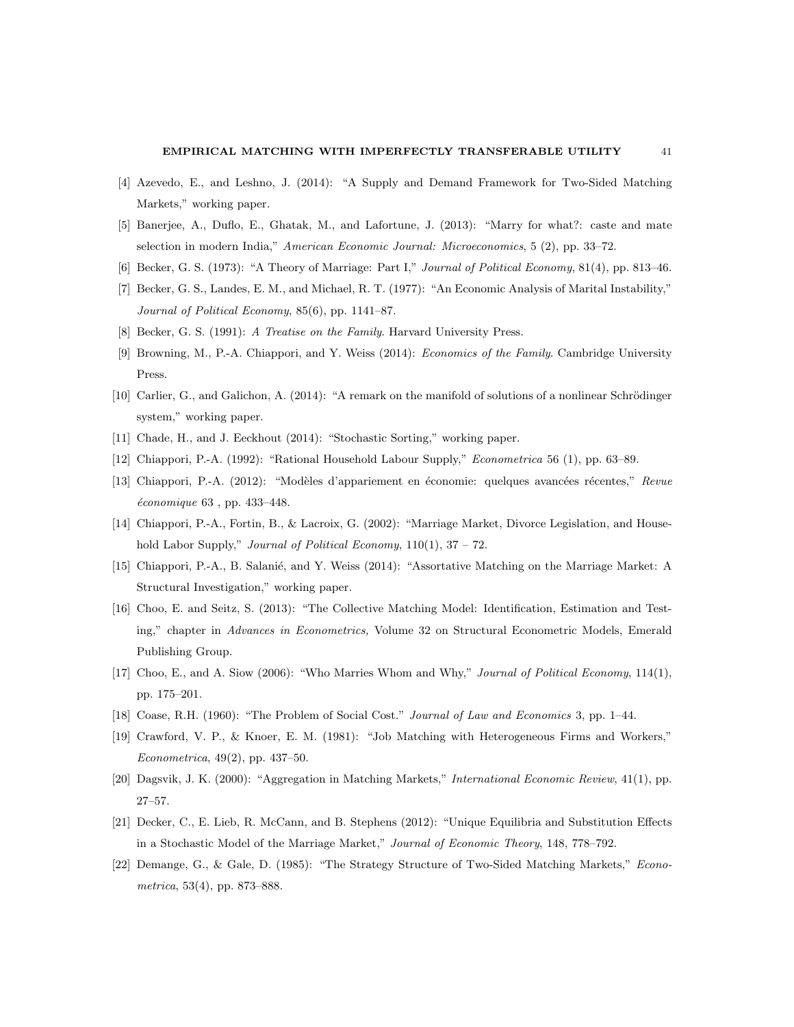[4] Azevedo, E., and Leshno, J. (2014): "A Supply and Demand Framework for Two-Sided Matching Markets," working paper.

[5] Banerjee, A., Duflo, E., Ghatak, M., and Lafortune, J. (2013): "Marry for what?: caste and mate selection in modern India," *American Economic Journal: Microeconomics*, 5 (2), pp. 33–72.

[6] Becker, G. S. (1973): "A Theory of Marriage: Part I," *Journal of Political Economy*, 81(4), pp. 813–46.

[7] Becker, G. S., Landes, E. M., and Michael, R. T. (1977): "An Economic Analysis of Marital Instability," *Journal of Political Economy*, 85(6), pp. 1141–87.

[8] Becker, G. S. (1991): *A Treatise on the Family*. Harvard University Press.

[9] Browning, M., P.-A. Chiappori, and Y. Weiss (2014): *Economics of the Family*. Cambridge University Press.

[10] Carlier, G., and Galichon, A. (2014): "A remark on the manifold of solutions of a nonlinear Schrödinger system," working paper.

[11] Chade, H., and J. Eeckhout (2014): "Stochastic Sorting," working paper.

[12] Chiappori, P.-A. (1992): "Rational Household Labour Supply," *Econometrica* 56 (1), pp. 63–89.

[13] Chiappori, P.-A. (2012): "Modèles d'appariement en économie: quelques avancées récentes," *Revue économique* 63 , pp. 433–448.

[14] Chiappori, P.-A., Fortin, B., & Lacroix, G. (2002): "Marriage Market, Divorce Legislation, and Household Labor Supply," *Journal of Political Economy*, 110(1), 37 – 72.

[15] Chiappori, P.-A., B. Salanié, and Y. Weiss (2014): "Assortative Matching on the Marriage Market: A Structural Investigation," working paper.

[16] Choo, E. and Seitz, S. (2013): "The Collective Matching Model: Identification, Estimation and Testing," chapter in *Advances in Econometrics,* Volume 32 on Structural Econometric Models, Emerald Publishing Group.

[17] Choo, E., and A. Siow (2006): "Who Marries Whom and Why," *Journal of Political Economy*, 114(1), pp. 175–201.

[18] Coase, R.H. (1960): "The Problem of Social Cost." *Journal of Law and Economics* 3, pp. 1–44.

[19] Crawford, V. P., & Knoer, E. M. (1981): "Job Matching with Heterogeneous Firms and Workers," *Econometrica*, 49(2), pp. 437–50.

[20] Dagsvik, J. K. (2000): "Aggregation in Matching Markets," *International Economic Review*, 41(1), pp. 27–57.

[21] Decker, C., E. Lieb, R. McCann, and B. Stephens (2012): "Unique Equilibria and Substitution Effects in a Stochastic Model of the Marriage Market," *Journal of Economic Theory*, 148, 778–792.

[22] Demange, G., & Gale, D. (1985): "The Strategy Structure of Two-Sided Matching Markets," *Econometrica*, 53(4), pp. 873–888.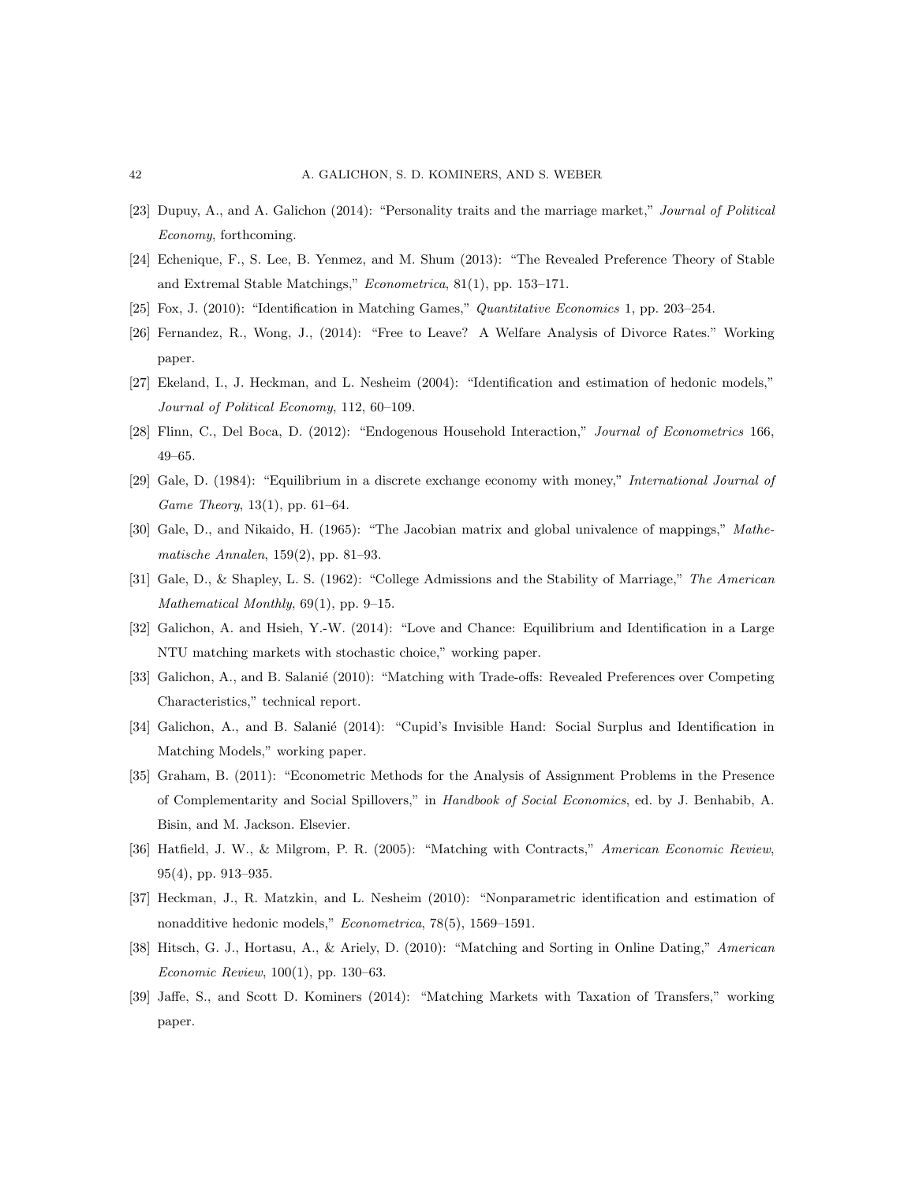[23] Dupuy, A., and A. Galichon (2014): "Personality traits and the marriage market," *Journal of Political Economy*, forthcoming.

[24] Echenique, F., S. Lee, B. Yenmez, and M. Shum (2013): "The Revealed Preference Theory of Stable and Extremal Stable Matchings," *Econometrica*, 81(1), pp. 153–171.

[25] Fox, J. (2010): "Identification in Matching Games," *Quantitative Economics* 1, pp. 203–254.

[26] Fernandez, R., Wong, J., (2014): "Free to Leave? A Welfare Analysis of Divorce Rates." Working paper.

[27] Ekeland, I., J. Heckman, and L. Nesheim (2004): "Identification and estimation of hedonic models," *Journal of Political Economy*, 112, 60–109.

[28] Flinn, C., Del Boca, D. (2012): "Endogenous Household Interaction," *Journal of Econometrics* 166, 49–65.

[29] Gale, D. (1984): "Equilibrium in a discrete exchange economy with money," *International Journal of Game Theory*, 13(1), pp. 61–64.

[30] Gale, D., and Nikaido, H. (1965): "The Jacobian matrix and global univalence of mappings," *Mathematische Annalen*, 159(2), pp. 81–93.

[31] Gale, D., & Shapley, L. S. (1962): "College Admissions and the Stability of Marriage," *The American Mathematical Monthly*, 69(1), pp. 9–15.

[32] Galichon, A. and Hsieh, Y.-W. (2014): "Love and Chance: Equilibrium and Identification in a Large NTU matching markets with stochastic choice," working paper.

[33] Galichon, A., and B. Salanié (2010): "Matching with Trade-offs: Revealed Preferences over Competing Characteristics," technical report.

[34] Galichon, A., and B. Salanié (2014): "Cupid's Invisible Hand: Social Surplus and Identification in Matching Models," working paper.

[35] Graham, B. (2011): "Econometric Methods for the Analysis of Assignment Problems in the Presence of Complementarity and Social Spillovers," in *Handbook of Social Economics*, ed. by J. Benhabib, A. Bisin, and M. Jackson. Elsevier.

[36] Hatfield, J. W., & Milgrom, P. R. (2005): "Matching with Contracts," *American Economic Review*, 95(4), pp. 913–935.

[37] Heckman, J., R. Matzkin, and L. Nesheim (2010): "Nonparametric identification and estimation of nonadditive hedonic models," *Econometrica*, 78(5), 1569–1591.

[38] Hitsch, G. J., Hortasu, A., & Ariely, D. (2010): "Matching and Sorting in Online Dating," *American Economic Review*, 100(1), pp. 130–63.

[39] Jaffe, S., and Scott D. Kominers (2014): "Matching Markets with Taxation of Transfers," working paper.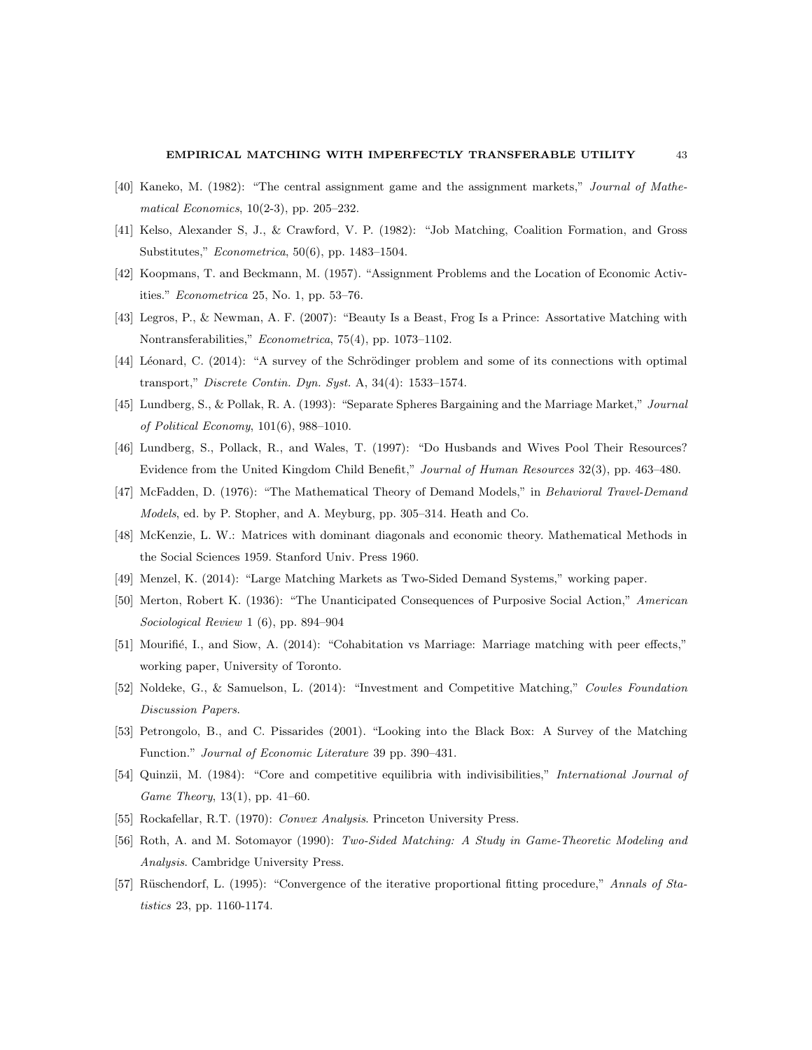[40] Kaneko, M. (1982): "The central assignment game and the assignment markets," *Journal of Mathematical Economics*, 10(2-3), pp. 205–232.

[41] Kelso, Alexander S, J., & Crawford, V. P. (1982): "Job Matching, Coalition Formation, and Gross Substitutes," *Econometrica*, 50(6), pp. 1483–1504.

[42] Koopmans, T. and Beckmann, M. (1957). "Assignment Problems and the Location of Economic Activities." *Econometrica* 25, No. 1, pp. 53–76.

[43] Legros, P., & Newman, A. F. (2007): "Beauty Is a Beast, Frog Is a Prince: Assortative Matching with Nontransferabilities," *Econometrica*, 75(4), pp. 1073–1102.

[44] Léonard, C. (2014): "A survey of the Schrödinger problem and some of its connections with optimal transport," *Discrete Contin. Dyn. Syst.* A, 34(4): 1533–1574.

[45] Lundberg, S., & Pollak, R. A. (1993): "Separate Spheres Bargaining and the Marriage Market," *Journal of Political Economy*, 101(6), 988–1010.

[46] Lundberg, S., Pollack, R., and Wales, T. (1997): "Do Husbands and Wives Pool Their Resources? Evidence from the United Kingdom Child Benefit," *Journal of Human Resources* 32(3), pp. 463–480.

[47] McFadden, D. (1976): "The Mathematical Theory of Demand Models," in *Behavioral Travel-Demand Models*, ed. by P. Stopher, and A. Meyburg, pp. 305–314. Heath and Co.

[48] McKenzie, L. W.: Matrices with dominant diagonals and economic theory. Mathematical Methods in the Social Sciences 1959. Stanford Univ. Press 1960.

[49] Menzel, K. (2014): "Large Matching Markets as Two-Sided Demand Systems," working paper.

[50] Merton, Robert K. (1936): "The Unanticipated Consequences of Purposive Social Action," *American Sociological Review* 1 (6), pp. 894–904

[51] Mourifié, I., and Siow, A. (2014): "Cohabitation vs Marriage: Marriage matching with peer effects," working paper, University of Toronto.

[52] Noldeke, G., & Samuelson, L. (2014): "Investment and Competitive Matching," *Cowles Foundation Discussion Papers*.

[53] Petrongolo, B., and C. Pissarides (2001). "Looking into the Black Box: A Survey of the Matching Function." *Journal of Economic Literature* 39 pp. 390–431.

[54] Quinzii, M. (1984): "Core and competitive equilibria with indivisibilities," *International Journal of Game Theory*, 13(1), pp. 41–60.

[55] Rockafellar, R.T. (1970): *Convex Analysis*. Princeton University Press.

[56] Roth, A. and M. Sotomayor (1990): *Two-Sided Matching: A Study in Game-Theoretic Modeling and Analysis*. Cambridge University Press.

[57] Rüschendorf, L. (1995): "Convergence of the iterative proportional fitting procedure," *Annals of Statistics* 23, pp. 1160-1174.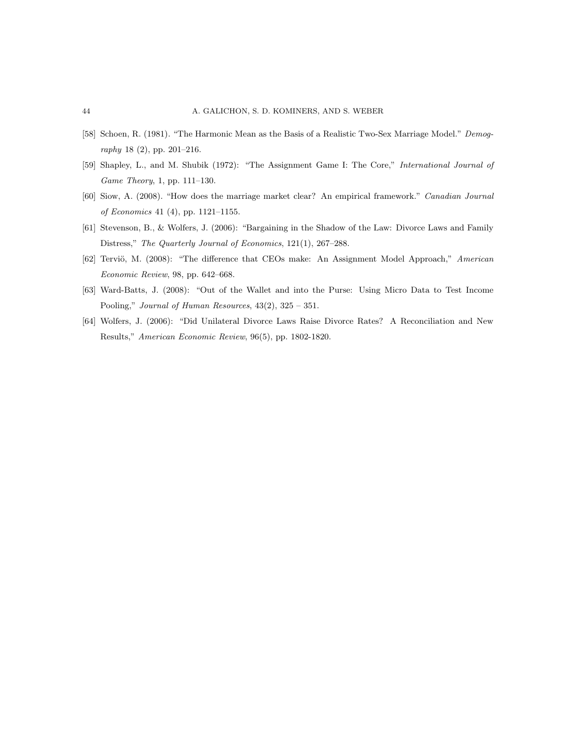[58] Schoen, R. (1981). "The Harmonic Mean as the Basis of a Realistic Two-Sex Marriage Model." *Demography* 18 (2), pp. 201–216.

[59] Shapley, L., and M. Shubik (1972): "The Assignment Game I: The Core," *International Journal of Game Theory*, 1, pp. 111–130.

[60] Siow, A. (2008). "How does the marriage market clear? An empirical framework." *Canadian Journal of Economics* 41 (4), pp. 1121–1155.

[61] Stevenson, B., & Wolfers, J. (2006): "Bargaining in the Shadow of the Law: Divorce Laws and Family Distress," *The Quarterly Journal of Economics*, 121(1), 267–288.

[62] Terviö, M. (2008): "The difference that CEOs make: An Assignment Model Approach," *American Economic Review*, 98, pp. 642–668.

[63] Ward-Batts, J. (2008): "Out of the Wallet and into the Purse: Using Micro Data to Test Income Pooling," *Journal of Human Resources*, 43(2), 325 – 351.

[64] Wolfers, J. (2006): "Did Unilateral Divorce Laws Raise Divorce Rates? A Reconciliation and New Results," *American Economic Review*, 96(5), pp. 1802-1820.